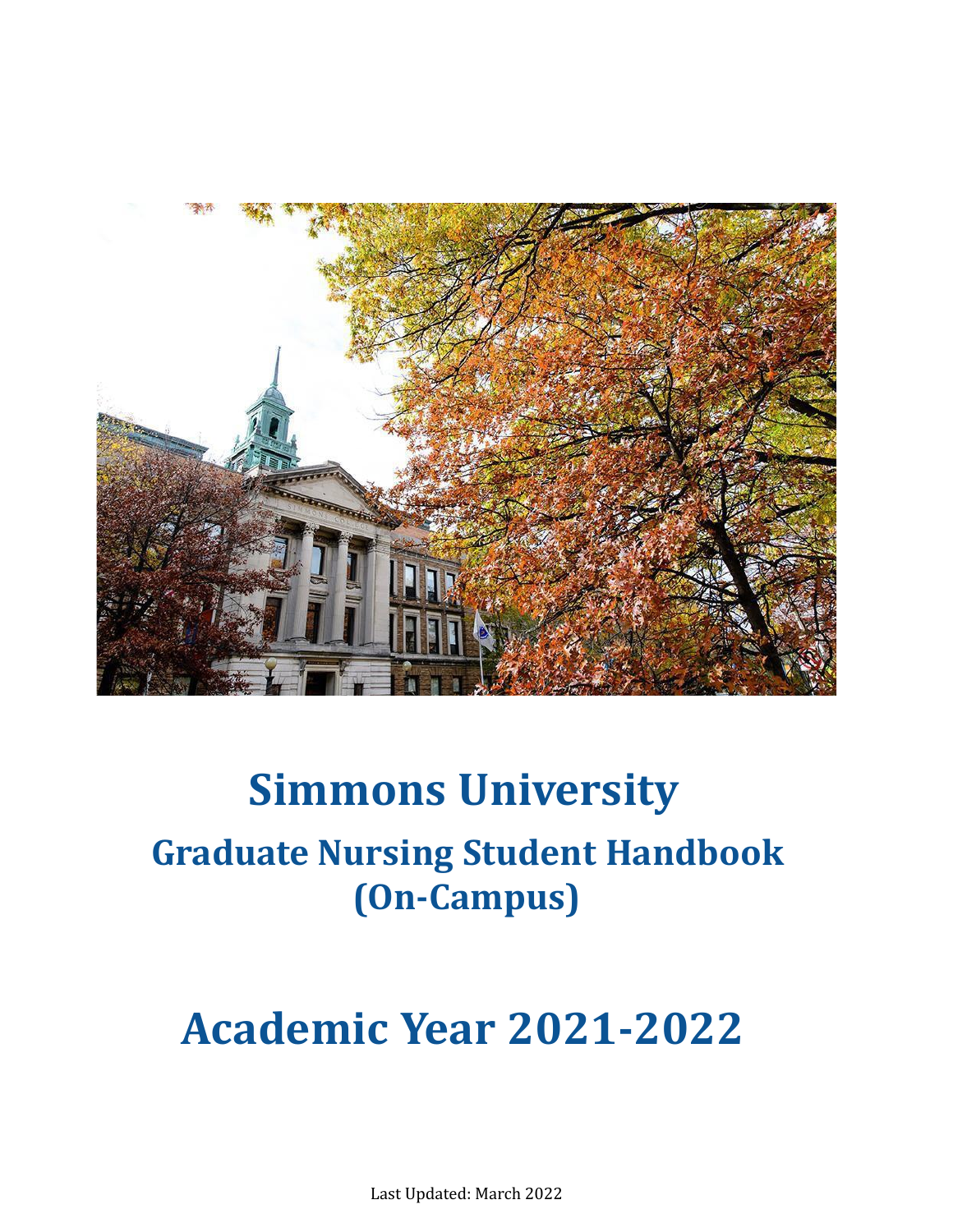# Simmons University

## Graduate Nursing Student Handbook (On-Campus)

# Academic Year 2021-2022

Last Updated: March 2022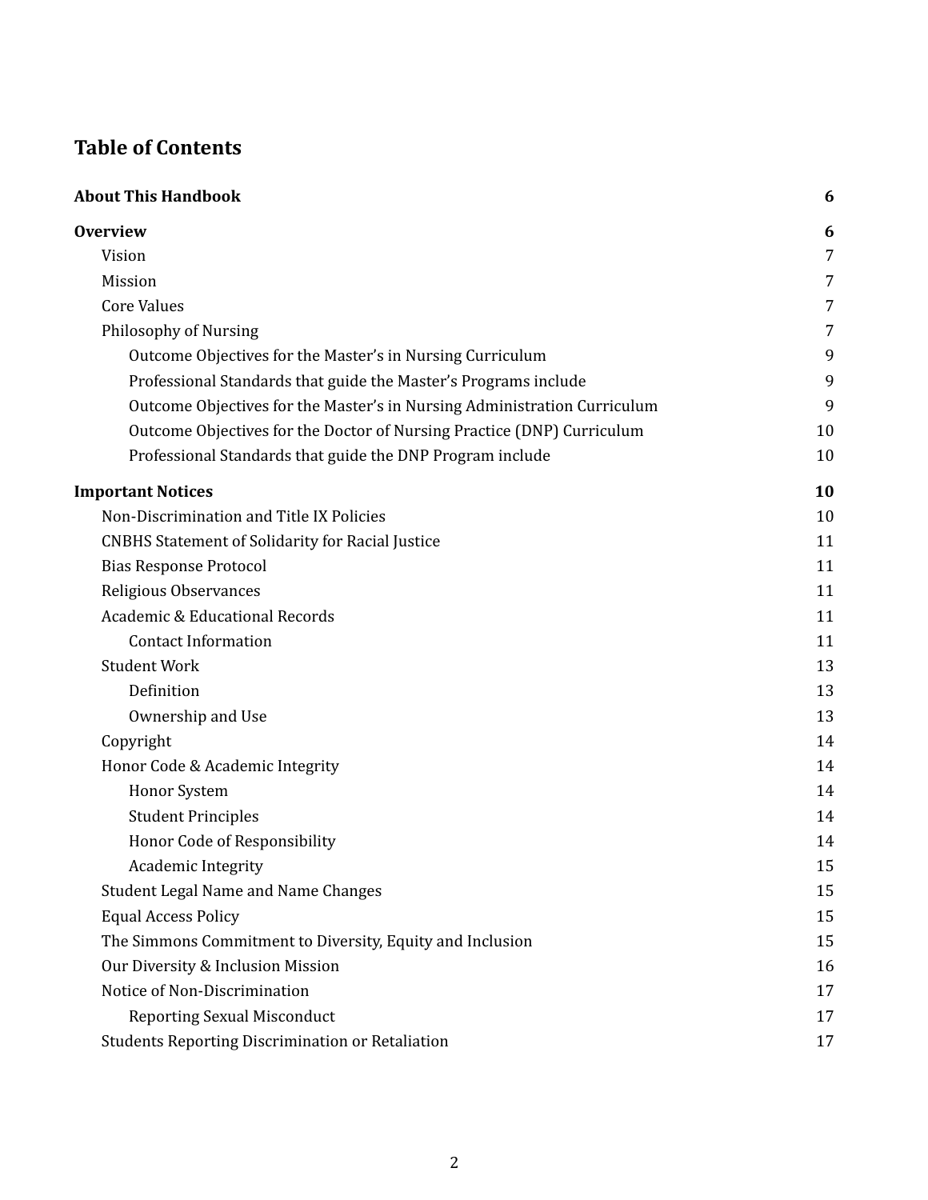# Table of Contents

| | |
|---|---|
| **About This Handbook** | **6** |
| **Overview** | **6** |
| Vision | 7 |
| Mission | 7 |
| Core Values | 7 |
| Philosophy of Nursing | 7 |
| Outcome Objectives for the Master's in Nursing Curriculum | 9 |
| Professional Standards that guide the Master's Programs include | 9 |
| Outcome Objectives for the Master's in Nursing Administration Curriculum | 9 |
| Outcome Objectives for the Doctor of Nursing Practice (DNP) Curriculum | 10 |
| Professional Standards that guide the DNP Program include | 10 |
| **Important Notices** | **10** |
| Non-Discrimination and Title IX Policies | 10 |
| CNBHS Statement of Solidarity for Racial Justice | 11 |
| Bias Response Protocol | 11 |
| Religious Observances | 11 |
| Academic & Educational Records | 11 |
| Contact Information | 11 |
| Student Work | 13 |
| Definition | 13 |
| Ownership and Use | 13 |
| Copyright | 14 |
| Honor Code & Academic Integrity | 14 |
| Honor System | 14 |
| Student Principles | 14 |
| Honor Code of Responsibility | 14 |
| Academic Integrity | 15 |
| Student Legal Name and Name Changes | 15 |
| Equal Access Policy | 15 |
| The Simmons Commitment to Diversity, Equity and Inclusion | 15 |
| Our Diversity & Inclusion Mission | 16 |
| Notice of Non-Discrimination | 17 |
| Reporting Sexual Misconduct | 17 |
| Students Reporting Discrimination or Retaliation | 17 |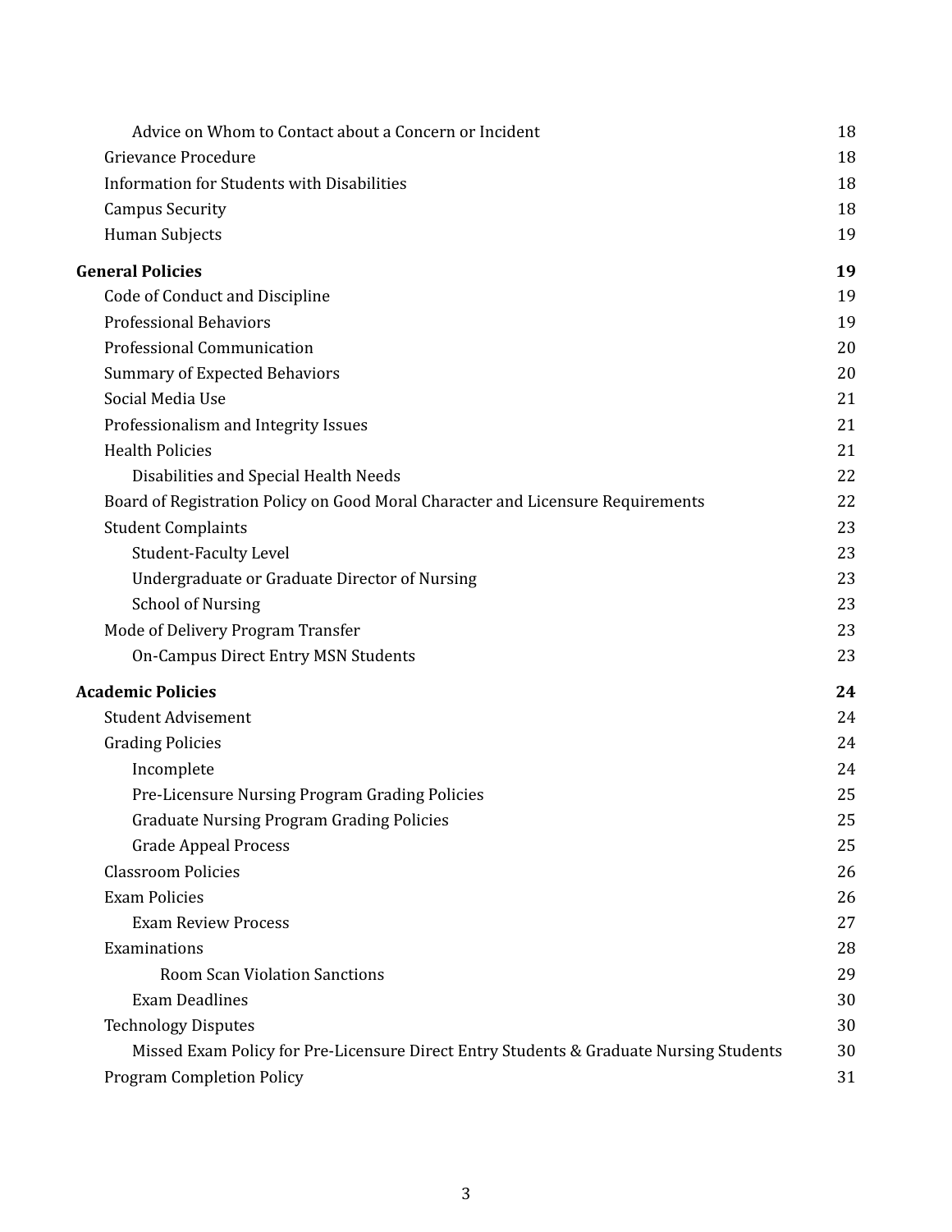| | |
|---|---|
| Advice on Whom to Contact about a Concern or Incident | 18 |
| Grievance Procedure | 18 |
| Information for Students with Disabilities | 18 |
| Campus Security | 18 |
| Human Subjects | 19 |
| **General Policies** | **19** |
| Code of Conduct and Discipline | 19 |
| Professional Behaviors | 19 |
| Professional Communication | 20 |
| Summary of Expected Behaviors | 20 |
| Social Media Use | 21 |
| Professionalism and Integrity Issues | 21 |
| Health Policies | 21 |
| Disabilities and Special Health Needs | 22 |
| Board of Registration Policy on Good Moral Character and Licensure Requirements | 22 |
| Student Complaints | 23 |
| Student-Faculty Level | 23 |
| Undergraduate or Graduate Director of Nursing | 23 |
| School of Nursing | 23 |
| Mode of Delivery Program Transfer | 23 |
| On-Campus Direct Entry MSN Students | 23 |
| **Academic Policies** | **24** |
| Student Advisement | 24 |
| Grading Policies | 24 |
| Incomplete | 24 |
| Pre-Licensure Nursing Program Grading Policies | 25 |
| Graduate Nursing Program Grading Policies | 25 |
| Grade Appeal Process | 25 |
| Classroom Policies | 26 |
| Exam Policies | 26 |
| Exam Review Process | 27 |
| Examinations | 28 |
| Room Scan Violation Sanctions | 29 |
| Exam Deadlines | 30 |
| Technology Disputes | 30 |
| Missed Exam Policy for Pre-Licensure Direct Entry Students & Graduate Nursing Students | 30 |
| Program Completion Policy | 31 |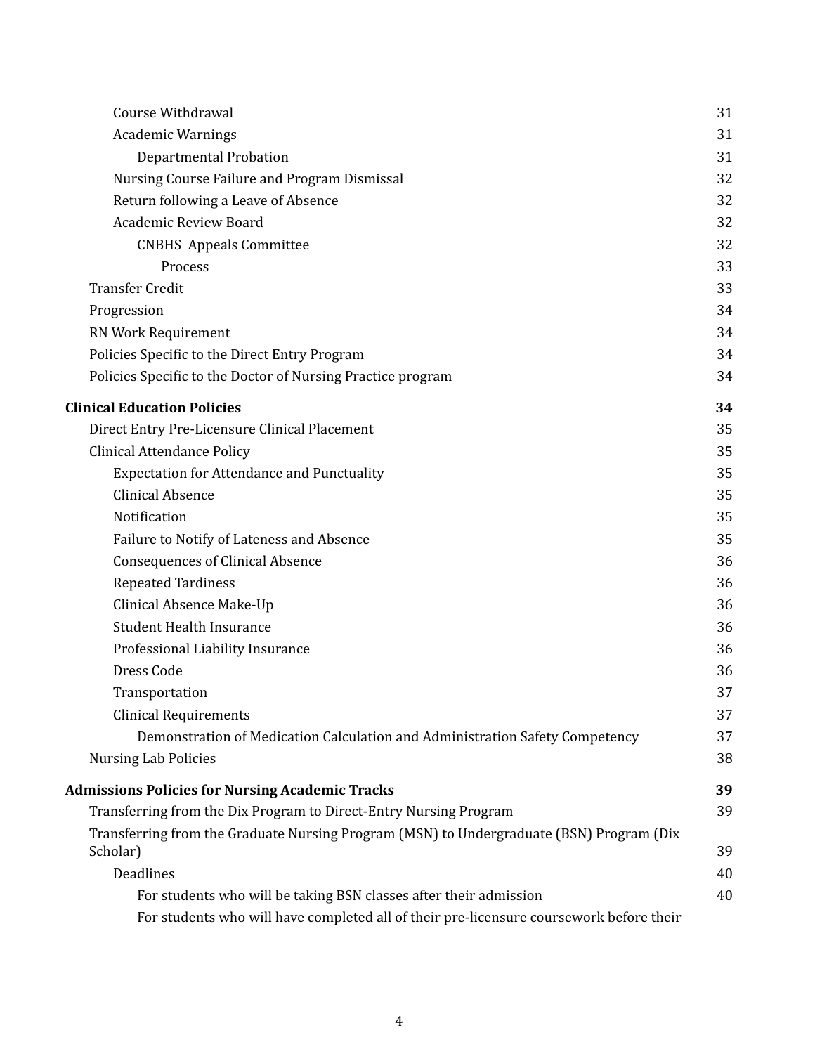- Course Withdrawal 31
- Academic Warnings 31
  - Departmental Probation 31
- Nursing Course Failure and Program Dismissal 32
- Return following a Leave of Absence 32
- Academic Review Board 32
  - CNBHS Appeals Committee 32
    - Process 33
- Transfer Credit 33
- Progression 34
- RN Work Requirement 34
- Policies Specific to the Direct Entry Program 34
- Policies Specific to the Doctor of Nursing Practice program 34

**Clinical Education Policies 34**

- Direct Entry Pre-Licensure Clinical Placement 35
- Clinical Attendance Policy 35
  - Expectation for Attendance and Punctuality 35
  - Clinical Absence 35
  - Notification 35
  - Failure to Notify of Lateness and Absence 35
  - Consequences of Clinical Absence 36
  - Repeated Tardiness 36
  - Clinical Absence Make-Up 36
  - Student Health Insurance 36
  - Professional Liability Insurance 36
  - Dress Code 36
  - Transportation 37
  - Clinical Requirements 37
    - Demonstration of Medication Calculation and Administration Safety Competency 37
- Nursing Lab Policies 38

**Admissions Policies for Nursing Academic Tracks 39**

- Transferring from the Dix Program to Direct-Entry Nursing Program 39
- Transferring from the Graduate Nursing Program (MSN) to Undergraduate (BSN) Program (Dix Scholar) 39
  - Deadlines 40
    - For students who will be taking BSN classes after their admission 40
    - For students who will have completed all of their pre-licensure coursework before their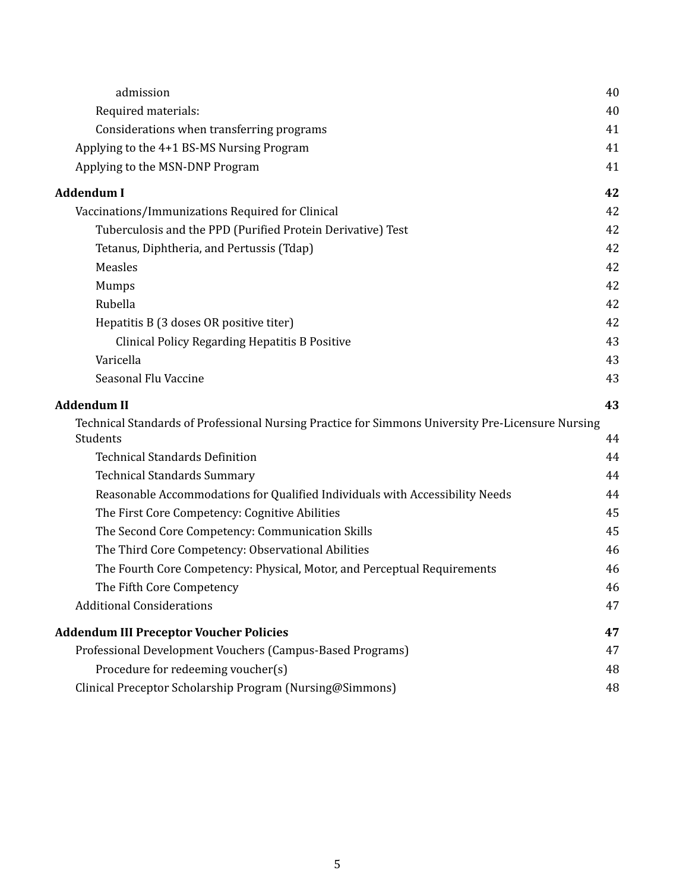admission 40
Required materials: 40
Considerations when transferring programs 41
Applying to the 4+1 BS-MS Nursing Program 41
Applying to the MSN-DNP Program 41

**Addendum I** **42**
Vaccinations/Immunizations Required for Clinical 42
Tuberculosis and the PPD (Purified Protein Derivative) Test 42
Tetanus, Diphtheria, and Pertussis (Tdap) 42
Measles 42
Mumps 42
Rubella 42
Hepatitis B (3 doses OR positive titer) 42
Clinical Policy Regarding Hepatitis B Positive 43
Varicella 43
Seasonal Flu Vaccine 43

**Addendum II** **43**
Technical Standards of Professional Nursing Practice for Simmons University Pre-Licensure Nursing Students 44
Technical Standards Definition 44
Technical Standards Summary 44
Reasonable Accommodations for Qualified Individuals with Accessibility Needs 44
The First Core Competency: Cognitive Abilities 45
The Second Core Competency: Communication Skills 45
The Third Core Competency: Observational Abilities 46
The Fourth Core Competency: Physical, Motor, and Perceptual Requirements 46
The Fifth Core Competency 46
Additional Considerations 47

**Addendum III Preceptor Voucher Policies** **47**
Professional Development Vouchers (Campus-Based Programs) 47
Procedure for redeeming voucher(s) 48
Clinical Preceptor Scholarship Program (Nursing@Simmons) 48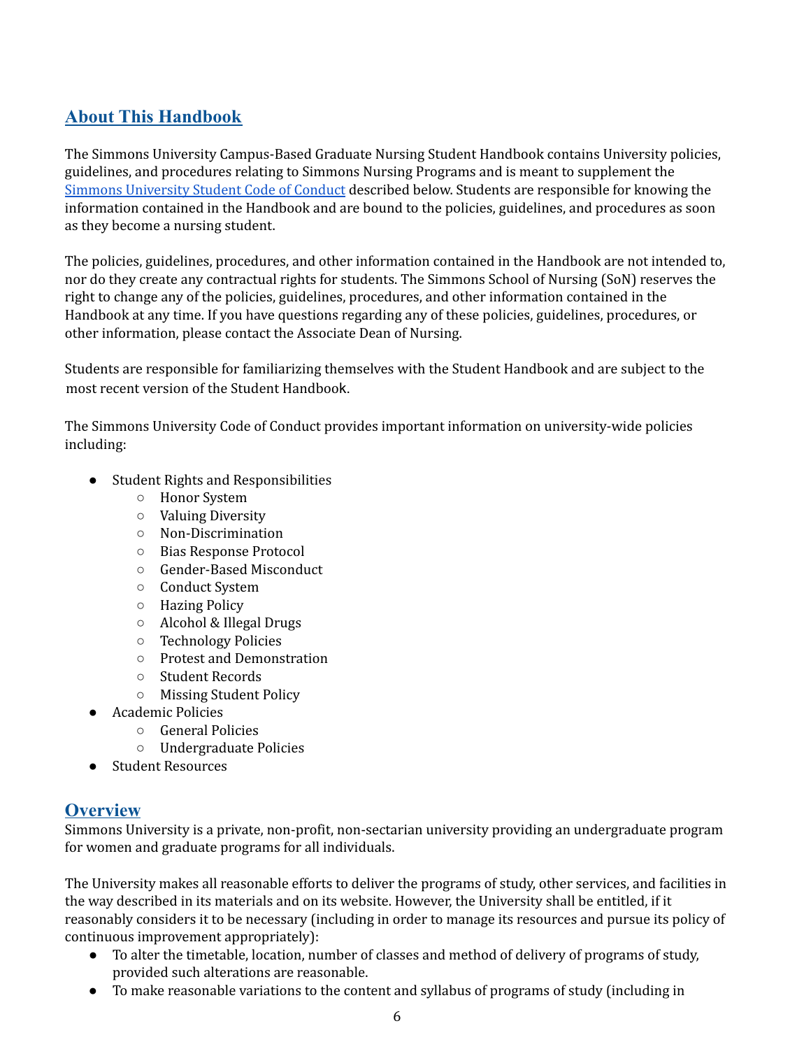## About This Handbook

The Simmons University Campus-Based Graduate Nursing Student Handbook contains University policies, guidelines, and procedures relating to Simmons Nursing Programs and is meant to supplement the [Simmons University Student Code of Conduct](#) described below. Students are responsible for knowing the information contained in the Handbook and are bound to the policies, guidelines, and procedures as soon as they become a nursing student.

The policies, guidelines, procedures, and other information contained in the Handbook are not intended to, nor do they create any contractual rights for students. The Simmons School of Nursing (SoN) reserves the right to change any of the policies, guidelines, procedures, and other information contained in the Handbook at any time. If you have questions regarding any of these policies, guidelines, procedures, or other information, please contact the Associate Dean of Nursing.

Students are responsible for familiarizing themselves with the Student Handbook and are subject to the most recent version of the Student Handbook.

The Simmons University Code of Conduct provides important information on university-wide policies including:

- Student Rights and Responsibilities
  - Honor System
  - Valuing Diversity
  - Non-Discrimination
  - Bias Response Protocol
  - Gender-Based Misconduct
  - Conduct System
  - Hazing Policy
  - Alcohol & Illegal Drugs
  - Technology Policies
  - Protest and Demonstration
  - Student Records
  - Missing Student Policy
- Academic Policies
  - General Policies
  - Undergraduate Policies
- Student Resources

## Overview

Simmons University is a private, non-profit, non-sectarian university providing an undergraduate program for women and graduate programs for all individuals.

The University makes all reasonable efforts to deliver the programs of study, other services, and facilities in the way described in its materials and on its website. However, the University shall be entitled, if it reasonably considers it to be necessary (including in order to manage its resources and pursue its policy of continuous improvement appropriately):

- To alter the timetable, location, number of classes and method of delivery of programs of study, provided such alterations are reasonable.
- To make reasonable variations to the content and syllabus of programs of study (including in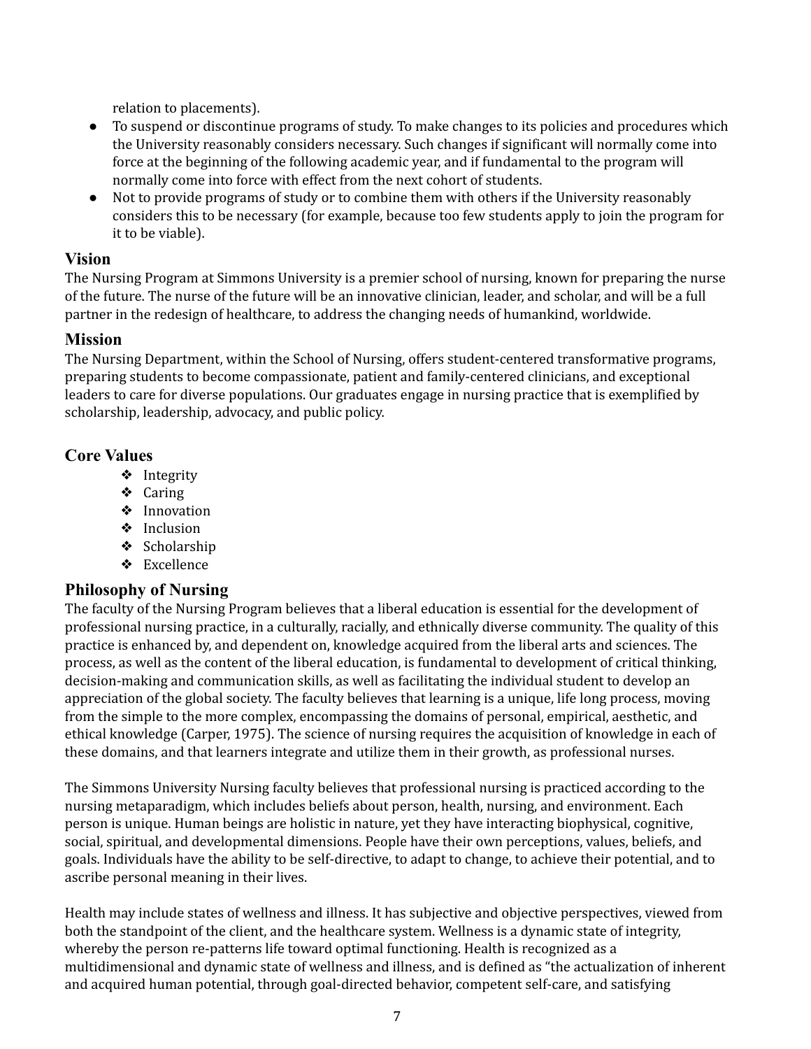relation to placements).

- To suspend or discontinue programs of study. To make changes to its policies and procedures which the University reasonably considers necessary. Such changes if significant will normally come into force at the beginning of the following academic year, and if fundamental to the program will normally come into force with effect from the next cohort of students.
- Not to provide programs of study or to combine them with others if the University reasonably considers this to be necessary (for example, because too few students apply to join the program for it to be viable).

## Vision

The Nursing Program at Simmons University is a premier school of nursing, known for preparing the nurse of the future. The nurse of the future will be an innovative clinician, leader, and scholar, and will be a full partner in the redesign of healthcare, to address the changing needs of humankind, worldwide.

## Mission

The Nursing Department, within the School of Nursing, offers student-centered transformative programs, preparing students to become compassionate, patient and family-centered clinicians, and exceptional leaders to care for diverse populations. Our graduates engage in nursing practice that is exemplified by scholarship, leadership, advocacy, and public policy.

## Core Values

- Integrity
- Caring
- Innovation
- Inclusion
- Scholarship
- Excellence

## Philosophy of Nursing

The faculty of the Nursing Program believes that a liberal education is essential for the development of professional nursing practice, in a culturally, racially, and ethnically diverse community. The quality of this practice is enhanced by, and dependent on, knowledge acquired from the liberal arts and sciences. The process, as well as the content of the liberal education, is fundamental to development of critical thinking, decision-making and communication skills, as well as facilitating the individual student to develop an appreciation of the global society. The faculty believes that learning is a unique, life long process, moving from the simple to the more complex, encompassing the domains of personal, empirical, aesthetic, and ethical knowledge (Carper, 1975). The science of nursing requires the acquisition of knowledge in each of these domains, and that learners integrate and utilize them in their growth, as professional nurses.

The Simmons University Nursing faculty believes that professional nursing is practiced according to the nursing metaparadigm, which includes beliefs about person, health, nursing, and environment. Each person is unique. Human beings are holistic in nature, yet they have interacting biophysical, cognitive, social, spiritual, and developmental dimensions. People have their own perceptions, values, beliefs, and goals. Individuals have the ability to be self-directive, to adapt to change, to achieve their potential, and to ascribe personal meaning in their lives.

Health may include states of wellness and illness. It has subjective and objective perspectives, viewed from both the standpoint of the client, and the healthcare system. Wellness is a dynamic state of integrity, whereby the person re-patterns life toward optimal functioning. Health is recognized as a multidimensional and dynamic state of wellness and illness, and is defined as "the actualization of inherent and acquired human potential, through goal-directed behavior, competent self-care, and satisfying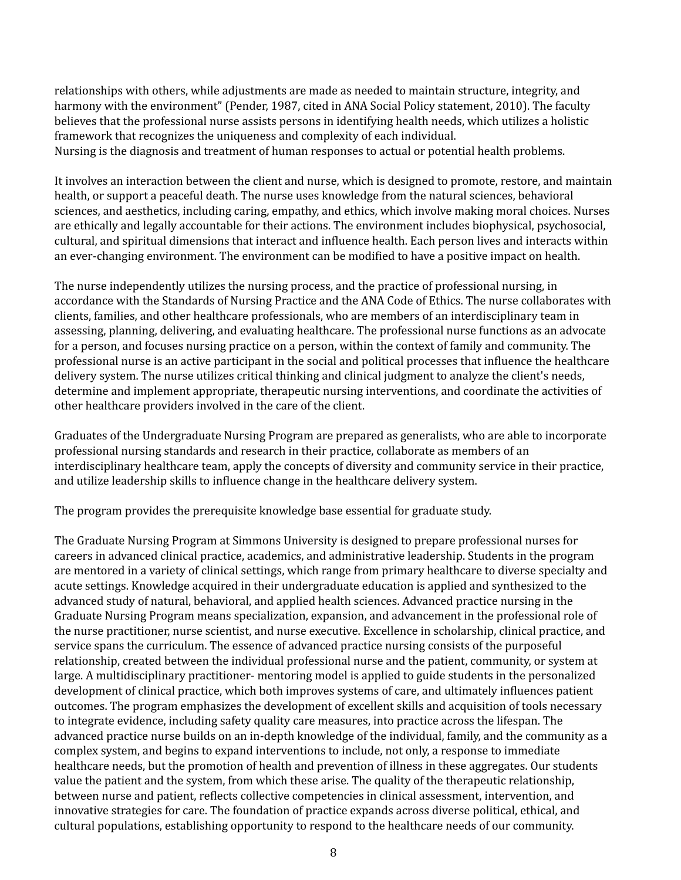relationships with others, while adjustments are made as needed to maintain structure, integrity, and harmony with the environment" (Pender, 1987, cited in ANA Social Policy statement, 2010). The faculty believes that the professional nurse assists persons in identifying health needs, which utilizes a holistic framework that recognizes the uniqueness and complexity of each individual.
Nursing is the diagnosis and treatment of human responses to actual or potential health problems.

It involves an interaction between the client and nurse, which is designed to promote, restore, and maintain health, or support a peaceful death. The nurse uses knowledge from the natural sciences, behavioral sciences, and aesthetics, including caring, empathy, and ethics, which involve making moral choices. Nurses are ethically and legally accountable for their actions. The environment includes biophysical, psychosocial, cultural, and spiritual dimensions that interact and influence health. Each person lives and interacts within an ever-changing environment. The environment can be modified to have a positive impact on health.

The nurse independently utilizes the nursing process, and the practice of professional nursing, in accordance with the Standards of Nursing Practice and the ANA Code of Ethics. The nurse collaborates with clients, families, and other healthcare professionals, who are members of an interdisciplinary team in assessing, planning, delivering, and evaluating healthcare. The professional nurse functions as an advocate for a person, and focuses nursing practice on a person, within the context of family and community. The professional nurse is an active participant in the social and political processes that influence the healthcare delivery system. The nurse utilizes critical thinking and clinical judgment to analyze the client's needs, determine and implement appropriate, therapeutic nursing interventions, and coordinate the activities of other healthcare providers involved in the care of the client.

Graduates of the Undergraduate Nursing Program are prepared as generalists, who are able to incorporate professional nursing standards and research in their practice, collaborate as members of an interdisciplinary healthcare team, apply the concepts of diversity and community service in their practice, and utilize leadership skills to influence change in the healthcare delivery system.

The program provides the prerequisite knowledge base essential for graduate study.

The Graduate Nursing Program at Simmons University is designed to prepare professional nurses for careers in advanced clinical practice, academics, and administrative leadership. Students in the program are mentored in a variety of clinical settings, which range from primary healthcare to diverse specialty and acute settings. Knowledge acquired in their undergraduate education is applied and synthesized to the advanced study of natural, behavioral, and applied health sciences. Advanced practice nursing in the Graduate Nursing Program means specialization, expansion, and advancement in the professional role of the nurse practitioner, nurse scientist, and nurse executive. Excellence in scholarship, clinical practice, and service spans the curriculum. The essence of advanced practice nursing consists of the purposeful relationship, created between the individual professional nurse and the patient, community, or system at large. A multidisciplinary practitioner- mentoring model is applied to guide students in the personalized development of clinical practice, which both improves systems of care, and ultimately influences patient outcomes. The program emphasizes the development of excellent skills and acquisition of tools necessary to integrate evidence, including safety quality care measures, into practice across the lifespan. The advanced practice nurse builds on an in-depth knowledge of the individual, family, and the community as a complex system, and begins to expand interventions to include, not only, a response to immediate healthcare needs, but the promotion of health and prevention of illness in these aggregates. Our students value the patient and the system, from which these arise. The quality of the therapeutic relationship, between nurse and patient, reflects collective competencies in clinical assessment, intervention, and innovative strategies for care. The foundation of practice expands across diverse political, ethical, and cultural populations, establishing opportunity to respond to the healthcare needs of our community.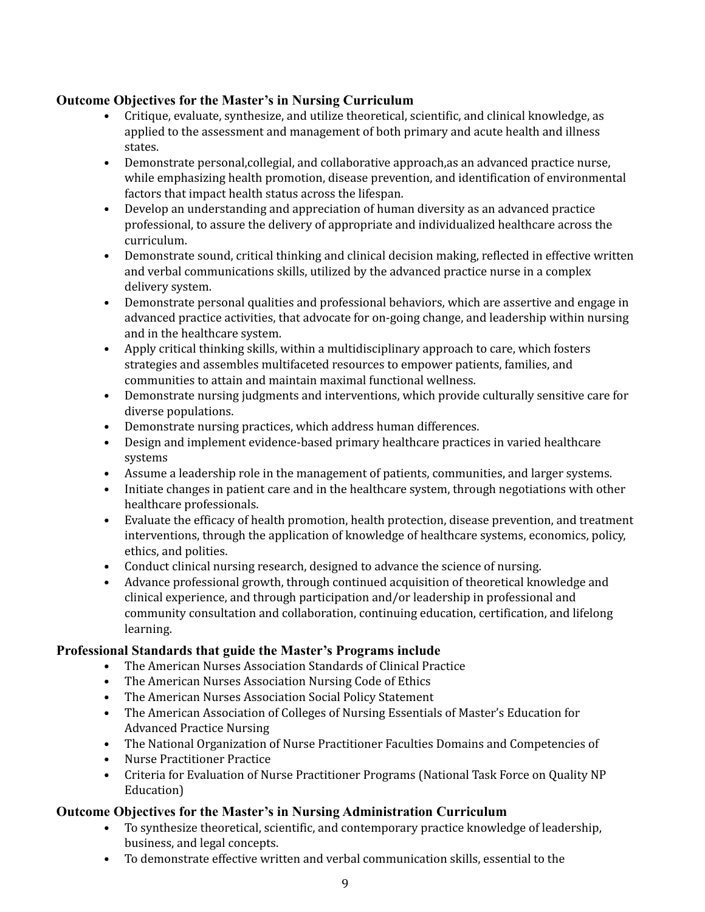**Outcome Objectives for the Master's in Nursing Curriculum**

- Critique, evaluate, synthesize, and utilize theoretical, scientific, and clinical knowledge, as applied to the assessment and management of both primary and acute health and illness states.
- Demonstrate personal,collegial, and collaborative approach,as an advanced practice nurse, while emphasizing health promotion, disease prevention, and identification of environmental factors that impact health status across the lifespan.
- Develop an understanding and appreciation of human diversity as an advanced practice professional, to assure the delivery of appropriate and individualized healthcare across the curriculum.
- Demonstrate sound, critical thinking and clinical decision making, reflected in effective written and verbal communications skills, utilized by the advanced practice nurse in a complex delivery system.
- Demonstrate personal qualities and professional behaviors, which are assertive and engage in advanced practice activities, that advocate for on-going change, and leadership within nursing and in the healthcare system.
- Apply critical thinking skills, within a multidisciplinary approach to care, which fosters strategies and assembles multifaceted resources to empower patients, families, and communities to attain and maintain maximal functional wellness.
- Demonstrate nursing judgments and interventions, which provide culturally sensitive care for diverse populations.
- Demonstrate nursing practices, which address human differences.
- Design and implement evidence-based primary healthcare practices in varied healthcare systems
- Assume a leadership role in the management of patients, communities, and larger systems.
- Initiate changes in patient care and in the healthcare system, through negotiations with other healthcare professionals.
- Evaluate the efficacy of health promotion, health protection, disease prevention, and treatment interventions, through the application of knowledge of healthcare systems, economics, policy, ethics, and polities.
- Conduct clinical nursing research, designed to advance the science of nursing.
- Advance professional growth, through continued acquisition of theoretical knowledge and clinical experience, and through participation and/or leadership in professional and community consultation and collaboration, continuing education, certification, and lifelong learning.

**Professional Standards that guide the Master's Programs include**

- The American Nurses Association Standards of Clinical Practice
- The American Nurses Association Nursing Code of Ethics
- The American Nurses Association Social Policy Statement
- The American Association of Colleges of Nursing Essentials of Master's Education for Advanced Practice Nursing
- The National Organization of Nurse Practitioner Faculties Domains and Competencies of
- Nurse Practitioner Practice
- Criteria for Evaluation of Nurse Practitioner Programs (National Task Force on Quality NP Education)

**Outcome Objectives for the Master's in Nursing Administration Curriculum**

- To synthesize theoretical, scientific, and contemporary practice knowledge of leadership, business, and legal concepts.
- To demonstrate effective written and verbal communication skills, essential to the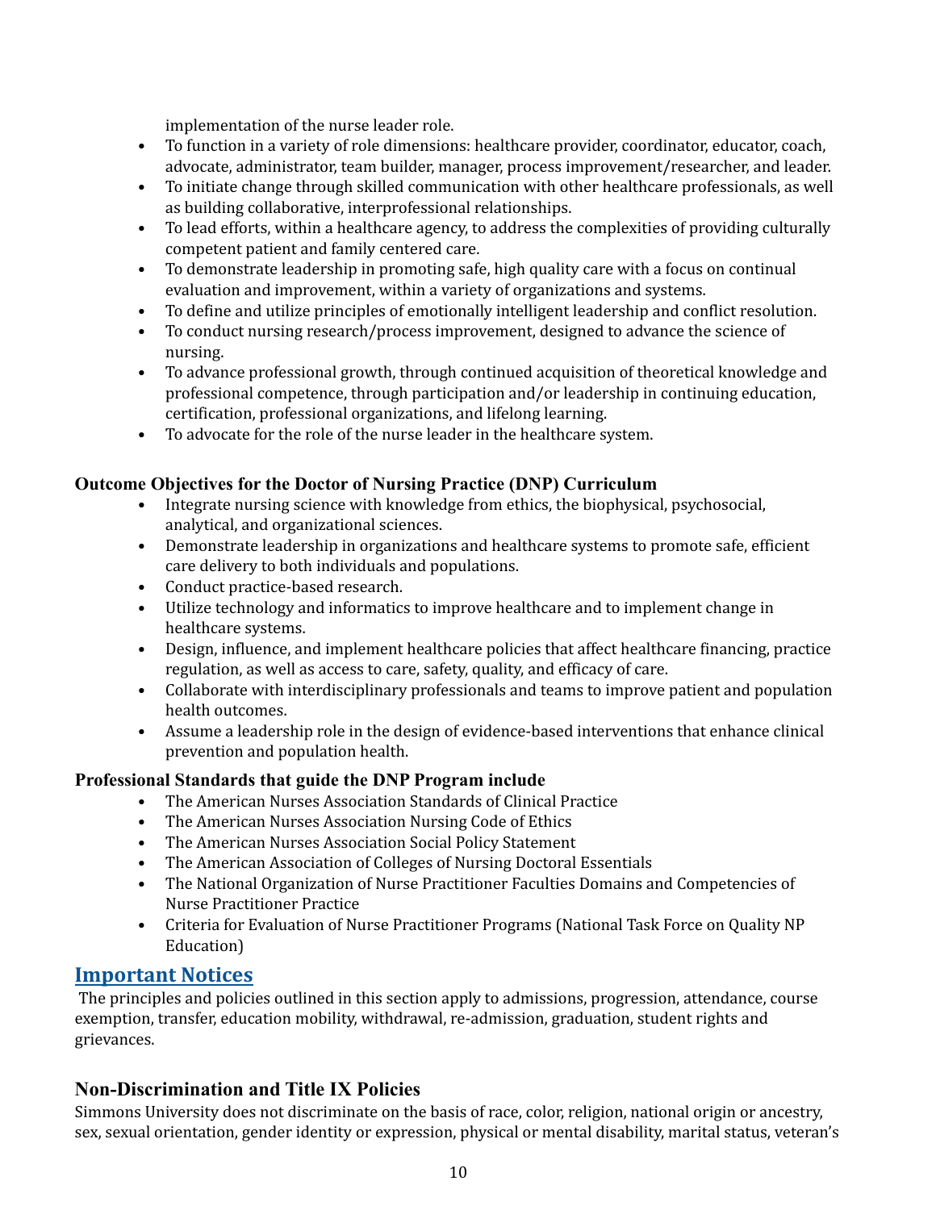implementation of the nurse leader role.

- To function in a variety of role dimensions: healthcare provider, coordinator, educator, coach, advocate, administrator, team builder, manager, process improvement/researcher, and leader.
- To initiate change through skilled communication with other healthcare professionals, as well as building collaborative, interprofessional relationships.
- To lead efforts, within a healthcare agency, to address the complexities of providing culturally competent patient and family centered care.
- To demonstrate leadership in promoting safe, high quality care with a focus on continual evaluation and improvement, within a variety of organizations and systems.
- To define and utilize principles of emotionally intelligent leadership and conflict resolution.
- To conduct nursing research/process improvement, designed to advance the science of nursing.
- To advance professional growth, through continued acquisition of theoretical knowledge and professional competence, through participation and/or leadership in continuing education, certification, professional organizations, and lifelong learning.
- To advocate for the role of the nurse leader in the healthcare system.

**Outcome Objectives for the Doctor of Nursing Practice (DNP) Curriculum**

- Integrate nursing science with knowledge from ethics, the biophysical, psychosocial, analytical, and organizational sciences.
- Demonstrate leadership in organizations and healthcare systems to promote safe, efficient care delivery to both individuals and populations.
- Conduct practice-based research.
- Utilize technology and informatics to improve healthcare and to implement change in healthcare systems.
- Design, influence, and implement healthcare policies that affect healthcare financing, practice regulation, as well as access to care, safety, quality, and efficacy of care.
- Collaborate with interdisciplinary professionals and teams to improve patient and population health outcomes.
- Assume a leadership role in the design of evidence-based interventions that enhance clinical prevention and population health.

**Professional Standards that guide the DNP Program include**

- The American Nurses Association Standards of Clinical Practice
- The American Nurses Association Nursing Code of Ethics
- The American Nurses Association Social Policy Statement
- The American Association of Colleges of Nursing Doctoral Essentials
- The National Organization of Nurse Practitioner Faculties Domains and Competencies of Nurse Practitioner Practice
- Criteria for Evaluation of Nurse Practitioner Programs (National Task Force on Quality NP Education)

## Important Notices

The principles and policies outlined in this section apply to admissions, progression, attendance, course exemption, transfer, education mobility, withdrawal, re-admission, graduation, student rights and grievances.

### Non-Discrimination and Title IX Policies

Simmons University does not discriminate on the basis of race, color, religion, national origin or ancestry, sex, sexual orientation, gender identity or expression, physical or mental disability, marital status, veteran's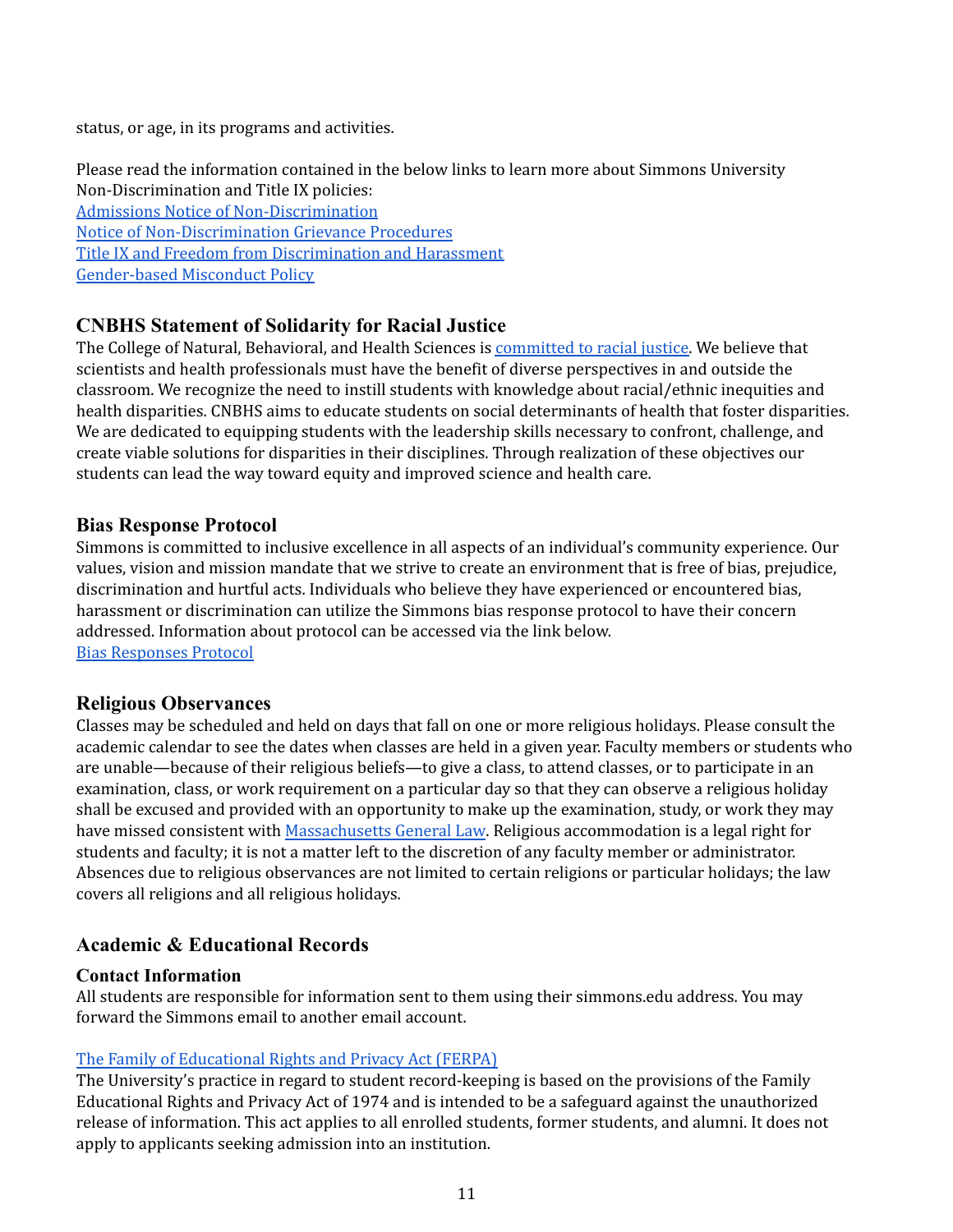status, or age, in its programs and activities.

Please read the information contained in the below links to learn more about Simmons University Non-Discrimination and Title IX policies:
[Admissions Notice of Non-Discrimination](#)
[Notice of Non-Discrimination Grievance Procedures](#)
[Title IX and Freedom from Discrimination and Harassment](#)
[Gender-based Misconduct Policy](#)

## CNBHS Statement of Solidarity for Racial Justice

The College of Natural, Behavioral, and Health Sciences is [committed to racial justice](#). We believe that scientists and health professionals must have the benefit of diverse perspectives in and outside the classroom. We recognize the need to instill students with knowledge about racial/ethnic inequities and health disparities. CNBHS aims to educate students on social determinants of health that foster disparities. We are dedicated to equipping students with the leadership skills necessary to confront, challenge, and create viable solutions for disparities in their disciplines. Through realization of these objectives our students can lead the way toward equity and improved science and health care.

## Bias Response Protocol

Simmons is committed to inclusive excellence in all aspects of an individual's community experience. Our values, vision and mission mandate that we strive to create an environment that is free of bias, prejudice, discrimination and hurtful acts. Individuals who believe they have experienced or encountered bias, harassment or discrimination can utilize the Simmons bias response protocol to have their concern addressed. Information about protocol can be accessed via the link below.
[Bias Responses Protocol](#)

## Religious Observances

Classes may be scheduled and held on days that fall on one or more religious holidays. Please consult the academic calendar to see the dates when classes are held in a given year. Faculty members or students who are unable—because of their religious beliefs—to give a class, to attend classes, or to participate in an examination, class, or work requirement on a particular day so that they can observe a religious holiday shall be excused and provided with an opportunity to make up the examination, study, or work they may have missed consistent with [Massachusetts General Law](#). Religious accommodation is a legal right for students and faculty; it is not a matter left to the discretion of any faculty member or administrator. Absences due to religious observances are not limited to certain religions or particular holidays; the law covers all religions and all religious holidays.

## Academic & Educational Records

### Contact Information

All students are responsible for information sent to them using their simmons.edu address. You may forward the Simmons email to another email account.

[The Family of Educational Rights and Privacy Act (FERPA)](#)
The University's practice in regard to student record-keeping is based on the provisions of the Family Educational Rights and Privacy Act of 1974 and is intended to be a safeguard against the unauthorized release of information. This act applies to all enrolled students, former students, and alumni. It does not apply to applicants seeking admission into an institution.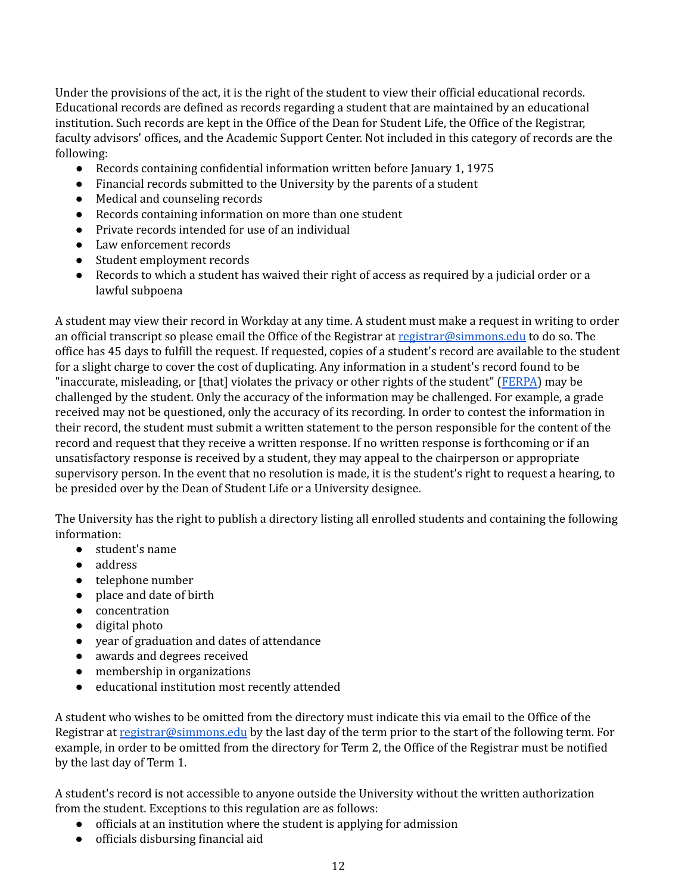Under the provisions of the act, it is the right of the student to view their official educational records. Educational records are defined as records regarding a student that are maintained by an educational institution. Such records are kept in the Office of the Dean for Student Life, the Office of the Registrar, faculty advisors' offices, and the Academic Support Center. Not included in this category of records are the following:

- Records containing confidential information written before January 1, 1975
- Financial records submitted to the University by the parents of a student
- Medical and counseling records
- Records containing information on more than one student
- Private records intended for use of an individual
- Law enforcement records
- Student employment records
- Records to which a student has waived their right of access as required by a judicial order or a lawful subpoena

A student may view their record in Workday at any time. A student must make a request in writing to order an official transcript so please email the Office of the Registrar at [registrar@simmons.edu](mailto:registrar@simmons.edu) to do so. The office has 45 days to fulfill the request. If requested, copies of a student's record are available to the student for a slight charge to cover the cost of duplicating. Any information in a student's record found to be "inaccurate, misleading, or [that] violates the privacy or other rights of the student" (FERPA) may be challenged by the student. Only the accuracy of the information may be challenged. For example, a grade received may not be questioned, only the accuracy of its recording. In order to contest the information in their record, the student must submit a written statement to the person responsible for the content of the record and request that they receive a written response. If no written response is forthcoming or if an unsatisfactory response is received by a student, they may appeal to the chairperson or appropriate supervisory person. In the event that no resolution is made, it is the student's right to request a hearing, to be presided over by the Dean of Student Life or a University designee.

The University has the right to publish a directory listing all enrolled students and containing the following information:

- student's name
- address
- telephone number
- place and date of birth
- concentration
- digital photo
- year of graduation and dates of attendance
- awards and degrees received
- membership in organizations
- educational institution most recently attended

A student who wishes to be omitted from the directory must indicate this via email to the Office of the Registrar at [registrar@simmons.edu](mailto:registrar@simmons.edu) by the last day of the term prior to the start of the following term. For example, in order to be omitted from the directory for Term 2, the Office of the Registrar must be notified by the last day of Term 1.

A student's record is not accessible to anyone outside the University without the written authorization from the student. Exceptions to this regulation are as follows:

- officials at an institution where the student is applying for admission
- officials disbursing financial aid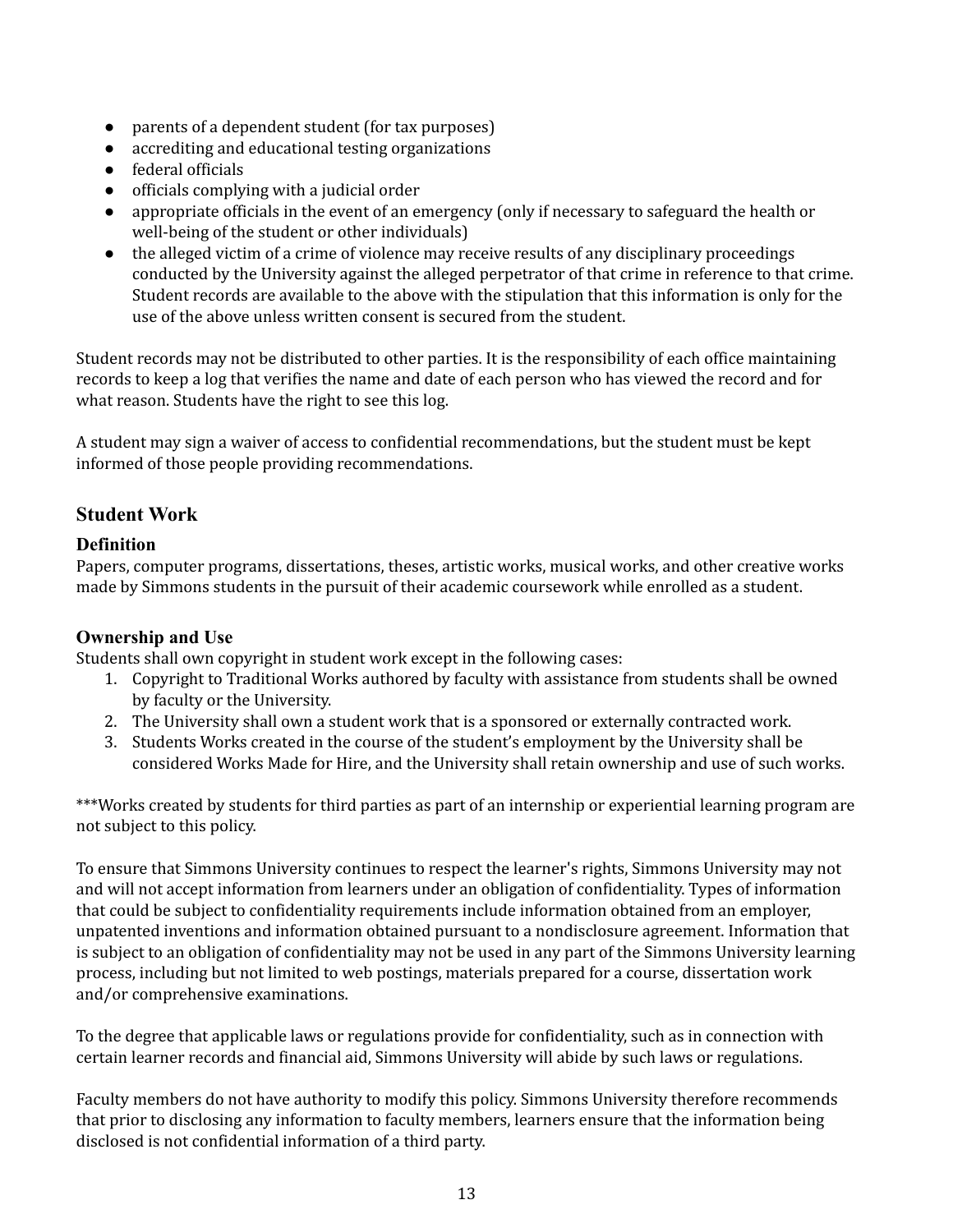- parents of a dependent student (for tax purposes)
- accrediting and educational testing organizations
- federal officials
- officials complying with a judicial order
- appropriate officials in the event of an emergency (only if necessary to safeguard the health or well-being of the student or other individuals)
- the alleged victim of a crime of violence may receive results of any disciplinary proceedings conducted by the University against the alleged perpetrator of that crime in reference to that crime. Student records are available to the above with the stipulation that this information is only for the use of the above unless written consent is secured from the student.

Student records may not be distributed to other parties. It is the responsibility of each office maintaining records to keep a log that verifies the name and date of each person who has viewed the record and for what reason. Students have the right to see this log.

A student may sign a waiver of access to confidential recommendations, but the student must be kept informed of those people providing recommendations.

## Student Work

### Definition

Papers, computer programs, dissertations, theses, artistic works, musical works, and other creative works made by Simmons students in the pursuit of their academic coursework while enrolled as a student.

### Ownership and Use

Students shall own copyright in student work except in the following cases:

1. Copyright to Traditional Works authored by faculty with assistance from students shall be owned by faculty or the University.
2. The University shall own a student work that is a sponsored or externally contracted work.
3. Students Works created in the course of the student's employment by the University shall be considered Works Made for Hire, and the University shall retain ownership and use of such works.

***Works created by students for third parties as part of an internship or experiential learning program are not subject to this policy.

To ensure that Simmons University continues to respect the learner's rights, Simmons University may not and will not accept information from learners under an obligation of confidentiality. Types of information that could be subject to confidentiality requirements include information obtained from an employer, unpatented inventions and information obtained pursuant to a nondisclosure agreement. Information that is subject to an obligation of confidentiality may not be used in any part of the Simmons University learning process, including but not limited to web postings, materials prepared for a course, dissertation work and/or comprehensive examinations.

To the degree that applicable laws or regulations provide for confidentiality, such as in connection with certain learner records and financial aid, Simmons University will abide by such laws or regulations.

Faculty members do not have authority to modify this policy. Simmons University therefore recommends that prior to disclosing any information to faculty members, learners ensure that the information being disclosed is not confidential information of a third party.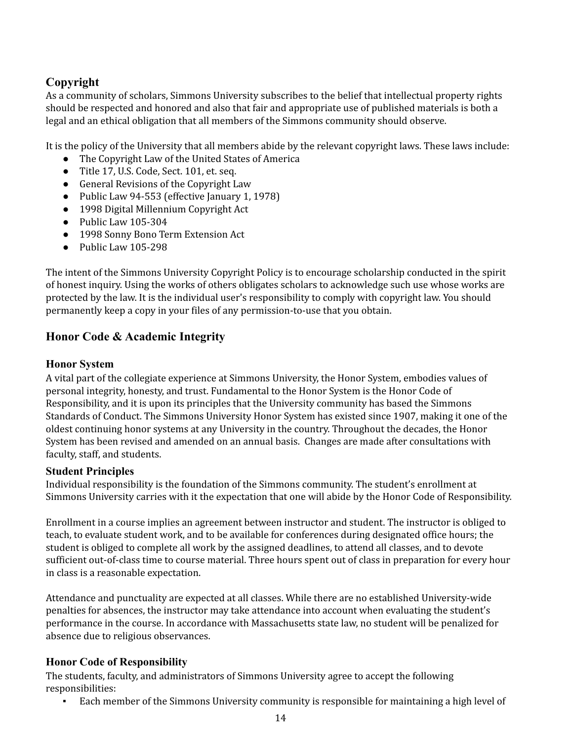## Copyright

As a community of scholars, Simmons University subscribes to the belief that intellectual property rights should be respected and honored and also that fair and appropriate use of published materials is both a legal and an ethical obligation that all members of the Simmons community should observe.

It is the policy of the University that all members abide by the relevant copyright laws. These laws include:

- The Copyright Law of the United States of America
- Title 17, U.S. Code, Sect. 101, et. seq.
- General Revisions of the Copyright Law
- Public Law 94-553 (effective January 1, 1978)
- 1998 Digital Millennium Copyright Act
- Public Law 105-304
- 1998 Sonny Bono Term Extension Act
- Public Law 105-298

The intent of the Simmons University Copyright Policy is to encourage scholarship conducted in the spirit of honest inquiry. Using the works of others obligates scholars to acknowledge such use whose works are protected by the law. It is the individual user's responsibility to comply with copyright law. You should permanently keep a copy in your files of any permission-to-use that you obtain.

## Honor Code & Academic Integrity

### Honor System

A vital part of the collegiate experience at Simmons University, the Honor System, embodies values of personal integrity, honesty, and trust. Fundamental to the Honor System is the Honor Code of Responsibility, and it is upon its principles that the University community has based the Simmons Standards of Conduct. The Simmons University Honor System has existed since 1907, making it one of the oldest continuing honor systems at any University in the country. Throughout the decades, the Honor System has been revised and amended on an annual basis. Changes are made after consultations with faculty, staff, and students.

### Student Principles

Individual responsibility is the foundation of the Simmons community. The student's enrollment at Simmons University carries with it the expectation that one will abide by the Honor Code of Responsibility.

Enrollment in a course implies an agreement between instructor and student. The instructor is obliged to teach, to evaluate student work, and to be available for conferences during designated office hours; the student is obliged to complete all work by the assigned deadlines, to attend all classes, and to devote sufficient out-of-class time to course material. Three hours spent out of class in preparation for every hour in class is a reasonable expectation.

Attendance and punctuality are expected at all classes. While there are no established University-wide penalties for absences, the instructor may take attendance into account when evaluating the student's performance in the course. In accordance with Massachusetts state law, no student will be penalized for absence due to religious observances.

### Honor Code of Responsibility

The students, faculty, and administrators of Simmons University agree to accept the following responsibilities:

- Each member of the Simmons University community is responsible for maintaining a high level of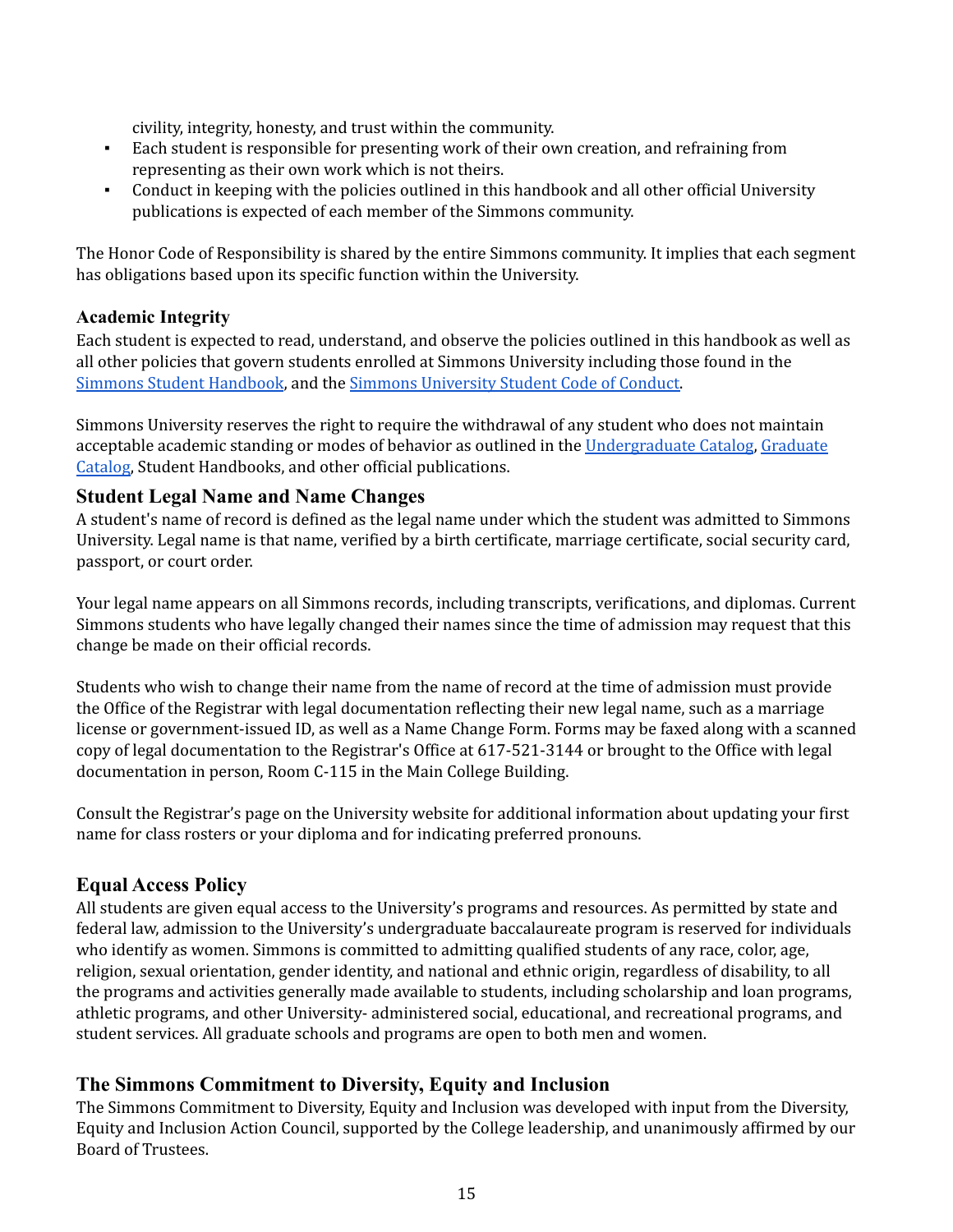civility, integrity, honesty, and trust within the community.

- Each student is responsible for presenting work of their own creation, and refraining from representing as their own work which is not theirs.
- Conduct in keeping with the policies outlined in this handbook and all other official University publications is expected of each member of the Simmons community.

The Honor Code of Responsibility is shared by the entire Simmons community. It implies that each segment has obligations based upon its specific function within the University.

### Academic Integrity

Each student is expected to read, understand, and observe the policies outlined in this handbook as well as all other policies that govern students enrolled at Simmons University including those found in the Simmons Student Handbook, and the Simmons University Student Code of Conduct.

Simmons University reserves the right to require the withdrawal of any student who does not maintain acceptable academic standing or modes of behavior as outlined in the Undergraduate Catalog, Graduate Catalog, Student Handbooks, and other official publications.

## Student Legal Name and Name Changes

A student's name of record is defined as the legal name under which the student was admitted to Simmons University. Legal name is that name, verified by a birth certificate, marriage certificate, social security card, passport, or court order.

Your legal name appears on all Simmons records, including transcripts, verifications, and diplomas. Current Simmons students who have legally changed their names since the time of admission may request that this change be made on their official records.

Students who wish to change their name from the name of record at the time of admission must provide the Office of the Registrar with legal documentation reflecting their new legal name, such as a marriage license or government-issued ID, as well as a Name Change Form. Forms may be faxed along with a scanned copy of legal documentation to the Registrar's Office at 617-521-3144 or brought to the Office with legal documentation in person, Room C-115 in the Main College Building.

Consult the Registrar's page on the University website for additional information about updating your first name for class rosters or your diploma and for indicating preferred pronouns.

## Equal Access Policy

All students are given equal access to the University's programs and resources. As permitted by state and federal law, admission to the University's undergraduate baccalaureate program is reserved for individuals who identify as women. Simmons is committed to admitting qualified students of any race, color, age, religion, sexual orientation, gender identity, and national and ethnic origin, regardless of disability, to all the programs and activities generally made available to students, including scholarship and loan programs, athletic programs, and other University- administered social, educational, and recreational programs, and student services. All graduate schools and programs are open to both men and women.

## The Simmons Commitment to Diversity, Equity and Inclusion

The Simmons Commitment to Diversity, Equity and Inclusion was developed with input from the Diversity, Equity and Inclusion Action Council, supported by the College leadership, and unanimously affirmed by our Board of Trustees.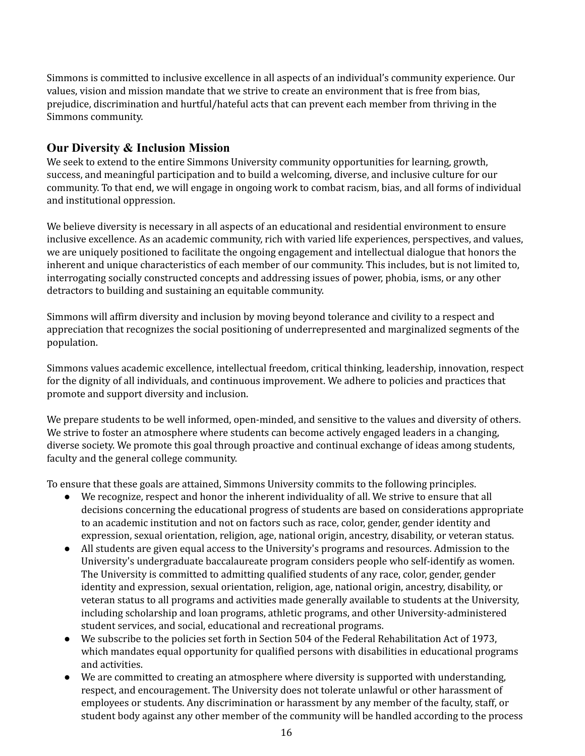Simmons is committed to inclusive excellence in all aspects of an individual's community experience. Our values, vision and mission mandate that we strive to create an environment that is free from bias, prejudice, discrimination and hurtful/hateful acts that can prevent each member from thriving in the Simmons community.

## Our Diversity & Inclusion Mission

We seek to extend to the entire Simmons University community opportunities for learning, growth, success, and meaningful participation and to build a welcoming, diverse, and inclusive culture for our community. To that end, we will engage in ongoing work to combat racism, bias, and all forms of individual and institutional oppression.

We believe diversity is necessary in all aspects of an educational and residential environment to ensure inclusive excellence. As an academic community, rich with varied life experiences, perspectives, and values, we are uniquely positioned to facilitate the ongoing engagement and intellectual dialogue that honors the inherent and unique characteristics of each member of our community. This includes, but is not limited to, interrogating socially constructed concepts and addressing issues of power, phobia, isms, or any other detractors to building and sustaining an equitable community.

Simmons will affirm diversity and inclusion by moving beyond tolerance and civility to a respect and appreciation that recognizes the social positioning of underrepresented and marginalized segments of the population.

Simmons values academic excellence, intellectual freedom, critical thinking, leadership, innovation, respect for the dignity of all individuals, and continuous improvement. We adhere to policies and practices that promote and support diversity and inclusion.

We prepare students to be well informed, open-minded, and sensitive to the values and diversity of others. We strive to foster an atmosphere where students can become actively engaged leaders in a changing, diverse society. We promote this goal through proactive and continual exchange of ideas among students, faculty and the general college community.

To ensure that these goals are attained, Simmons University commits to the following principles.

- We recognize, respect and honor the inherent individuality of all. We strive to ensure that all decisions concerning the educational progress of students are based on considerations appropriate to an academic institution and not on factors such as race, color, gender, gender identity and expression, sexual orientation, religion, age, national origin, ancestry, disability, or veteran status.
- All students are given equal access to the University's programs and resources. Admission to the University's undergraduate baccalaureate program considers people who self-identify as women. The University is committed to admitting qualified students of any race, color, gender, gender identity and expression, sexual orientation, religion, age, national origin, ancestry, disability, or veteran status to all programs and activities made generally available to students at the University, including scholarship and loan programs, athletic programs, and other University-administered student services, and social, educational and recreational programs.
- We subscribe to the policies set forth in Section 504 of the Federal Rehabilitation Act of 1973, which mandates equal opportunity for qualified persons with disabilities in educational programs and activities.
- We are committed to creating an atmosphere where diversity is supported with understanding, respect, and encouragement. The University does not tolerate unlawful or other harassment of employees or students. Any discrimination or harassment by any member of the faculty, staff, or student body against any other member of the community will be handled according to the process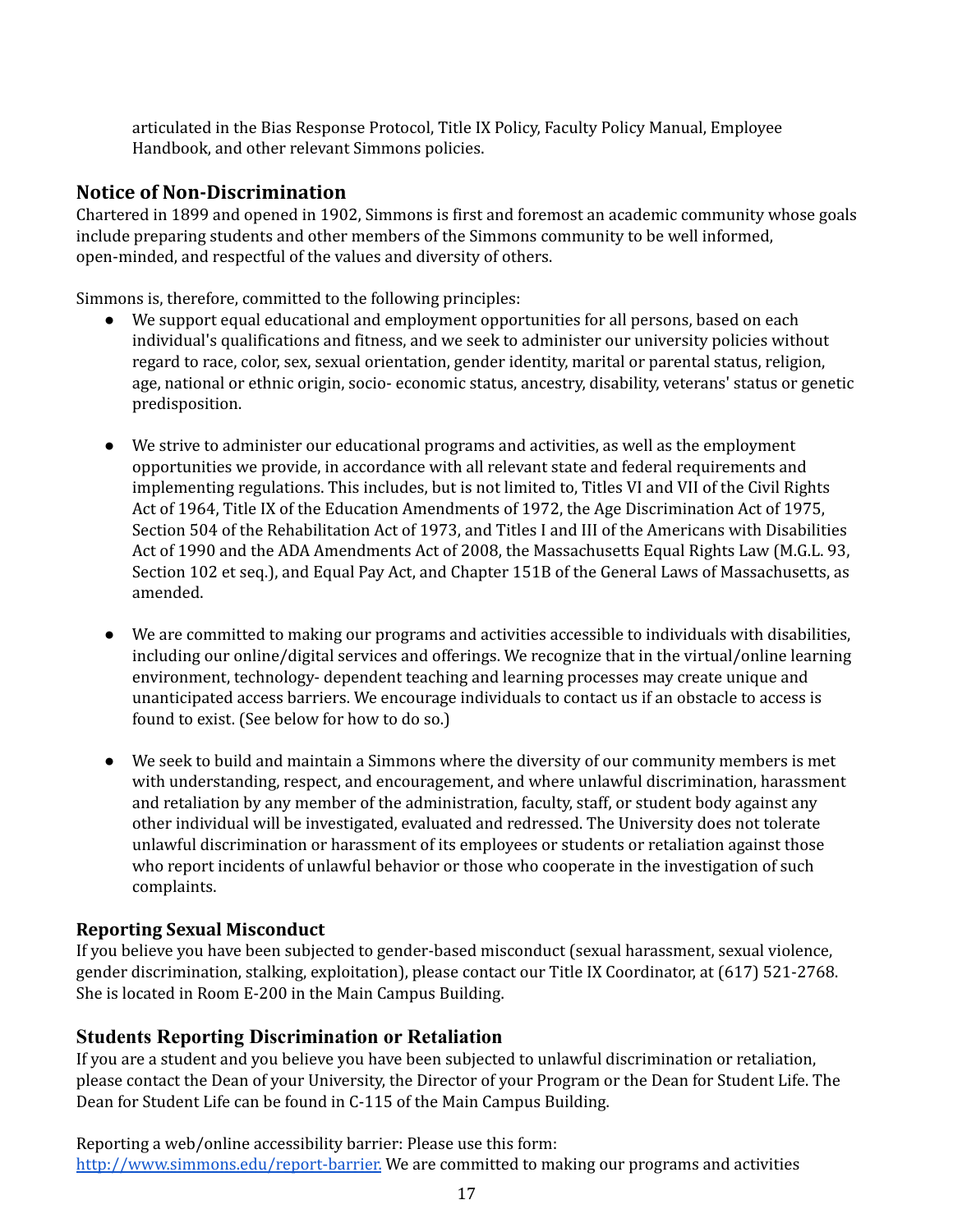articulated in the Bias Response Protocol, Title IX Policy, Faculty Policy Manual, Employee Handbook, and other relevant Simmons policies.

## Notice of Non-Discrimination

Chartered in 1899 and opened in 1902, Simmons is first and foremost an academic community whose goals include preparing students and other members of the Simmons community to be well informed, open-minded, and respectful of the values and diversity of others.

Simmons is, therefore, committed to the following principles:

- We support equal educational and employment opportunities for all persons, based on each individual's qualifications and fitness, and we seek to administer our university policies without regard to race, color, sex, sexual orientation, gender identity, marital or parental status, religion, age, national or ethnic origin, socio- economic status, ancestry, disability, veterans' status or genetic predisposition.

- We strive to administer our educational programs and activities, as well as the employment opportunities we provide, in accordance with all relevant state and federal requirements and implementing regulations. This includes, but is not limited to, Titles VI and VII of the Civil Rights Act of 1964, Title IX of the Education Amendments of 1972, the Age Discrimination Act of 1975, Section 504 of the Rehabilitation Act of 1973, and Titles I and III of the Americans with Disabilities Act of 1990 and the ADA Amendments Act of 2008, the Massachusetts Equal Rights Law (M.G.L. 93, Section 102 et seq.), and Equal Pay Act, and Chapter 151B of the General Laws of Massachusetts, as amended.

- We are committed to making our programs and activities accessible to individuals with disabilities, including our online/digital services and offerings. We recognize that in the virtual/online learning environment, technology- dependent teaching and learning processes may create unique and unanticipated access barriers. We encourage individuals to contact us if an obstacle to access is found to exist. (See below for how to do so.)

- We seek to build and maintain a Simmons where the diversity of our community members is met with understanding, respect, and encouragement, and where unlawful discrimination, harassment and retaliation by any member of the administration, faculty, staff, or student body against any other individual will be investigated, evaluated and redressed. The University does not tolerate unlawful discrimination or harassment of its employees or students or retaliation against those who report incidents of unlawful behavior or those who cooperate in the investigation of such complaints.

### Reporting Sexual Misconduct

If you believe you have been subjected to gender-based misconduct (sexual harassment, sexual violence, gender discrimination, stalking, exploitation), please contact our Title IX Coordinator, at (617) 521-2768. She is located in Room E-200 in the Main Campus Building.

## Students Reporting Discrimination or Retaliation

If you are a student and you believe you have been subjected to unlawful discrimination or retaliation, please contact the Dean of your University, the Director of your Program or the Dean for Student Life. The Dean for Student Life can be found in C-115 of the Main Campus Building.

Reporting a web/online accessibility barrier: Please use this form: [http://www.simmons.edu/report-barrier.](http://www.simmons.edu/report-barrier) We are committed to making our programs and activities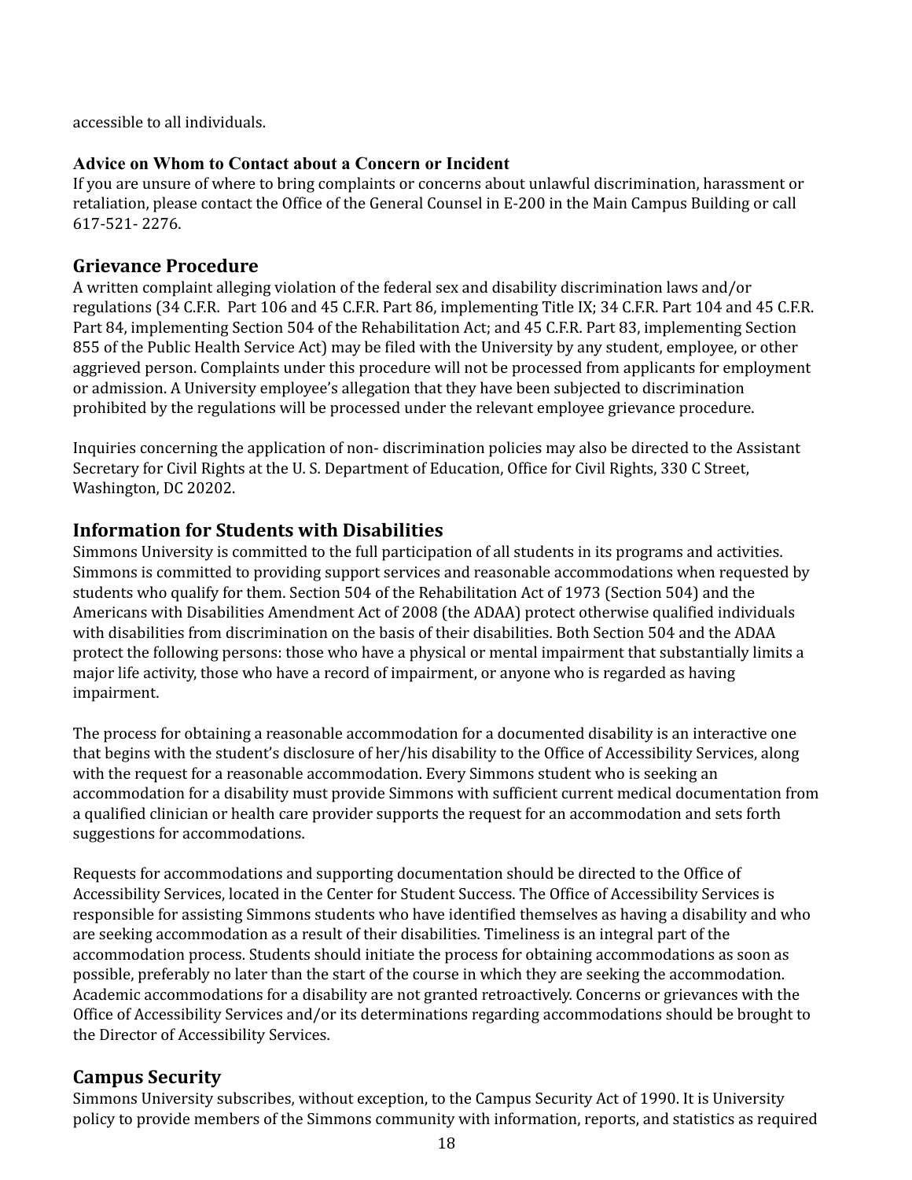accessible to all individuals.

### Advice on Whom to Contact about a Concern or Incident

If you are unsure of where to bring complaints or concerns about unlawful discrimination, harassment or retaliation, please contact the Office of the General Counsel in E-200 in the Main Campus Building or call 617-521- 2276.

## Grievance Procedure

A written complaint alleging violation of the federal sex and disability discrimination laws and/or regulations (34 C.F.R. Part 106 and 45 C.F.R. Part 86, implementing Title IX; 34 C.F.R. Part 104 and 45 C.F.R. Part 84, implementing Section 504 of the Rehabilitation Act; and 45 C.F.R. Part 83, implementing Section 855 of the Public Health Service Act) may be filed with the University by any student, employee, or other aggrieved person. Complaints under this procedure will not be processed from applicants for employment or admission. A University employee's allegation that they have been subjected to discrimination prohibited by the regulations will be processed under the relevant employee grievance procedure.

Inquiries concerning the application of non- discrimination policies may also be directed to the Assistant Secretary for Civil Rights at the U. S. Department of Education, Office for Civil Rights, 330 C Street, Washington, DC 20202.

## Information for Students with Disabilities

Simmons University is committed to the full participation of all students in its programs and activities. Simmons is committed to providing support services and reasonable accommodations when requested by students who qualify for them. Section 504 of the Rehabilitation Act of 1973 (Section 504) and the Americans with Disabilities Amendment Act of 2008 (the ADAA) protect otherwise qualified individuals with disabilities from discrimination on the basis of their disabilities. Both Section 504 and the ADAA protect the following persons: those who have a physical or mental impairment that substantially limits a major life activity, those who have a record of impairment, or anyone who is regarded as having impairment.

The process for obtaining a reasonable accommodation for a documented disability is an interactive one that begins with the student's disclosure of her/his disability to the Office of Accessibility Services, along with the request for a reasonable accommodation. Every Simmons student who is seeking an accommodation for a disability must provide Simmons with sufficient current medical documentation from a qualified clinician or health care provider supports the request for an accommodation and sets forth suggestions for accommodations.

Requests for accommodations and supporting documentation should be directed to the Office of Accessibility Services, located in the Center for Student Success. The Office of Accessibility Services is responsible for assisting Simmons students who have identified themselves as having a disability and who are seeking accommodation as a result of their disabilities. Timeliness is an integral part of the accommodation process. Students should initiate the process for obtaining accommodations as soon as possible, preferably no later than the start of the course in which they are seeking the accommodation. Academic accommodations for a disability are not granted retroactively. Concerns or grievances with the Office of Accessibility Services and/or its determinations regarding accommodations should be brought to the Director of Accessibility Services.

## Campus Security

Simmons University subscribes, without exception, to the Campus Security Act of 1990. It is University policy to provide members of the Simmons community with information, reports, and statistics as required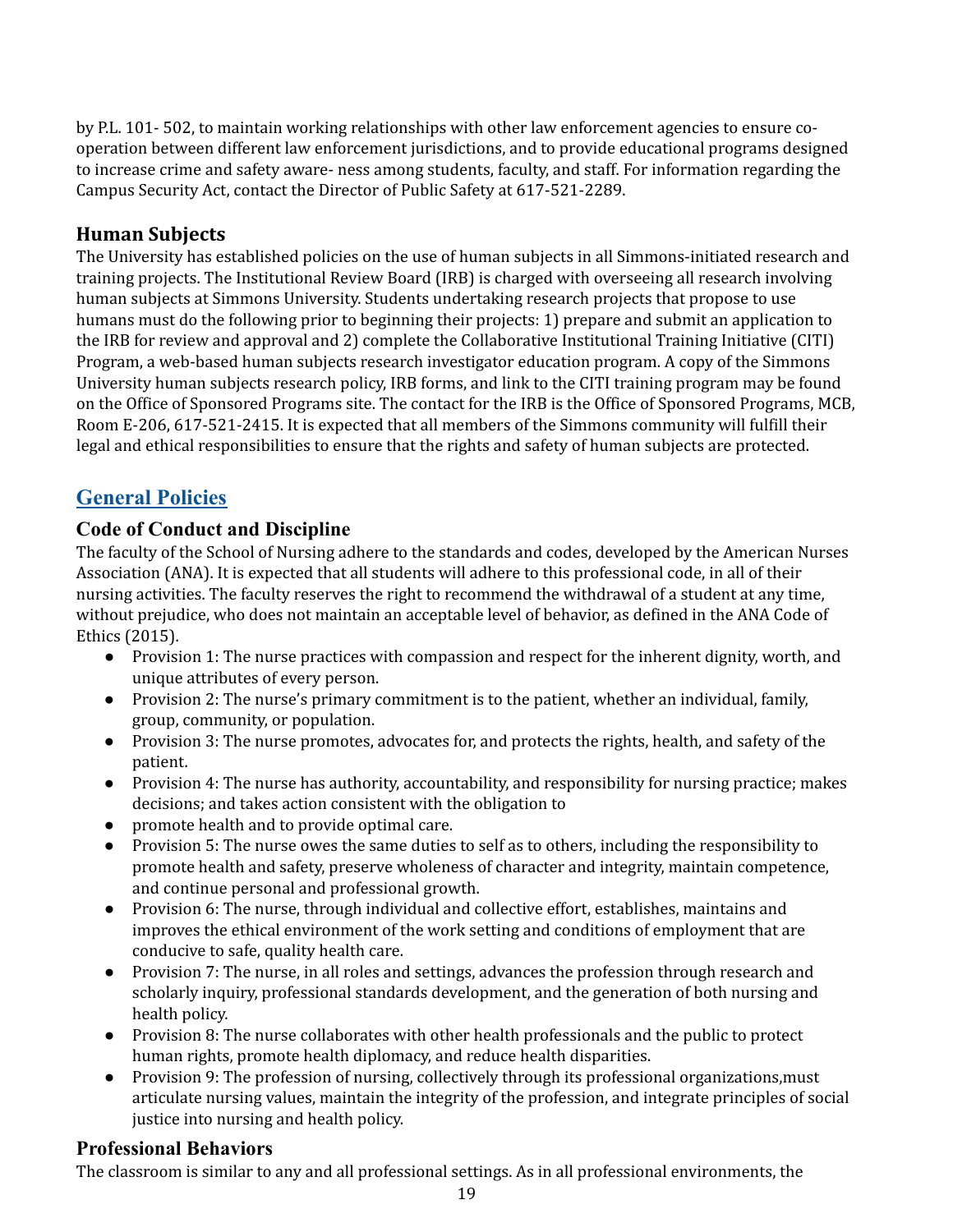by P.L. 101- 502, to maintain working relationships with other law enforcement agencies to ensure co-operation between different law enforcement jurisdictions, and to provide educational programs designed to increase crime and safety aware- ness among students, faculty, and staff. For information regarding the Campus Security Act, contact the Director of Public Safety at 617-521-2289.

### Human Subjects

The University has established policies on the use of human subjects in all Simmons-initiated research and training projects. The Institutional Review Board (IRB) is charged with overseeing all research involving human subjects at Simmons University. Students undertaking research projects that propose to use humans must do the following prior to beginning their projects: 1) prepare and submit an application to the IRB for review and approval and 2) complete the Collaborative Institutional Training Initiative (CITI) Program, a web-based human subjects research investigator education program. A copy of the Simmons University human subjects research policy, IRB forms, and link to the CITI training program may be found on the Office of Sponsored Programs site. The contact for the IRB is the Office of Sponsored Programs, MCB, Room E-206, 617-521-2415. It is expected that all members of the Simmons community will fulfill their legal and ethical responsibilities to ensure that the rights and safety of human subjects are protected.

## General Policies

### Code of Conduct and Discipline

The faculty of the School of Nursing adhere to the standards and codes, developed by the American Nurses Association (ANA). It is expected that all students will adhere to this professional code, in all of their nursing activities. The faculty reserves the right to recommend the withdrawal of a student at any time, without prejudice, who does not maintain an acceptable level of behavior, as defined in the ANA Code of Ethics (2015).

- Provision 1: The nurse practices with compassion and respect for the inherent dignity, worth, and unique attributes of every person.
- Provision 2: The nurse's primary commitment is to the patient, whether an individual, family, group, community, or population.
- Provision 3: The nurse promotes, advocates for, and protects the rights, health, and safety of the patient.
- Provision 4: The nurse has authority, accountability, and responsibility for nursing practice; makes decisions; and takes action consistent with the obligation to
- promote health and to provide optimal care.
- Provision 5: The nurse owes the same duties to self as to others, including the responsibility to promote health and safety, preserve wholeness of character and integrity, maintain competence, and continue personal and professional growth.
- Provision 6: The nurse, through individual and collective effort, establishes, maintains and improves the ethical environment of the work setting and conditions of employment that are conducive to safe, quality health care.
- Provision 7: The nurse, in all roles and settings, advances the profession through research and scholarly inquiry, professional standards development, and the generation of both nursing and health policy.
- Provision 8: The nurse collaborates with other health professionals and the public to protect human rights, promote health diplomacy, and reduce health disparities.
- Provision 9: The profession of nursing, collectively through its professional organizations,must articulate nursing values, maintain the integrity of the profession, and integrate principles of social justice into nursing and health policy.

### Professional Behaviors

The classroom is similar to any and all professional settings. As in all professional environments, the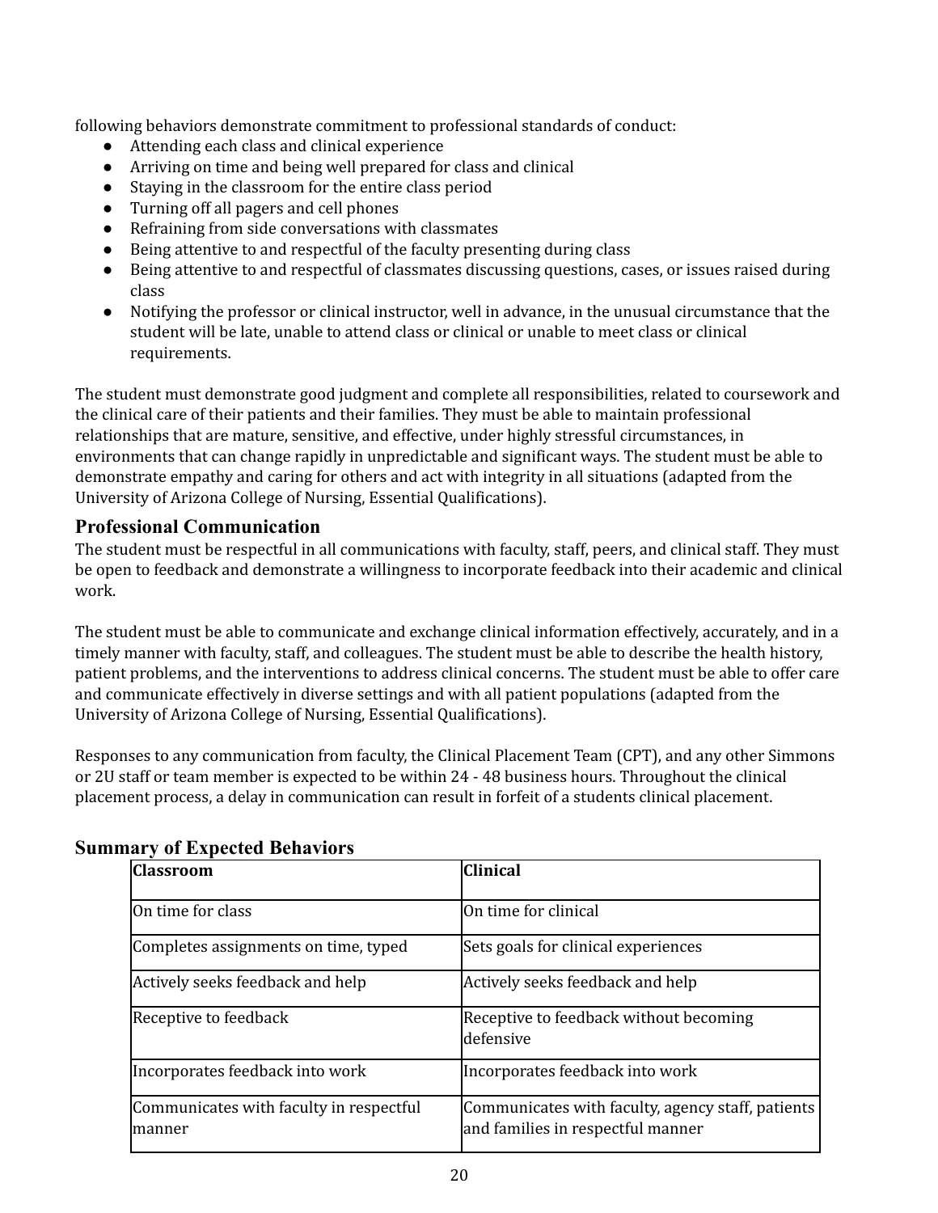following behaviors demonstrate commitment to professional standards of conduct:

- Attending each class and clinical experience
- Arriving on time and being well prepared for class and clinical
- Staying in the classroom for the entire class period
- Turning off all pagers and cell phones
- Refraining from side conversations with classmates
- Being attentive to and respectful of the faculty presenting during class
- Being attentive to and respectful of classmates discussing questions, cases, or issues raised during class
- Notifying the professor or clinical instructor, well in advance, in the unusual circumstance that the student will be late, unable to attend class or clinical or unable to meet class or clinical requirements.

The student must demonstrate good judgment and complete all responsibilities, related to coursework and the clinical care of their patients and their families. They must be able to maintain professional relationships that are mature, sensitive, and effective, under highly stressful circumstances, in environments that can change rapidly in unpredictable and significant ways. The student must be able to demonstrate empathy and caring for others and act with integrity in all situations (adapted from the University of Arizona College of Nursing, Essential Qualifications).

## Professional Communication

The student must be respectful in all communications with faculty, staff, peers, and clinical staff. They must be open to feedback and demonstrate a willingness to incorporate feedback into their academic and clinical work.

The student must be able to communicate and exchange clinical information effectively, accurately, and in a timely manner with faculty, staff, and colleagues. The student must be able to describe the health history, patient problems, and the interventions to address clinical concerns. The student must be able to offer care and communicate effectively in diverse settings and with all patient populations (adapted from the University of Arizona College of Nursing, Essential Qualifications).

Responses to any communication from faculty, the Clinical Placement Team (CPT), and any other Simmons or 2U staff or team member is expected to be within 24 - 48 business hours. Throughout the clinical placement process, a delay in communication can result in forfeit of a students clinical placement.

## Summary of Expected Behaviors

| Classroom | Clinical |
|---|---|
| On time for class | On time for clinical |
| Completes assignments on time, typed | Sets goals for clinical experiences |
| Actively seeks feedback and help | Actively seeks feedback and help |
| Receptive to feedback | Receptive to feedback without becoming defensive |
| Incorporates feedback into work | Incorporates feedback into work |
| Communicates with faculty in respectful manner | Communicates with faculty, agency staff, patients and families in respectful manner |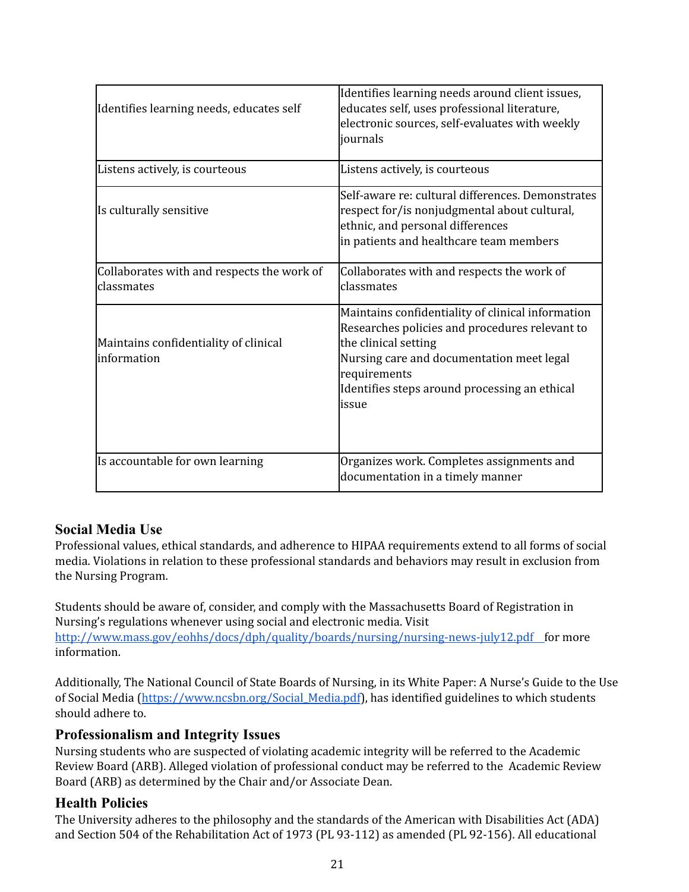| | |
|---|---|
| Identifies learning needs, educates self | Identifies learning needs around client issues, educates self, uses professional literature, electronic sources, self-evaluates with weekly journals |
| Listens actively, is courteous | Listens actively, is courteous |
| Is culturally sensitive | Self-aware re: cultural differences. Demonstrates respect for/is nonjudgmental about cultural, ethnic, and personal differences in patients and healthcare team members |
| Collaborates with and respects the work of classmates | Collaborates with and respects the work of classmates |
| Maintains confidentiality of clinical information | Maintains confidentiality of clinical information<br>Researches policies and procedures relevant to the clinical setting<br>Nursing care and documentation meet legal requirements<br>Identifies steps around processing an ethical issue |
| Is accountable for own learning | Organizes work. Completes assignments and documentation in a timely manner |

### Social Media Use

Professional values, ethical standards, and adherence to HIPAA requirements extend to all forms of social media. Violations in relation to these professional standards and behaviors may result in exclusion from the Nursing Program.

Students should be aware of, consider, and comply with the Massachusetts Board of Registration in Nursing's regulations whenever using social and electronic media. Visit [http://www.mass.gov/eohhs/docs/dph/quality/boards/nursing/nursing-news-july12.pdf](http://www.mass.gov/eohhs/docs/dph/quality/boards/nursing/nursing-news-july12.pdf) for more information.

Additionally, The National Council of State Boards of Nursing, in its White Paper: A Nurse's Guide to the Use of Social Media ([https://www.ncsbn.org/Social_Media.pdf](https://www.ncsbn.org/Social_Media.pdf)), has identified guidelines to which students should adhere to.

### Professionalism and Integrity Issues

Nursing students who are suspected of violating academic integrity will be referred to the Academic Review Board (ARB). Alleged violation of professional conduct may be referred to the Academic Review Board (ARB) as determined by the Chair and/or Associate Dean.

### Health Policies

The University adheres to the philosophy and the standards of the American with Disabilities Act (ADA) and Section 504 of the Rehabilitation Act of 1973 (PL 93-112) as amended (PL 92-156). All educational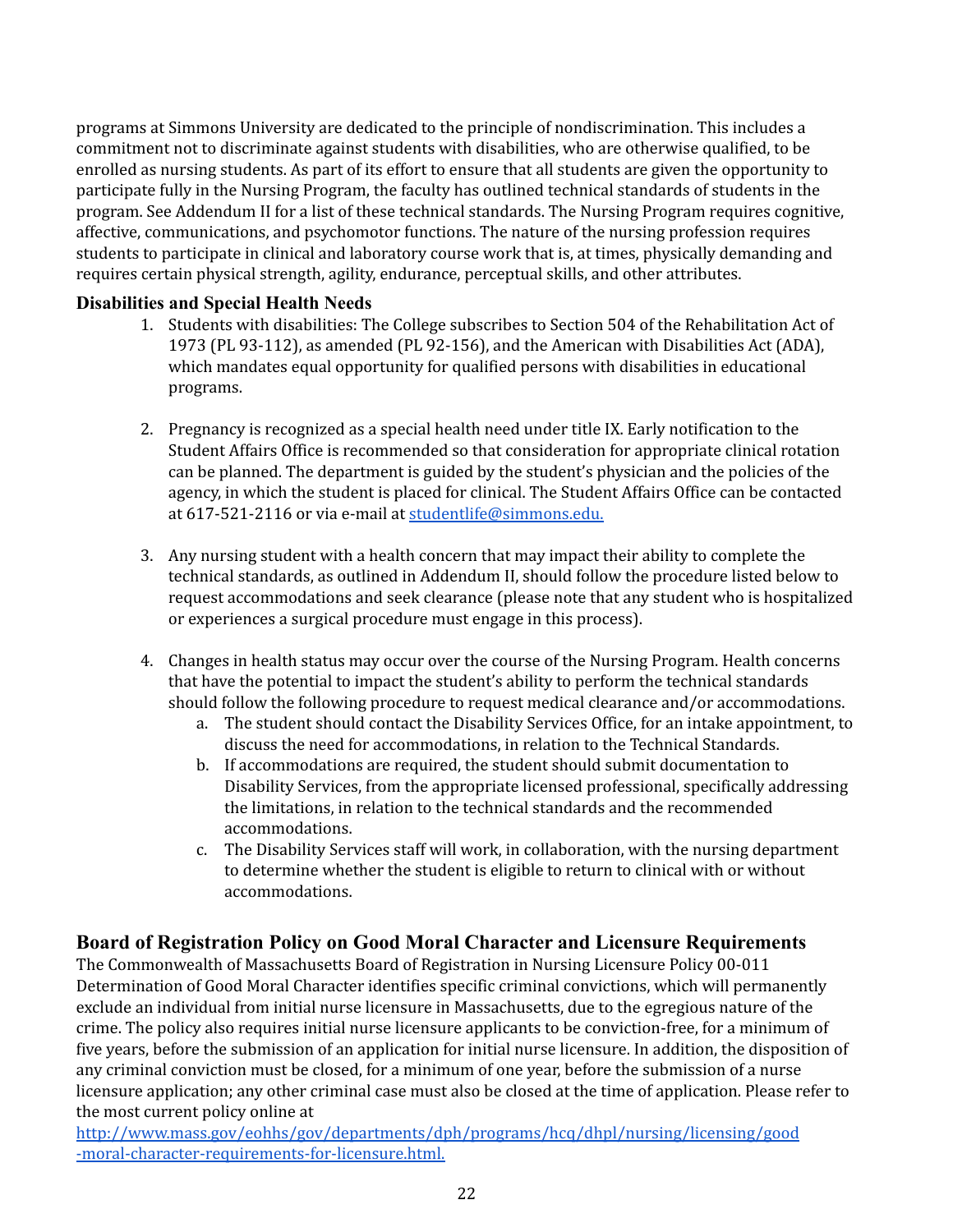programs at Simmons University are dedicated to the principle of nondiscrimination. This includes a commitment not to discriminate against students with disabilities, who are otherwise qualified, to be enrolled as nursing students. As part of its effort to ensure that all students are given the opportunity to participate fully in the Nursing Program, the faculty has outlined technical standards of students in the program. See Addendum II for a list of these technical standards. The Nursing Program requires cognitive, affective, communications, and psychomotor functions. The nature of the nursing profession requires students to participate in clinical and laboratory course work that is, at times, physically demanding and requires certain physical strength, agility, endurance, perceptual skills, and other attributes.

### Disabilities and Special Health Needs

1. Students with disabilities: The College subscribes to Section 504 of the Rehabilitation Act of 1973 (PL 93-112), as amended (PL 92-156), and the American with Disabilities Act (ADA), which mandates equal opportunity for qualified persons with disabilities in educational programs.

2. Pregnancy is recognized as a special health need under title IX. Early notification to the Student Affairs Office is recommended so that consideration for appropriate clinical rotation can be planned. The department is guided by the student's physician and the policies of the agency, in which the student is placed for clinical. The Student Affairs Office can be contacted at 617-521-2116 or via e-mail at studentlife@simmons.edu.

3. Any nursing student with a health concern that may impact their ability to complete the technical standards, as outlined in Addendum II, should follow the procedure listed below to request accommodations and seek clearance (please note that any student who is hospitalized or experiences a surgical procedure must engage in this process).

4. Changes in health status may occur over the course of the Nursing Program. Health concerns that have the potential to impact the student's ability to perform the technical standards should follow the following procedure to request medical clearance and/or accommodations.
   a. The student should contact the Disability Services Office, for an intake appointment, to discuss the need for accommodations, in relation to the Technical Standards.
   b. If accommodations are required, the student should submit documentation to Disability Services, from the appropriate licensed professional, specifically addressing the limitations, in relation to the technical standards and the recommended accommodations.
   c. The Disability Services staff will work, in collaboration, with the nursing department to determine whether the student is eligible to return to clinical with or without accommodations.

## Board of Registration Policy on Good Moral Character and Licensure Requirements

The Commonwealth of Massachusetts Board of Registration in Nursing Licensure Policy 00-011 Determination of Good Moral Character identifies specific criminal convictions, which will permanently exclude an individual from initial nurse licensure in Massachusetts, due to the egregious nature of the crime. The policy also requires initial nurse licensure applicants to be conviction-free, for a minimum of five years, before the submission of an application for initial nurse licensure. In addition, the disposition of any criminal conviction must be closed, for a minimum of one year, before the submission of a nurse licensure application; any other criminal case must also be closed at the time of application. Please refer to the most current policy online at http://www.mass.gov/eohhs/gov/departments/dph/programs/hcq/dhpl/nursing/licensing/good-moral-character-requirements-for-licensure.html.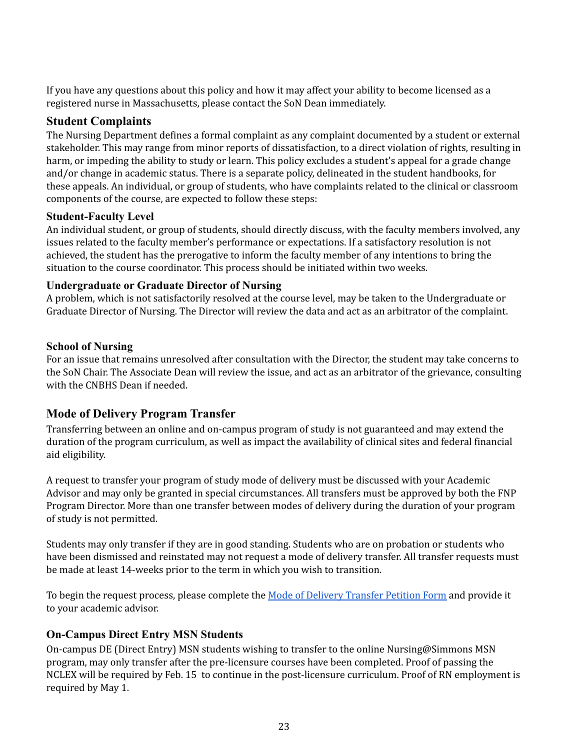If you have any questions about this policy and how it may affect your ability to become licensed as a registered nurse in Massachusetts, please contact the SoN Dean immediately.

## Student Complaints

The Nursing Department defines a formal complaint as any complaint documented by a student or external stakeholder. This may range from minor reports of dissatisfaction, to a direct violation of rights, resulting in harm, or impeding the ability to study or learn. This policy excludes a student's appeal for a grade change and/or change in academic status. There is a separate policy, delineated in the student handbooks, for these appeals. An individual, or group of students, who have complaints related to the clinical or classroom components of the course, are expected to follow these steps:

### Student-Faculty Level

An individual student, or group of students, should directly discuss, with the faculty members involved, any issues related to the faculty member's performance or expectations. If a satisfactory resolution is not achieved, the student has the prerogative to inform the faculty member of any intentions to bring the situation to the course coordinator. This process should be initiated within two weeks.

### Undergraduate or Graduate Director of Nursing

A problem, which is not satisfactorily resolved at the course level, may be taken to the Undergraduate or Graduate Director of Nursing. The Director will review the data and act as an arbitrator of the complaint.

### School of Nursing

For an issue that remains unresolved after consultation with the Director, the student may take concerns to the SoN Chair. The Associate Dean will review the issue, and act as an arbitrator of the grievance, consulting with the CNBHS Dean if needed.

## Mode of Delivery Program Transfer

Transferring between an online and on-campus program of study is not guaranteed and may extend the duration of the program curriculum, as well as impact the availability of clinical sites and federal financial aid eligibility.

A request to transfer your program of study mode of delivery must be discussed with your Academic Advisor and may only be granted in special circumstances. All transfers must be approved by both the FNP Program Director. More than one transfer between modes of delivery during the duration of your program of study is not permitted.

Students may only transfer if they are in good standing. Students who are on probation or students who have been dismissed and reinstated may not request a mode of delivery transfer. All transfer requests must be made at least 14-weeks prior to the term in which you wish to transition.

To begin the request process, please complete the [Mode of Delivery Transfer Petition Form]() and provide it to your academic advisor.

### On-Campus Direct Entry MSN Students

On-campus DE (Direct Entry) MSN students wishing to transfer to the online Nursing@Simmons MSN program, may only transfer after the pre-licensure courses have been completed. Proof of passing the NCLEX will be required by Feb. 15 to continue in the post-licensure curriculum. Proof of RN employment is required by May 1.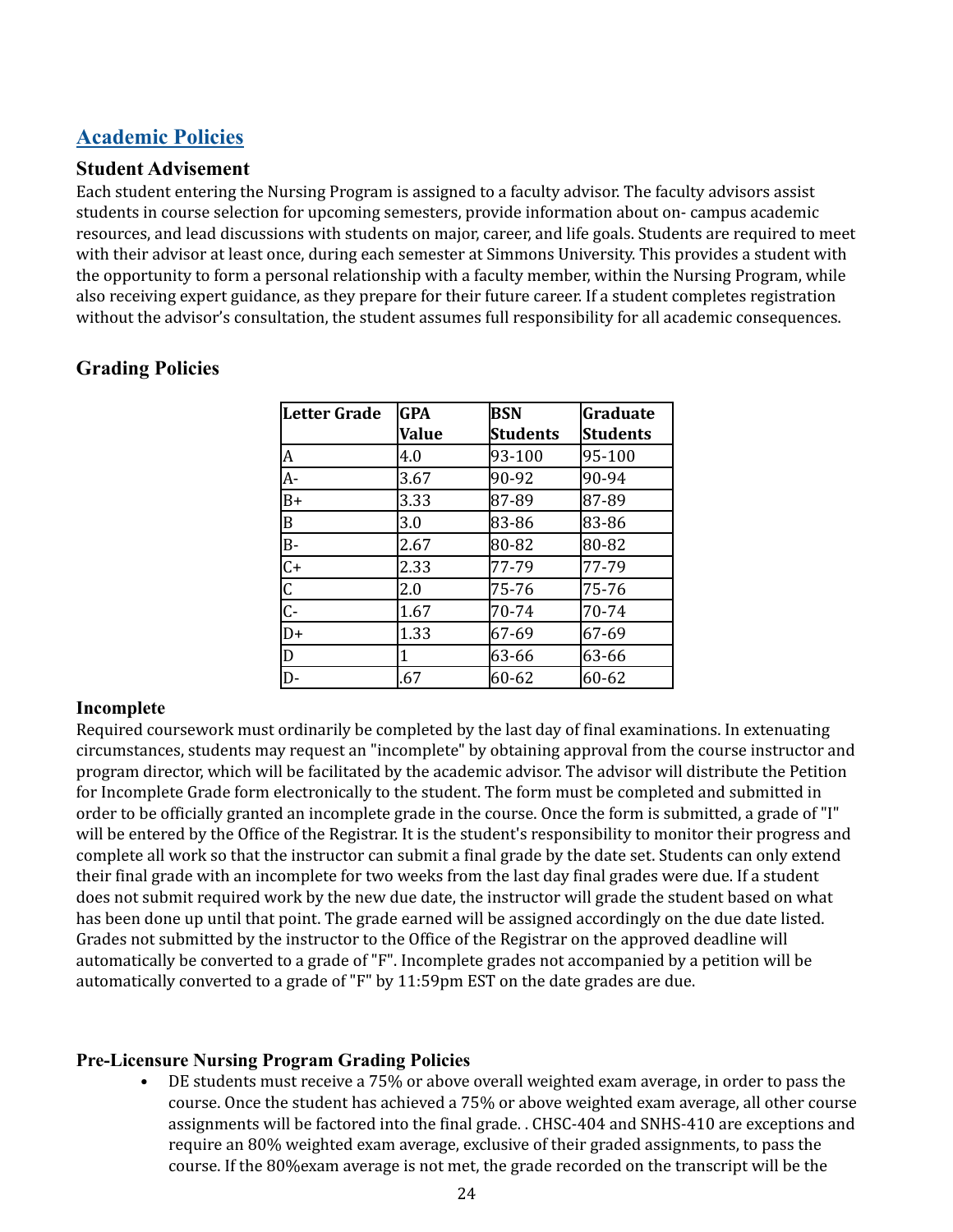## Academic Policies

### Student Advisement

Each student entering the Nursing Program is assigned to a faculty advisor. The faculty advisors assist students in course selection for upcoming semesters, provide information about on- campus academic resources, and lead discussions with students on major, career, and life goals. Students are required to meet with their advisor at least once, during each semester at Simmons University. This provides a student with the opportunity to form a personal relationship with a faculty member, within the Nursing Program, while also receiving expert guidance, as they prepare for their future career. If a student completes registration without the advisor's consultation, the student assumes full responsibility for all academic consequences.

### Grading Policies

| Letter Grade | GPA Value | BSN Students | Graduate Students |
|---|---|---|---|
| A | 4.0 | 93-100 | 95-100 |
| A- | 3.67 | 90-92 | 90-94 |
| B+ | 3.33 | 87-89 | 87-89 |
| B | 3.0 | 83-86 | 83-86 |
| B- | 2.67 | 80-82 | 80-82 |
| C+ | 2.33 | 77-79 | 77-79 |
| C | 2.0 | 75-76 | 75-76 |
| C- | 1.67 | 70-74 | 70-74 |
| D+ | 1.33 | 67-69 | 67-69 |
| D | 1 | 63-66 | 63-66 |
| D- | .67 | 60-62 | 60-62 |

#### Incomplete

Required coursework must ordinarily be completed by the last day of final examinations. In extenuating circumstances, students may request an "incomplete" by obtaining approval from the course instructor and program director, which will be facilitated by the academic advisor. The advisor will distribute the Petition for Incomplete Grade form electronically to the student. The form must be completed and submitted in order to be officially granted an incomplete grade in the course. Once the form is submitted, a grade of "I" will be entered by the Office of the Registrar. It is the student's responsibility to monitor their progress and complete all work so that the instructor can submit a final grade by the date set. Students can only extend their final grade with an incomplete for two weeks from the last day final grades were due. If a student does not submit required work by the new due date, the instructor will grade the student based on what has been done up until that point. The grade earned will be assigned accordingly on the due date listed. Grades not submitted by the instructor to the Office of the Registrar on the approved deadline will automatically be converted to a grade of "F". Incomplete grades not accompanied by a petition will be automatically converted to a grade of "F" by 11:59pm EST on the date grades are due.

#### Pre-Licensure Nursing Program Grading Policies

- DE students must receive a 75% or above overall weighted exam average, in order to pass the course. Once the student has achieved a 75% or above weighted exam average, all other course assignments will be factored into the final grade. . CHSC-404 and SNHS-410 are exceptions and require an 80% weighted exam average, exclusive of their graded assignments, to pass the course. If the 80%exam average is not met, the grade recorded on the transcript will be the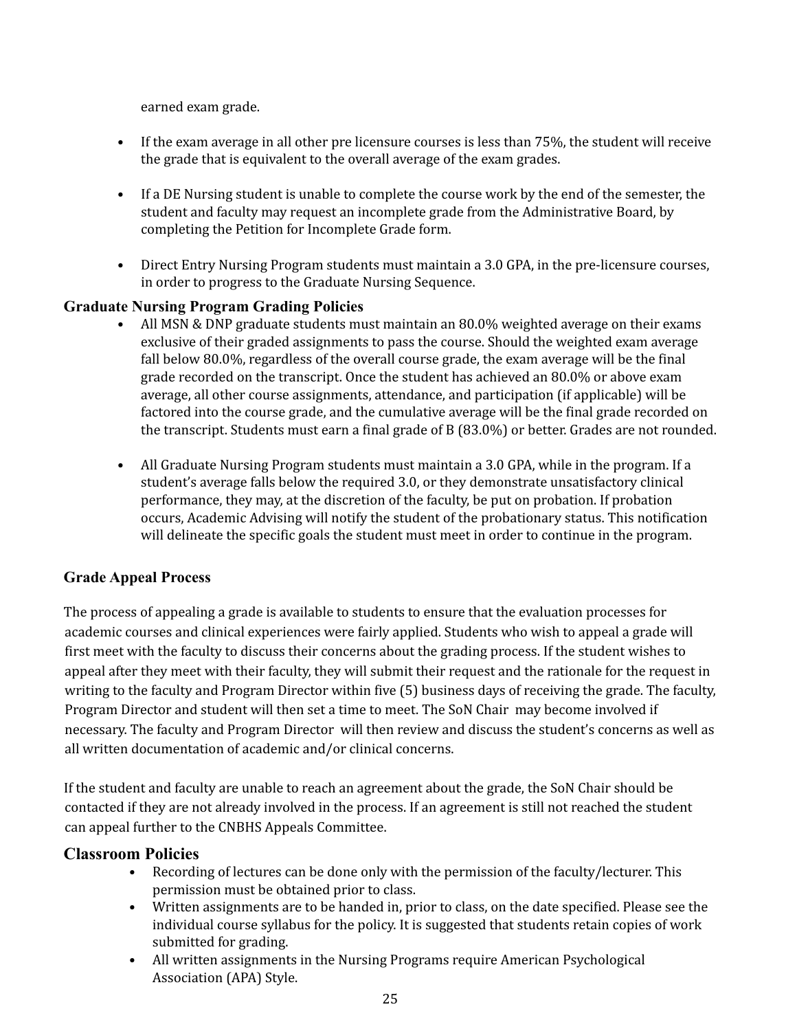earned exam grade.

- If the exam average in all other pre licensure courses is less than 75%, the student will receive the grade that is equivalent to the overall average of the exam grades.

- If a DE Nursing student is unable to complete the course work by the end of the semester, the student and faculty may request an incomplete grade from the Administrative Board, by completing the Petition for Incomplete Grade form.

- Direct Entry Nursing Program students must maintain a 3.0 GPA, in the pre-licensure courses, in order to progress to the Graduate Nursing Sequence.

## Graduate Nursing Program Grading Policies

- All MSN & DNP graduate students must maintain an 80.0% weighted average on their exams exclusive of their graded assignments to pass the course. Should the weighted exam average fall below 80.0%, regardless of the overall course grade, the exam average will be the final grade recorded on the transcript. Once the student has achieved an 80.0% or above exam average, all other course assignments, attendance, and participation (if applicable) will be factored into the course grade, and the cumulative average will be the final grade recorded on the transcript. Students must earn a final grade of B (83.0%) or better. Grades are not rounded.

- All Graduate Nursing Program students must maintain a 3.0 GPA, while in the program. If a student's average falls below the required 3.0, or they demonstrate unsatisfactory clinical performance, they may, at the discretion of the faculty, be put on probation. If probation occurs, Academic Advising will notify the student of the probationary status. This notification will delineate the specific goals the student must meet in order to continue in the program.

## Grade Appeal Process

The process of appealing a grade is available to students to ensure that the evaluation processes for academic courses and clinical experiences were fairly applied. Students who wish to appeal a grade will first meet with the faculty to discuss their concerns about the grading process. If the student wishes to appeal after they meet with their faculty, they will submit their request and the rationale for the request in writing to the faculty and Program Director within five (5) business days of receiving the grade. The faculty, Program Director and student will then set a time to meet. The SoN Chair may become involved if necessary. The faculty and Program Director will then review and discuss the student's concerns as well as all written documentation of academic and/or clinical concerns.

If the student and faculty are unable to reach an agreement about the grade, the SoN Chair should be contacted if they are not already involved in the process. If an agreement is still not reached the student can appeal further to the CNBHS Appeals Committee.

## Classroom Policies

- Recording of lectures can be done only with the permission of the faculty/lecturer. This permission must be obtained prior to class.
- Written assignments are to be handed in, prior to class, on the date specified. Please see the individual course syllabus for the policy. It is suggested that students retain copies of work submitted for grading.
- All written assignments in the Nursing Programs require American Psychological Association (APA) Style.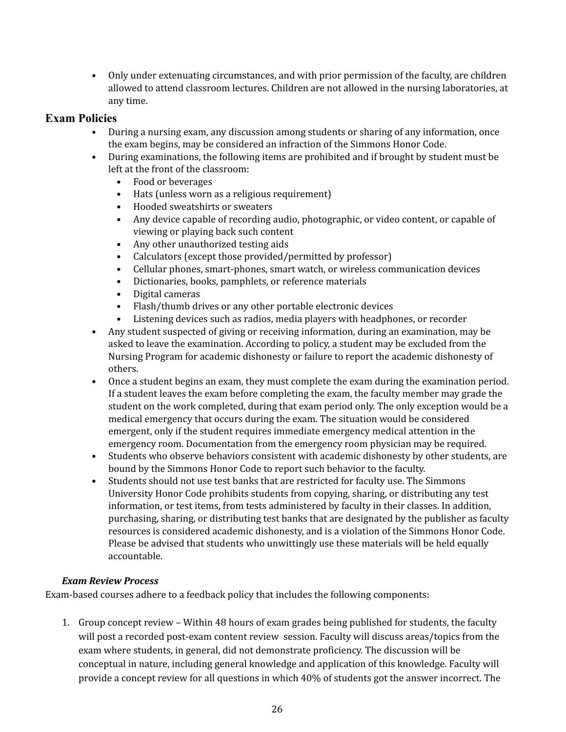- Only under extenuating circumstances, and with prior permission of the faculty, are children allowed to attend classroom lectures. Children are not allowed in the nursing laboratories, at any time.

## Exam Policies

- During a nursing exam, any discussion among students or sharing of any information, once the exam begins, may be considered an infraction of the Simmons Honor Code.
- During examinations, the following items are prohibited and if brought by student must be left at the front of the classroom:
  - Food or beverages
  - Hats (unless worn as a religious requirement)
  - Hooded sweatshirts or sweaters
  - Any device capable of recording audio, photographic, or video content, or capable of viewing or playing back such content
  - Any other unauthorized testing aids
  - Calculators (except those provided/permitted by professor)
  - Cellular phones, smart-phones, smart watch, or wireless communication devices
  - Dictionaries, books, pamphlets, or reference materials
  - Digital cameras
  - Flash/thumb drives or any other portable electronic devices
  - Listening devices such as radios, media players with headphones, or recorder
- Any student suspected of giving or receiving information, during an examination, may be asked to leave the examination. According to policy, a student may be excluded from the Nursing Program for academic dishonesty or failure to report the academic dishonesty of others.
- Once a student begins an exam, they must complete the exam during the examination period. If a student leaves the exam before completing the exam, the faculty member may grade the student on the work completed, during that exam period only. The only exception would be a medical emergency that occurs during the exam. The situation would be considered emergent, only if the student requires immediate emergency medical attention in the emergency room. Documentation from the emergency room physician may be required.
- Students who observe behaviors consistent with academic dishonesty by other students, are bound by the Simmons Honor Code to report such behavior to the faculty.
- Students should not use test banks that are restricted for faculty use. The Simmons University Honor Code prohibits students from copying, sharing, or distributing any test information, or test items, from tests administered by faculty in their classes. In addition, purchasing, sharing, or distributing test banks that are designated by the publisher as faculty resources is considered academic dishonesty, and is a violation of the Simmons Honor Code. Please be advised that students who unwittingly use these materials will be held equally accountable.

### *Exam Review Process*

Exam-based courses adhere to a feedback policy that includes the following components:

1. Group concept review – Within 48 hours of exam grades being published for students, the faculty will post a recorded post-exam content review session. Faculty will discuss areas/topics from the exam where students, in general, did not demonstrate proficiency. The discussion will be conceptual in nature, including general knowledge and application of this knowledge. Faculty will provide a concept review for all questions in which 40% of students got the answer incorrect. The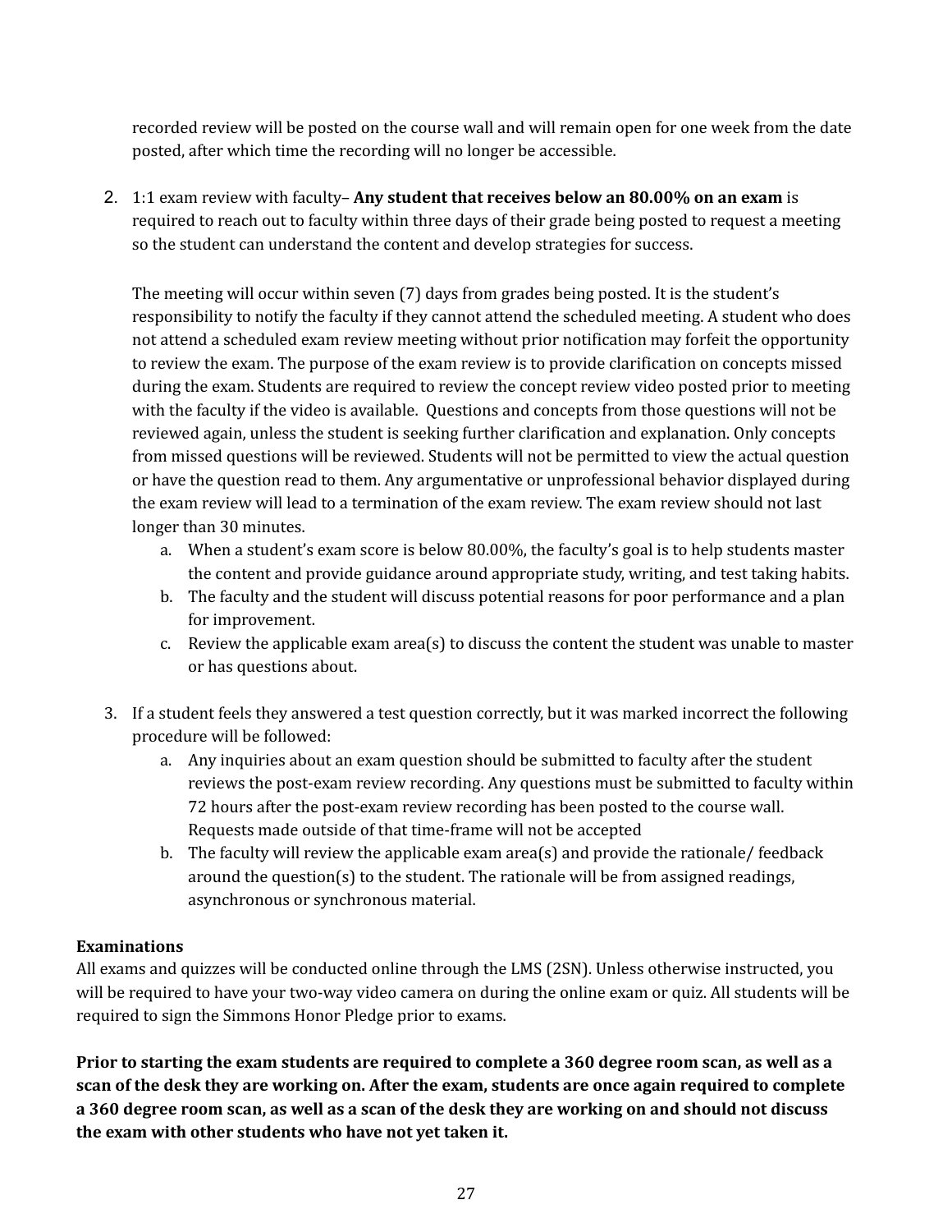recorded review will be posted on the course wall and will remain open for one week from the date posted, after which time the recording will no longer be accessible.

2. 1:1 exam review with faculty– **Any student that receives below an 80.00% on an exam** is required to reach out to faculty within three days of their grade being posted to request a meeting so the student can understand the content and develop strategies for success.

   The meeting will occur within seven (7) days from grades being posted. It is the student's responsibility to notify the faculty if they cannot attend the scheduled meeting. A student who does not attend a scheduled exam review meeting without prior notification may forfeit the opportunity to review the exam. The purpose of the exam review is to provide clarification on concepts missed during the exam. Students are required to review the concept review video posted prior to meeting with the faculty if the video is available. Questions and concepts from those questions will not be reviewed again, unless the student is seeking further clarification and explanation. Only concepts from missed questions will be reviewed. Students will not be permitted to view the actual question or have the question read to them. Any argumentative or unprofessional behavior displayed during the exam review will lead to a termination of the exam review. The exam review should not last longer than 30 minutes.

   a. When a student's exam score is below 80.00%, the faculty's goal is to help students master the content and provide guidance around appropriate study, writing, and test taking habits.
   b. The faculty and the student will discuss potential reasons for poor performance and a plan for improvement.
   c. Review the applicable exam area(s) to discuss the content the student was unable to master or has questions about.

3. If a student feels they answered a test question correctly, but it was marked incorrect the following procedure will be followed:
   a. Any inquiries about an exam question should be submitted to faculty after the student reviews the post-exam review recording. Any questions must be submitted to faculty within 72 hours after the post-exam review recording has been posted to the course wall. Requests made outside of that time-frame will not be accepted
   b. The faculty will review the applicable exam area(s) and provide the rationale/ feedback around the question(s) to the student. The rationale will be from assigned readings, asynchronous or synchronous material.

**Examinations**

All exams and quizzes will be conducted online through the LMS (2SN). Unless otherwise instructed, you will be required to have your two-way video camera on during the online exam or quiz. All students will be required to sign the Simmons Honor Pledge prior to exams.

**Prior to starting the exam students are required to complete a 360 degree room scan, as well as a scan of the desk they are working on. After the exam, students are once again required to complete a 360 degree room scan, as well as a scan of the desk they are working on and should not discuss the exam with other students who have not yet taken it.**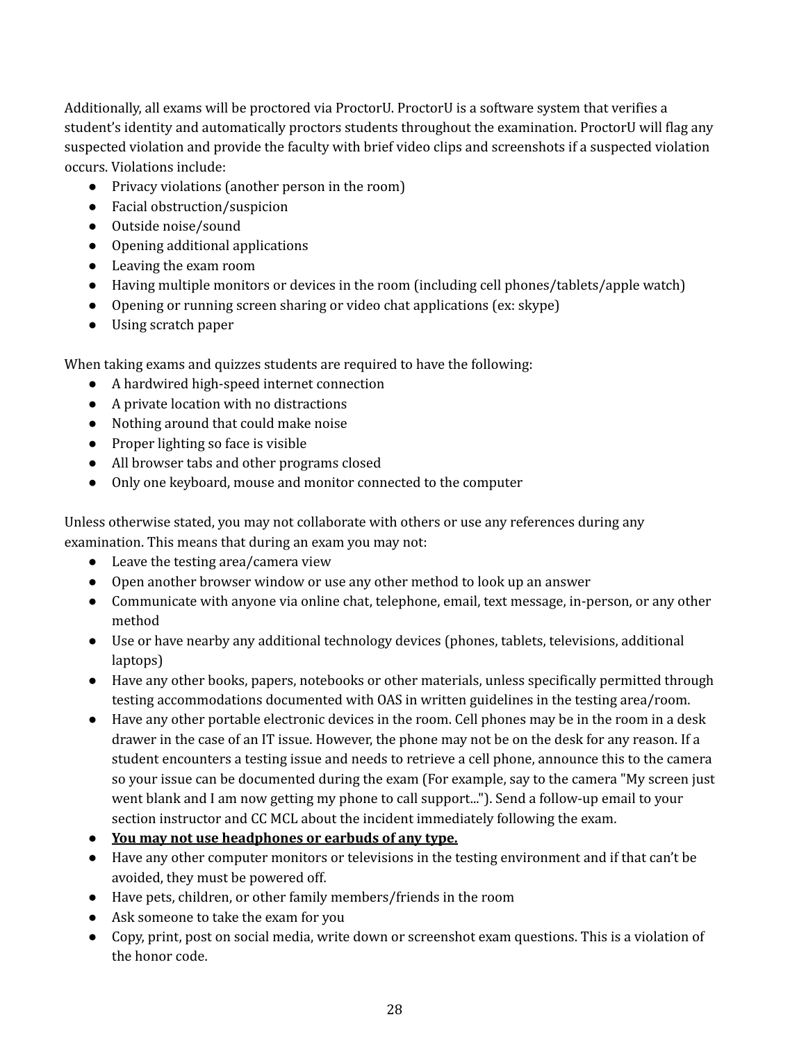Additionally, all exams will be proctored via ProctorU. ProctorU is a software system that verifies a student's identity and automatically proctors students throughout the examination. ProctorU will flag any suspected violation and provide the faculty with brief video clips and screenshots if a suspected violation occurs. Violations include:

- Privacy violations (another person in the room)
- Facial obstruction/suspicion
- Outside noise/sound
- Opening additional applications
- Leaving the exam room
- Having multiple monitors or devices in the room (including cell phones/tablets/apple watch)
- Opening or running screen sharing or video chat applications (ex: skype)
- Using scratch paper

When taking exams and quizzes students are required to have the following:

- A hardwired high-speed internet connection
- A private location with no distractions
- Nothing around that could make noise
- Proper lighting so face is visible
- All browser tabs and other programs closed
- Only one keyboard, mouse and monitor connected to the computer

Unless otherwise stated, you may not collaborate with others or use any references during any examination. This means that during an exam you may not:

- Leave the testing area/camera view
- Open another browser window or use any other method to look up an answer
- Communicate with anyone via online chat, telephone, email, text message, in-person, or any other method
- Use or have nearby any additional technology devices (phones, tablets, televisions, additional laptops)
- Have any other books, papers, notebooks or other materials, unless specifically permitted through testing accommodations documented with OAS in written guidelines in the testing area/room.
- Have any other portable electronic devices in the room. Cell phones may be in the room in a desk drawer in the case of an IT issue. However, the phone may not be on the desk for any reason. If a student encounters a testing issue and needs to retrieve a cell phone, announce this to the camera so your issue can be documented during the exam (For example, say to the camera "My screen just went blank and I am now getting my phone to call support..."). Send a follow-up email to your section instructor and CC MCL about the incident immediately following the exam.
- <u>**You may not use headphones or earbuds of any type.**</u>
- Have any other computer monitors or televisions in the testing environment and if that can't be avoided, they must be powered off.
- Have pets, children, or other family members/friends in the room
- Ask someone to take the exam for you
- Copy, print, post on social media, write down or screenshot exam questions. This is a violation of the honor code.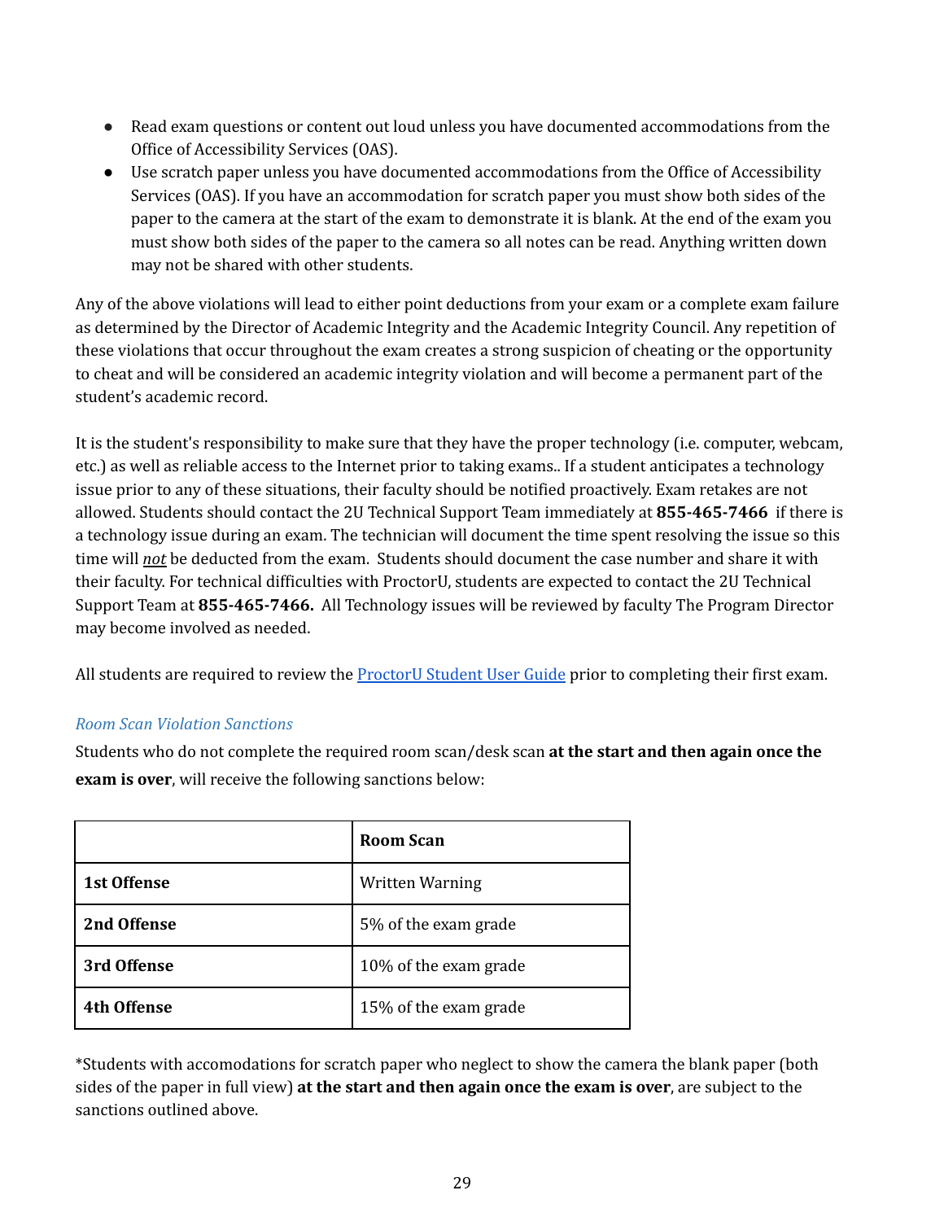- Read exam questions or content out loud unless you have documented accommodations from the Office of Accessibility Services (OAS).
- Use scratch paper unless you have documented accommodations from the Office of Accessibility Services (OAS). If you have an accommodation for scratch paper you must show both sides of the paper to the camera at the start of the exam to demonstrate it is blank. At the end of the exam you must show both sides of the paper to the camera so all notes can be read. Anything written down may not be shared with other students.

Any of the above violations will lead to either point deductions from your exam or a complete exam failure as determined by the Director of Academic Integrity and the Academic Integrity Council. Any repetition of these violations that occur throughout the exam creates a strong suspicion of cheating or the opportunity to cheat and will be considered an academic integrity violation and will become a permanent part of the student's academic record.

It is the student's responsibility to make sure that they have the proper technology (i.e. computer, webcam, etc.) as well as reliable access to the Internet prior to taking exams.. If a student anticipates a technology issue prior to any of these situations, their faculty should be notified proactively. Exam retakes are not allowed. Students should contact the 2U Technical Support Team immediately at **855-465-7466** if there is a technology issue during an exam. The technician will document the time spent resolving the issue so this time will ***not*** be deducted from the exam. Students should document the case number and share it with their faculty. For technical difficulties with ProctorU, students are expected to contact the 2U Technical Support Team at **855-465-7466.** All Technology issues will be reviewed by faculty The Program Director may become involved as needed.

All students are required to review the ProctorU Student User Guide prior to completing their first exam.

*Room Scan Violation Sanctions*

Students who do not complete the required room scan/desk scan **at the start and then again once the exam is over**, will receive the following sanctions below:

| | **Room Scan** |
|---|---|
| **1st Offense** | Written Warning |
| **2nd Offense** | 5% of the exam grade |
| **3rd Offense** | 10% of the exam grade |
| **4th Offense** | 15% of the exam grade |

*Students with accomodations for scratch paper who neglect to show the camera the blank paper (both sides of the paper in full view) **at the start and then again once the exam is over**, are subject to the sanctions outlined above.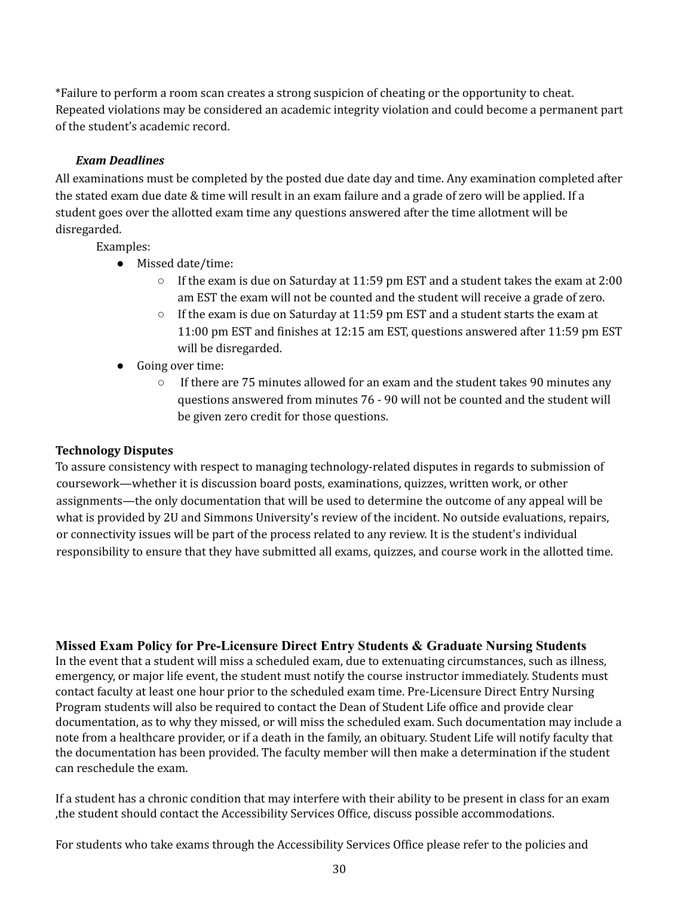*Failure to perform a room scan creates a strong suspicion of cheating or the opportunity to cheat. Repeated violations may be considered an academic integrity violation and could become a permanent part of the student's academic record.

#### ***Exam Deadlines***

All examinations must be completed by the posted due date day and time. Any examination completed after the stated exam due date & time will result in an exam failure and a grade of zero will be applied. If a student goes over the allotted exam time any questions answered after the time allotment will be disregarded.

Examples:

- Missed date/time:
  - If the exam is due on Saturday at 11:59 pm EST and a student takes the exam at 2:00 am EST the exam will not be counted and the student will receive a grade of zero.
  - If the exam is due on Saturday at 11:59 pm EST and a student starts the exam at 11:00 pm EST and finishes at 12:15 am EST, questions answered after 11:59 pm EST will be disregarded.
- Going over time:
  - If there are 75 minutes allowed for an exam and the student takes 90 minutes any questions answered from minutes 76 - 90 will not be counted and the student will be given zero credit for those questions.

### **Technology Disputes**

To assure consistency with respect to managing technology-related disputes in regards to submission of coursework—whether it is discussion board posts, examinations, quizzes, written work, or other assignments—the only documentation that will be used to determine the outcome of any appeal will be what is provided by 2U and Simmons University's review of the incident. No outside evaluations, repairs, or connectivity issues will be part of the process related to any review. It is the student's individual responsibility to ensure that they have submitted all exams, quizzes, and course work in the allotted time.

### **Missed Exam Policy for Pre-Licensure Direct Entry Students & Graduate Nursing Students**

In the event that a student will miss a scheduled exam, due to extenuating circumstances, such as illness, emergency, or major life event, the student must notify the course instructor immediately. Students must contact faculty at least one hour prior to the scheduled exam time. Pre-Licensure Direct Entry Nursing Program students will also be required to contact the Dean of Student Life office and provide clear documentation, as to why they missed, or will miss the scheduled exam. Such documentation may include a note from a healthcare provider, or if a death in the family, an obituary. Student Life will notify faculty that the documentation has been provided. The faculty member will then make a determination if the student can reschedule the exam.

If a student has a chronic condition that may interfere with their ability to be present in class for an exam ,the student should contact the Accessibility Services Office, discuss possible accommodations.

For students who take exams through the Accessibility Services Office please refer to the policies and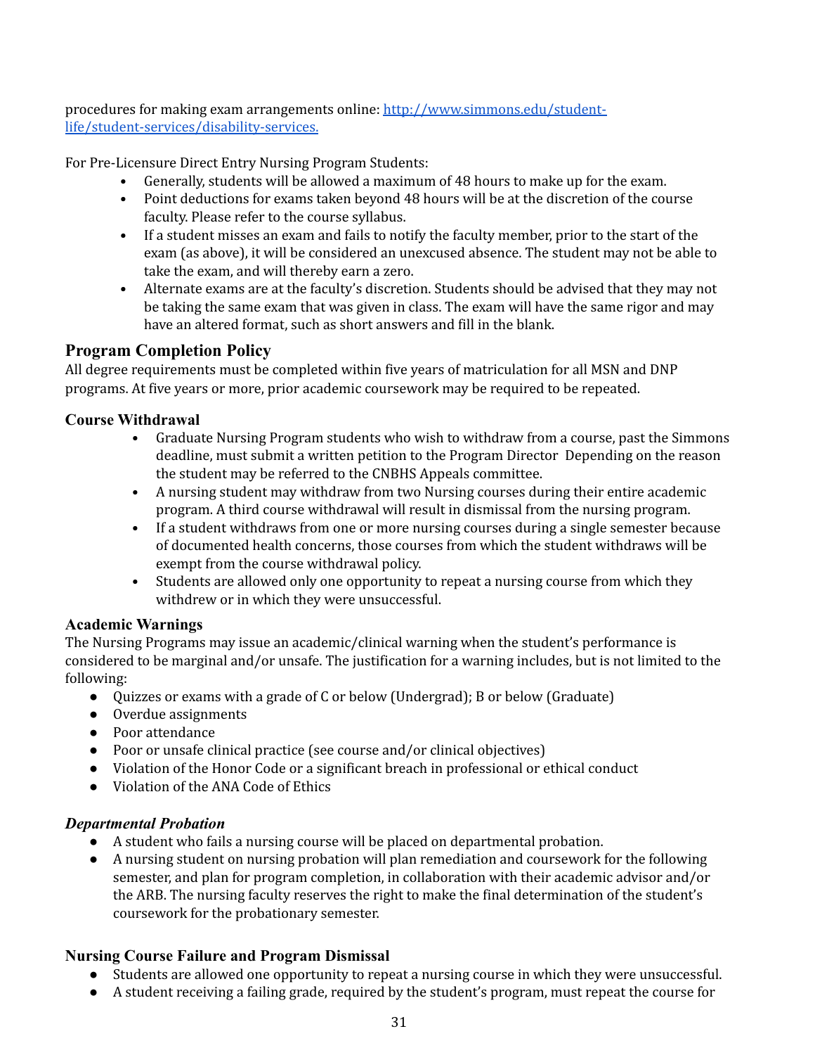procedures for making exam arrangements online: [http://www.simmons.edu/student-life/student-services/disability-services.](http://www.simmons.edu/student-life/student-services/disability-services)

For Pre-Licensure Direct Entry Nursing Program Students:

- Generally, students will be allowed a maximum of 48 hours to make up for the exam.
- Point deductions for exams taken beyond 48 hours will be at the discretion of the course faculty. Please refer to the course syllabus.
- If a student misses an exam and fails to notify the faculty member, prior to the start of the exam (as above), it will be considered an unexcused absence. The student may not be able to take the exam, and will thereby earn a zero.
- Alternate exams are at the faculty's discretion. Students should be advised that they may not be taking the same exam that was given in class. The exam will have the same rigor and may have an altered format, such as short answers and fill in the blank.

## Program Completion Policy

All degree requirements must be completed within five years of matriculation for all MSN and DNP programs. At five years or more, prior academic coursework may be required to be repeated.

### Course Withdrawal

- Graduate Nursing Program students who wish to withdraw from a course, past the Simmons deadline, must submit a written petition to the Program Director  Depending on the reason the student may be referred to the CNBHS Appeals committee.
- A nursing student may withdraw from two Nursing courses during their entire academic program. A third course withdrawal will result in dismissal from the nursing program.
- If a student withdraws from one or more nursing courses during a single semester because of documented health concerns, those courses from which the student withdraws will be exempt from the course withdrawal policy.
- Students are allowed only one opportunity to repeat a nursing course from which they withdrew or in which they were unsuccessful.

### Academic Warnings

The Nursing Programs may issue an academic/clinical warning when the student's performance is considered to be marginal and/or unsafe. The justification for a warning includes, but is not limited to the following:

- Quizzes or exams with a grade of C or below (Undergrad); B or below (Graduate)
- Overdue assignments
- Poor attendance
- Poor or unsafe clinical practice (see course and/or clinical objectives)
- Violation of the Honor Code or a significant breach in professional or ethical conduct
- Violation of the ANA Code of Ethics

### *Departmental Probation*

- A student who fails a nursing course will be placed on departmental probation.
- A nursing student on nursing probation will plan remediation and coursework for the following semester, and plan for program completion, in collaboration with their academic advisor and/or the ARB. The nursing faculty reserves the right to make the final determination of the student's coursework for the probationary semester.

### Nursing Course Failure and Program Dismissal

- Students are allowed one opportunity to repeat a nursing course in which they were unsuccessful.
- A student receiving a failing grade, required by the student's program, must repeat the course for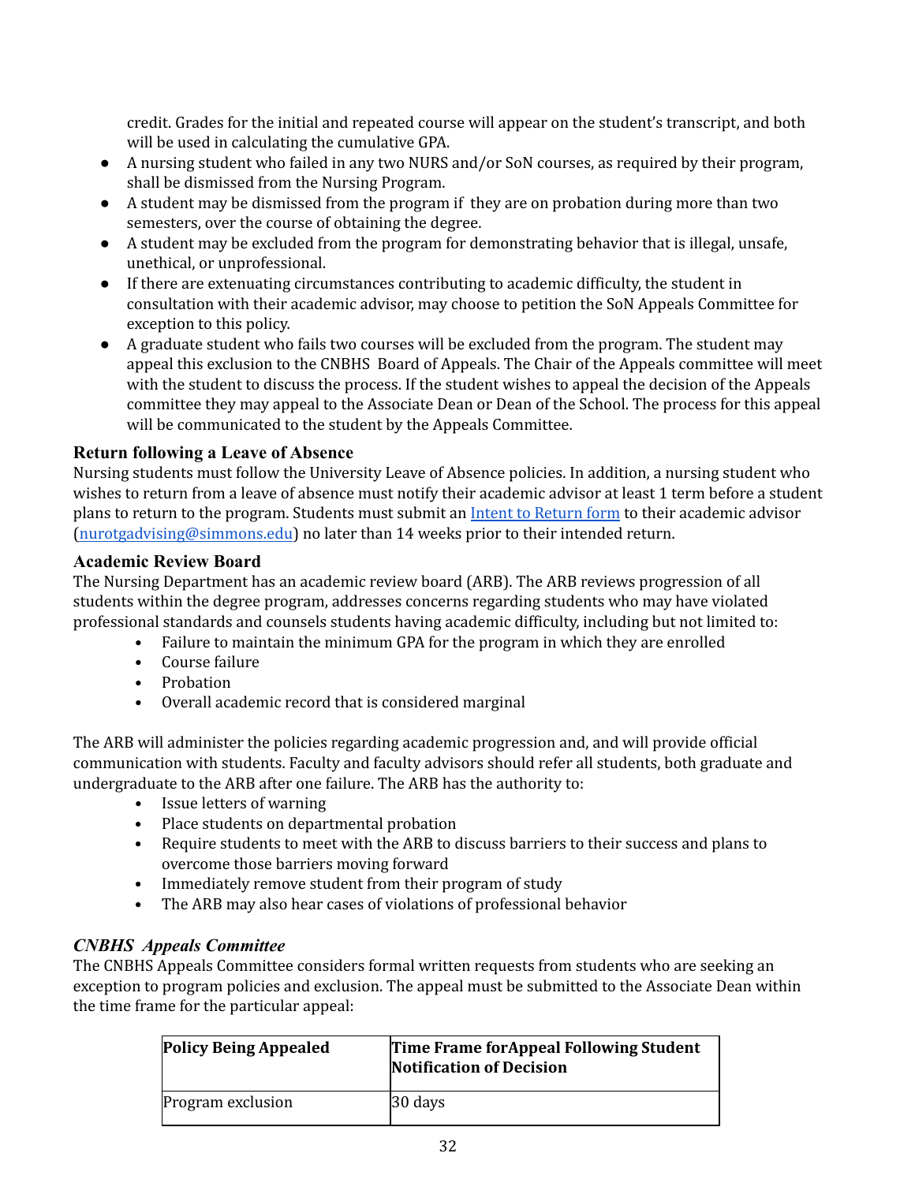credit. Grades for the initial and repeated course will appear on the student's transcript, and both will be used in calculating the cumulative GPA.

- A nursing student who failed in any two NURS and/or SoN courses, as required by their program, shall be dismissed from the Nursing Program.
- A student may be dismissed from the program if they are on probation during more than two semesters, over the course of obtaining the degree.
- A student may be excluded from the program for demonstrating behavior that is illegal, unsafe, unethical, or unprofessional.
- If there are extenuating circumstances contributing to academic difficulty, the student in consultation with their academic advisor, may choose to petition the SoN Appeals Committee for exception to this policy.
- A graduate student who fails two courses will be excluded from the program. The student may appeal this exclusion to the CNBHS Board of Appeals. The Chair of the Appeals committee will meet with the student to discuss the process. If the student wishes to appeal the decision of the Appeals committee they may appeal to the Associate Dean or Dean of the School. The process for this appeal will be communicated to the student by the Appeals Committee.

### Return following a Leave of Absence

Nursing students must follow the University Leave of Absence policies. In addition, a nursing student who wishes to return from a leave of absence must notify their academic advisor at least 1 term before a student plans to return to the program. Students must submit an Intent to Return form to their academic advisor (nurotgadvising@simmons.edu) no later than 14 weeks prior to their intended return.

### Academic Review Board

The Nursing Department has an academic review board (ARB). The ARB reviews progression of all students within the degree program, addresses concerns regarding students who may have violated professional standards and counsels students having academic difficulty, including but not limited to:

- Failure to maintain the minimum GPA for the program in which they are enrolled
- Course failure
- Probation
- Overall academic record that is considered marginal

The ARB will administer the policies regarding academic progression and, and will provide official communication with students. Faculty and faculty advisors should refer all students, both graduate and undergraduate to the ARB after one failure. The ARB has the authority to:

- Issue letters of warning
- Place students on departmental probation
- Require students to meet with the ARB to discuss barriers to their success and plans to overcome those barriers moving forward
- Immediately remove student from their program of study
- The ARB may also hear cases of violations of professional behavior

### *CNBHS Appeals Committee*

The CNBHS Appeals Committee considers formal written requests from students who are seeking an exception to program policies and exclusion. The appeal must be submitted to the Associate Dean within the time frame for the particular appeal:

| Policy Being Appealed | Time Frame forAppeal Following Student Notification of Decision |
|---|---|
| Program exclusion | 30 days |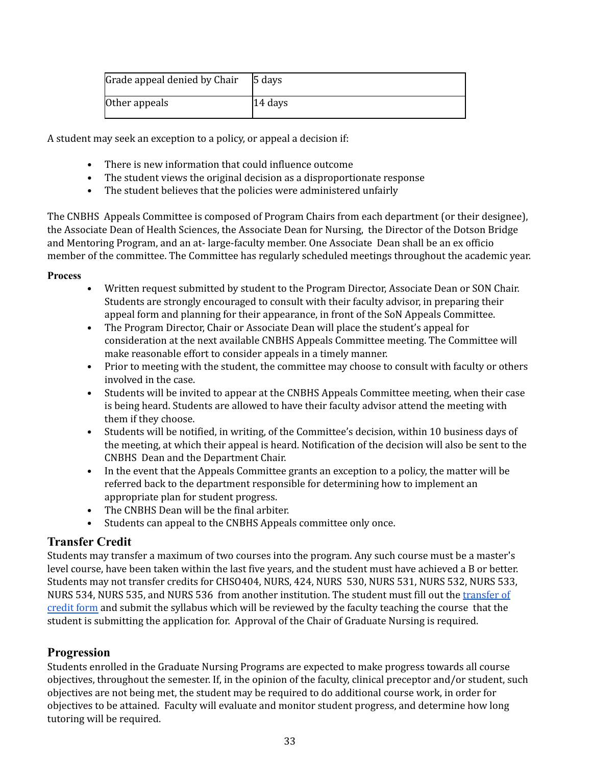| Grade appeal denied by Chair | 5 days |
|---|---|
| Other appeals | 14 days |

A student may seek an exception to a policy, or appeal a decision if:

- There is new information that could influence outcome
- The student views the original decision as a disproportionate response
- The student believes that the policies were administered unfairly

The CNBHS Appeals Committee is composed of Program Chairs from each department (or their designee), the Associate Dean of Health Sciences, the Associate Dean for Nursing, the Director of the Dotson Bridge and Mentoring Program, and an at- large-faculty member. One Associate Dean shall be an ex officio member of the committee. The Committee has regularly scheduled meetings throughout the academic year.

**Process**

- Written request submitted by student to the Program Director, Associate Dean or SON Chair. Students are strongly encouraged to consult with their faculty advisor, in preparing their appeal form and planning for their appearance, in front of the SoN Appeals Committee.
- The Program Director, Chair or Associate Dean will place the student's appeal for consideration at the next available CNBHS Appeals Committee meeting. The Committee will make reasonable effort to consider appeals in a timely manner.
- Prior to meeting with the student, the committee may choose to consult with faculty or others involved in the case.
- Students will be invited to appear at the CNBHS Appeals Committee meeting, when their case is being heard. Students are allowed to have their faculty advisor attend the meeting with them if they choose.
- Students will be notified, in writing, of the Committee's decision, within 10 business days of the meeting, at which their appeal is heard. Notification of the decision will also be sent to the CNBHS Dean and the Department Chair.
- In the event that the Appeals Committee grants an exception to a policy, the matter will be referred back to the department responsible for determining how to implement an appropriate plan for student progress.
- The CNBHS Dean will be the final arbiter.
- Students can appeal to the CNBHS Appeals committee only once.

## Transfer Credit

Students may transfer a maximum of two courses into the program. Any such course must be a master's level course, have been taken within the last five years, and the student must have achieved a B or better. Students may not transfer credits for CHSO404, NURS, 424, NURS 530, NURS 531, NURS 532, NURS 533, NURS 534, NURS 535, and NURS 536 from another institution. The student must fill out the transfer of credit form and submit the syllabus which will be reviewed by the faculty teaching the course that the student is submitting the application for. Approval of the Chair of Graduate Nursing is required.

## Progression

Students enrolled in the Graduate Nursing Programs are expected to make progress towards all course objectives, throughout the semester. If, in the opinion of the faculty, clinical preceptor and/or student, such objectives are not being met, the student may be required to do additional course work, in order for objectives to be attained. Faculty will evaluate and monitor student progress, and determine how long tutoring will be required.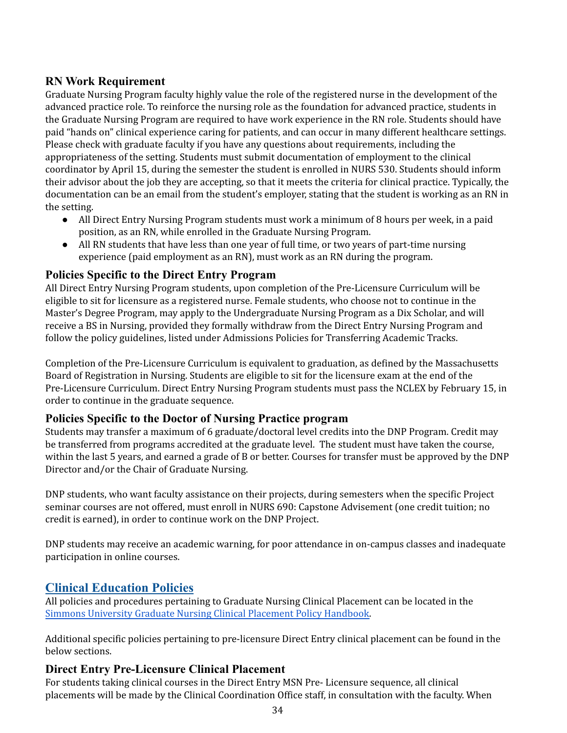## RN Work Requirement

Graduate Nursing Program faculty highly value the role of the registered nurse in the development of the advanced practice role. To reinforce the nursing role as the foundation for advanced practice, students in the Graduate Nursing Program are required to have work experience in the RN role. Students should have paid "hands on" clinical experience caring for patients, and can occur in many different healthcare settings. Please check with graduate faculty if you have any questions about requirements, including the appropriateness of the setting. Students must submit documentation of employment to the clinical coordinator by April 15, during the semester the student is enrolled in NURS 530. Students should inform their advisor about the job they are accepting, so that it meets the criteria for clinical practice. Typically, the documentation can be an email from the student's employer, stating that the student is working as an RN in the setting.

- All Direct Entry Nursing Program students must work a minimum of 8 hours per week, in a paid position, as an RN, while enrolled in the Graduate Nursing Program.
- All RN students that have less than one year of full time, or two years of part-time nursing experience (paid employment as an RN), must work as an RN during the program.

## Policies Specific to the Direct Entry Program

All Direct Entry Nursing Program students, upon completion of the Pre-Licensure Curriculum will be eligible to sit for licensure as a registered nurse. Female students, who choose not to continue in the Master's Degree Program, may apply to the Undergraduate Nursing Program as a Dix Scholar, and will receive a BS in Nursing, provided they formally withdraw from the Direct Entry Nursing Program and follow the policy guidelines, listed under Admissions Policies for Transferring Academic Tracks.

Completion of the Pre-Licensure Curriculum is equivalent to graduation, as defined by the Massachusetts Board of Registration in Nursing. Students are eligible to sit for the licensure exam at the end of the Pre-Licensure Curriculum. Direct Entry Nursing Program students must pass the NCLEX by February 15, in order to continue in the graduate sequence.

## Policies Specific to the Doctor of Nursing Practice program

Students may transfer a maximum of 6 graduate/doctoral level credits into the DNP Program. Credit may be transferred from programs accredited at the graduate level. The student must have taken the course, within the last 5 years, and earned a grade of B or better. Courses for transfer must be approved by the DNP Director and/or the Chair of Graduate Nursing.

DNP students, who want faculty assistance on their projects, during semesters when the specific Project seminar courses are not offered, must enroll in NURS 690: Capstone Advisement (one credit tuition; no credit is earned), in order to continue work on the DNP Project.

DNP students may receive an academic warning, for poor attendance in on-campus classes and inadequate participation in online courses.

# Clinical Education Policies

All policies and procedures pertaining to Graduate Nursing Clinical Placement can be located in the Simmons University Graduate Nursing Clinical Placement Policy Handbook.

Additional specific policies pertaining to pre-licensure Direct Entry clinical placement can be found in the below sections.

## Direct Entry Pre-Licensure Clinical Placement

For students taking clinical courses in the Direct Entry MSN Pre- Licensure sequence, all clinical placements will be made by the Clinical Coordination Office staff, in consultation with the faculty. When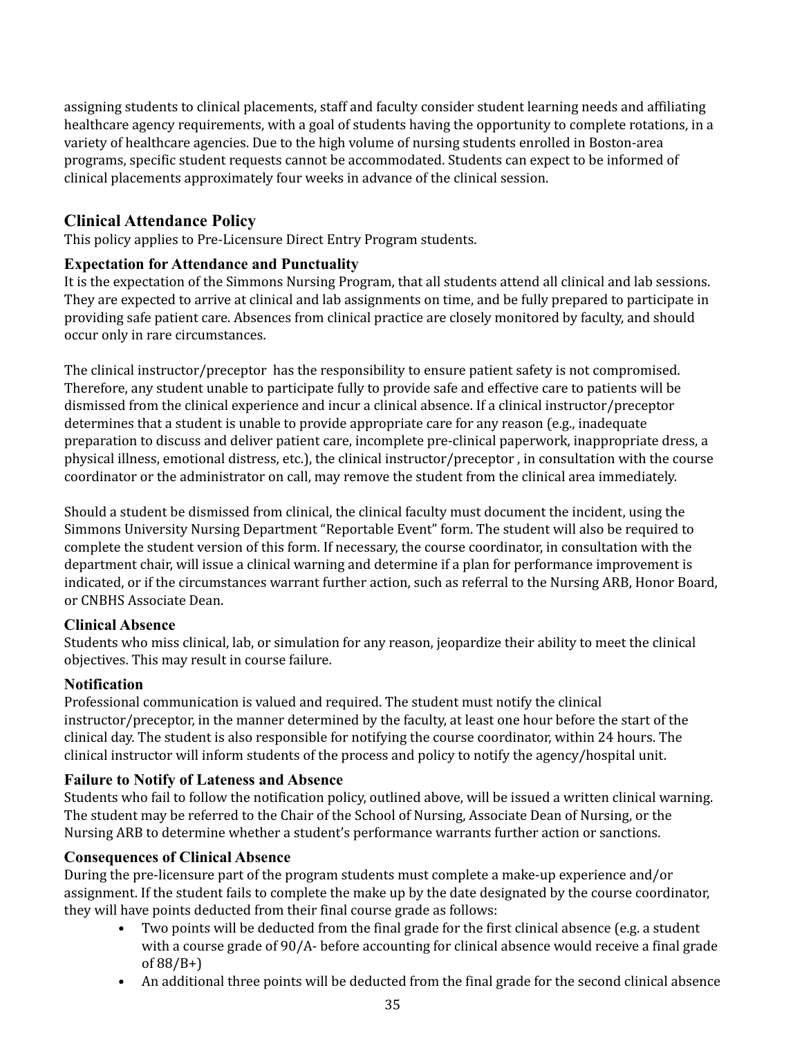assigning students to clinical placements, staff and faculty consider student learning needs and affiliating healthcare agency requirements, with a goal of students having the opportunity to complete rotations, in a variety of healthcare agencies. Due to the high volume of nursing students enrolled in Boston-area programs, specific student requests cannot be accommodated. Students can expect to be informed of clinical placements approximately four weeks in advance of the clinical session.

## Clinical Attendance Policy

This policy applies to Pre-Licensure Direct Entry Program students.

### Expectation for Attendance and Punctuality

It is the expectation of the Simmons Nursing Program, that all students attend all clinical and lab sessions. They are expected to arrive at clinical and lab assignments on time, and be fully prepared to participate in providing safe patient care. Absences from clinical practice are closely monitored by faculty, and should occur only in rare circumstances.

The clinical instructor/preceptor has the responsibility to ensure patient safety is not compromised. Therefore, any student unable to participate fully to provide safe and effective care to patients will be dismissed from the clinical experience and incur a clinical absence. If a clinical instructor/preceptor determines that a student is unable to provide appropriate care for any reason (e.g., inadequate preparation to discuss and deliver patient care, incomplete pre-clinical paperwork, inappropriate dress, a physical illness, emotional distress, etc.), the clinical instructor/preceptor , in consultation with the course coordinator or the administrator on call, may remove the student from the clinical area immediately.

Should a student be dismissed from clinical, the clinical faculty must document the incident, using the Simmons University Nursing Department "Reportable Event" form. The student will also be required to complete the student version of this form. If necessary, the course coordinator, in consultation with the department chair, will issue a clinical warning and determine if a plan for performance improvement is indicated, or if the circumstances warrant further action, such as referral to the Nursing ARB, Honor Board, or CNBHS Associate Dean.

### Clinical Absence

Students who miss clinical, lab, or simulation for any reason, jeopardize their ability to meet the clinical objectives. This may result in course failure.

### Notification

Professional communication is valued and required. The student must notify the clinical instructor/preceptor, in the manner determined by the faculty, at least one hour before the start of the clinical day. The student is also responsible for notifying the course coordinator, within 24 hours. The clinical instructor will inform students of the process and policy to notify the agency/hospital unit.

### Failure to Notify of Lateness and Absence

Students who fail to follow the notification policy, outlined above, will be issued a written clinical warning. The student may be referred to the Chair of the School of Nursing, Associate Dean of Nursing, or the Nursing ARB to determine whether a student's performance warrants further action or sanctions.

### Consequences of Clinical Absence

During the pre-licensure part of the program students must complete a make-up experience and/or assignment. If the student fails to complete the make up by the date designated by the course coordinator, they will have points deducted from their final course grade as follows:

- Two points will be deducted from the final grade for the first clinical absence (e.g. a student with a course grade of 90/A- before accounting for clinical absence would receive a final grade of 88/B+)
- An additional three points will be deducted from the final grade for the second clinical absence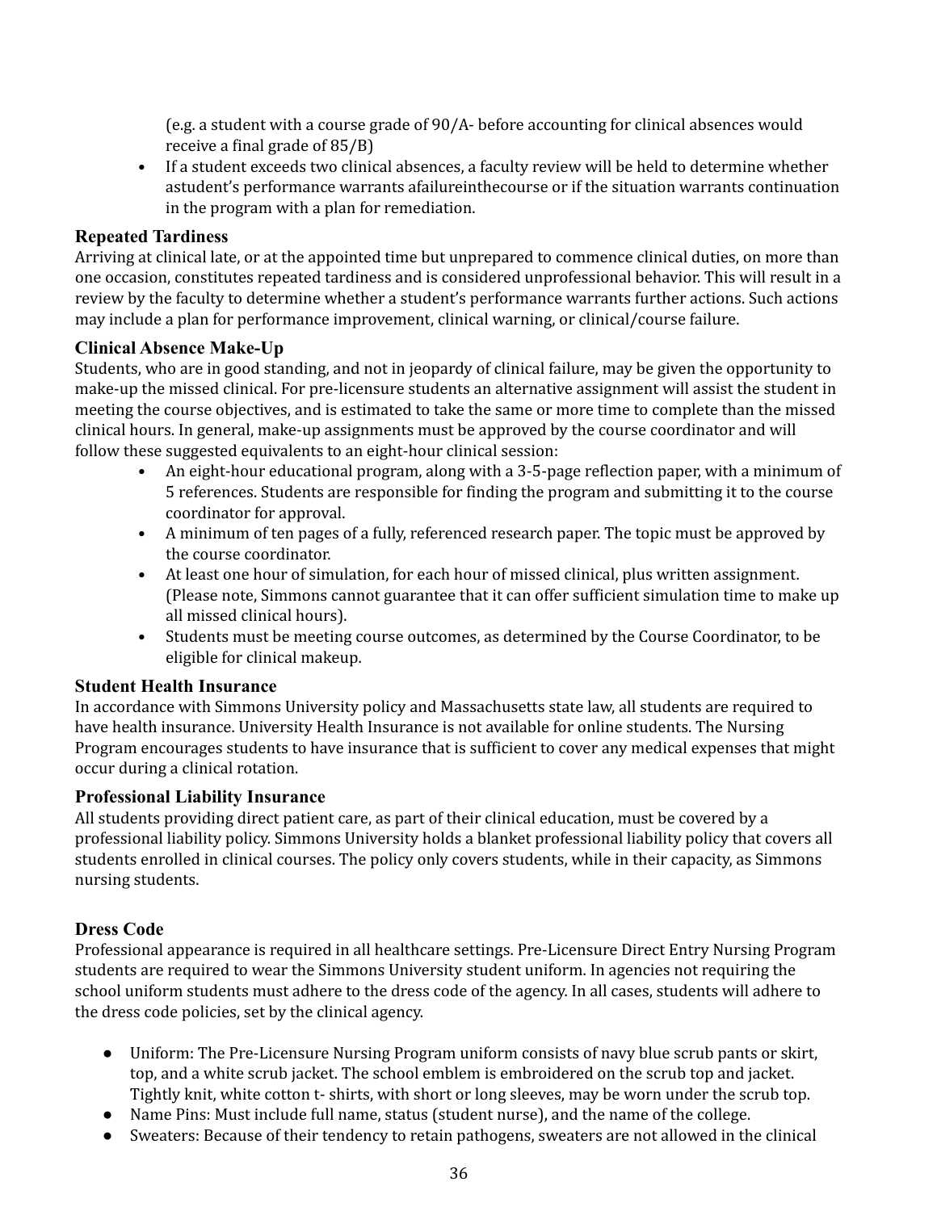(e.g. a student with a course grade of 90/A- before accounting for clinical absences would receive a final grade of 85/B)

- If a student exceeds two clinical absences, a faculty review will be held to determine whether astudent's performance warrants afailureinthecourse or if the situation warrants continuation in the program with a plan for remediation.

### Repeated Tardiness

Arriving at clinical late, or at the appointed time but unprepared to commence clinical duties, on more than one occasion, constitutes repeated tardiness and is considered unprofessional behavior. This will result in a review by the faculty to determine whether a student's performance warrants further actions. Such actions may include a plan for performance improvement, clinical warning, or clinical/course failure.

### Clinical Absence Make-Up

Students, who are in good standing, and not in jeopardy of clinical failure, may be given the opportunity to make-up the missed clinical. For pre-licensure students an alternative assignment will assist the student in meeting the course objectives, and is estimated to take the same or more time to complete than the missed clinical hours. In general, make-up assignments must be approved by the course coordinator and will follow these suggested equivalents to an eight-hour clinical session:

- An eight-hour educational program, along with a 3-5-page reflection paper, with a minimum of 5 references. Students are responsible for finding the program and submitting it to the course coordinator for approval.
- A minimum of ten pages of a fully, referenced research paper. The topic must be approved by the course coordinator.
- At least one hour of simulation, for each hour of missed clinical, plus written assignment. (Please note, Simmons cannot guarantee that it can offer sufficient simulation time to make up all missed clinical hours).
- Students must be meeting course outcomes, as determined by the Course Coordinator, to be eligible for clinical makeup.

### Student Health Insurance

In accordance with Simmons University policy and Massachusetts state law, all students are required to have health insurance. University Health Insurance is not available for online students. The Nursing Program encourages students to have insurance that is sufficient to cover any medical expenses that might occur during a clinical rotation.

### Professional Liability Insurance

All students providing direct patient care, as part of their clinical education, must be covered by a professional liability policy. Simmons University holds a blanket professional liability policy that covers all students enrolled in clinical courses. The policy only covers students, while in their capacity, as Simmons nursing students.

### Dress Code

Professional appearance is required in all healthcare settings. Pre-Licensure Direct Entry Nursing Program students are required to wear the Simmons University student uniform. In agencies not requiring the school uniform students must adhere to the dress code of the agency. In all cases, students will adhere to the dress code policies, set by the clinical agency.

- Uniform: The Pre-Licensure Nursing Program uniform consists of navy blue scrub pants or skirt, top, and a white scrub jacket. The school emblem is embroidered on the scrub top and jacket. Tightly knit, white cotton t- shirts, with short or long sleeves, may be worn under the scrub top.
- Name Pins: Must include full name, status (student nurse), and the name of the college.
- Sweaters: Because of their tendency to retain pathogens, sweaters are not allowed in the clinical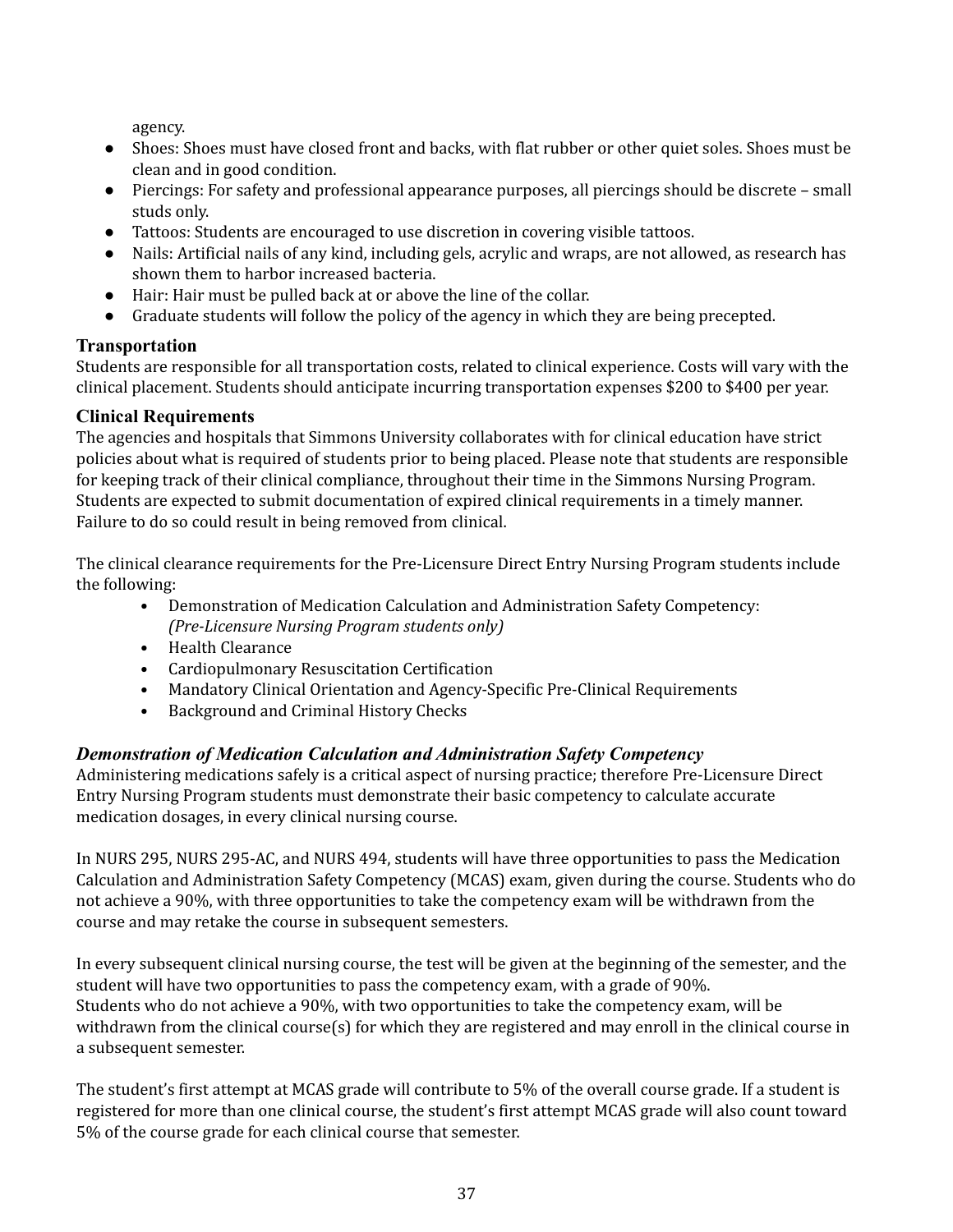agency.

- Shoes: Shoes must have closed front and backs, with flat rubber or other quiet soles. Shoes must be clean and in good condition.
- Piercings: For safety and professional appearance purposes, all piercings should be discrete – small studs only.
- Tattoos: Students are encouraged to use discretion in covering visible tattoos.
- Nails: Artificial nails of any kind, including gels, acrylic and wraps, are not allowed, as research has shown them to harbor increased bacteria.
- Hair: Hair must be pulled back at or above the line of the collar.
- Graduate students will follow the policy of the agency in which they are being precepted.

### Transportation

Students are responsible for all transportation costs, related to clinical experience. Costs will vary with the clinical placement. Students should anticipate incurring transportation expenses $200 to $400 per year.

### Clinical Requirements

The agencies and hospitals that Simmons University collaborates with for clinical education have strict policies about what is required of students prior to being placed. Please note that students are responsible for keeping track of their clinical compliance, throughout their time in the Simmons Nursing Program. Students are expected to submit documentation of expired clinical requirements in a timely manner. Failure to do so could result in being removed from clinical.

The clinical clearance requirements for the Pre-Licensure Direct Entry Nursing Program students include the following:

- Demonstration of Medication Calculation and Administration Safety Competency: *(Pre-Licensure Nursing Program students only)*
- Health Clearance
- Cardiopulmonary Resuscitation Certification
- Mandatory Clinical Orientation and Agency-Specific Pre-Clinical Requirements
- Background and Criminal History Checks

#### *Demonstration of Medication Calculation and Administration Safety Competency*

Administering medications safely is a critical aspect of nursing practice; therefore Pre-Licensure Direct Entry Nursing Program students must demonstrate their basic competency to calculate accurate medication dosages, in every clinical nursing course.

In NURS 295, NURS 295-AC, and NURS 494, students will have three opportunities to pass the Medication Calculation and Administration Safety Competency (MCAS) exam, given during the course. Students who do not achieve a 90%, with three opportunities to take the competency exam will be withdrawn from the course and may retake the course in subsequent semesters.

In every subsequent clinical nursing course, the test will be given at the beginning of the semester, and the student will have two opportunities to pass the competency exam, with a grade of 90%. Students who do not achieve a 90%, with two opportunities to take the competency exam, will be withdrawn from the clinical course(s) for which they are registered and may enroll in the clinical course in a subsequent semester.

The student's first attempt at MCAS grade will contribute to 5% of the overall course grade. If a student is registered for more than one clinical course, the student's first attempt MCAS grade will also count toward 5% of the course grade for each clinical course that semester.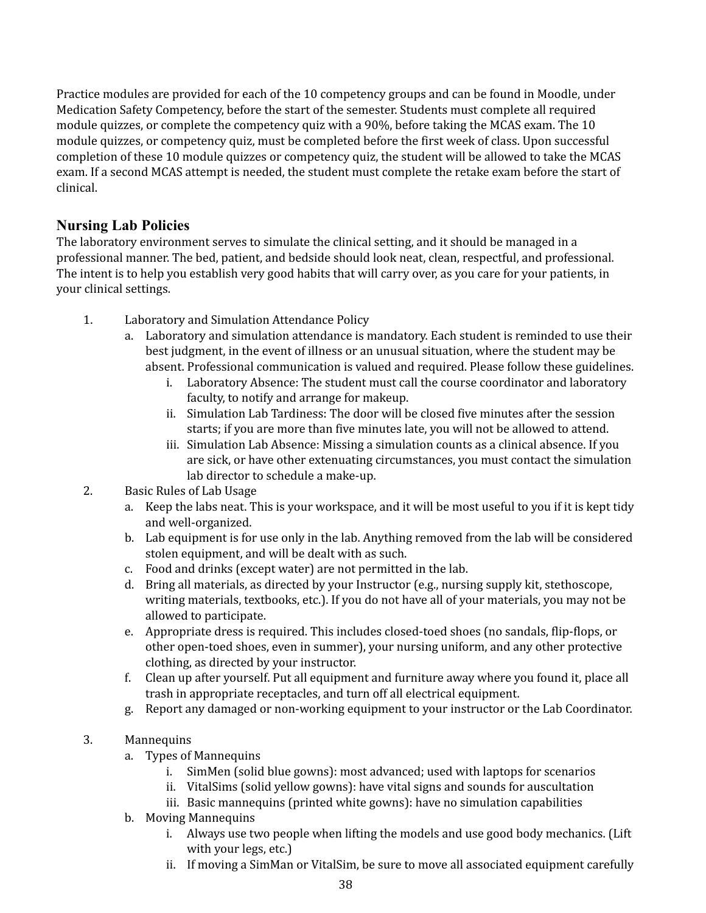Practice modules are provided for each of the 10 competency groups and can be found in Moodle, under Medication Safety Competency, before the start of the semester. Students must complete all required module quizzes, or complete the competency quiz with a 90%, before taking the MCAS exam. The 10 module quizzes, or competency quiz, must be completed before the first week of class. Upon successful completion of these 10 module quizzes or competency quiz, the student will be allowed to take the MCAS exam. If a second MCAS attempt is needed, the student must complete the retake exam before the start of clinical.

## Nursing Lab Policies

The laboratory environment serves to simulate the clinical setting, and it should be managed in a professional manner. The bed, patient, and bedside should look neat, clean, respectful, and professional. The intent is to help you establish very good habits that will carry over, as you care for your patients, in your clinical settings.

1. Laboratory and Simulation Attendance Policy
    a. Laboratory and simulation attendance is mandatory. Each student is reminded to use their best judgment, in the event of illness or an unusual situation, where the student may be absent. Professional communication is valued and required. Please follow these guidelines.
        i. Laboratory Absence: The student must call the course coordinator and laboratory faculty, to notify and arrange for makeup.
        ii. Simulation Lab Tardiness: The door will be closed five minutes after the session starts; if you are more than five minutes late, you will not be allowed to attend.
        iii. Simulation Lab Absence: Missing a simulation counts as a clinical absence. If you are sick, or have other extenuating circumstances, you must contact the simulation lab director to schedule a make-up.
2. Basic Rules of Lab Usage
    a. Keep the labs neat. This is your workspace, and it will be most useful to you if it is kept tidy and well-organized.
    b. Lab equipment is for use only in the lab. Anything removed from the lab will be considered stolen equipment, and will be dealt with as such.
    c. Food and drinks (except water) are not permitted in the lab.
    d. Bring all materials, as directed by your Instructor (e.g., nursing supply kit, stethoscope, writing materials, textbooks, etc.). If you do not have all of your materials, you may not be allowed to participate.
    e. Appropriate dress is required. This includes closed-toed shoes (no sandals, flip-flops, or other open-toed shoes, even in summer), your nursing uniform, and any other protective clothing, as directed by your instructor.
    f. Clean up after yourself. Put all equipment and furniture away where you found it, place all trash in appropriate receptacles, and turn off all electrical equipment.
    g. Report any damaged or non-working equipment to your instructor or the Lab Coordinator.

3. Mannequins
    a. Types of Mannequins
        i. SimMen (solid blue gowns): most advanced; used with laptops for scenarios
        ii. VitalSims (solid yellow gowns): have vital signs and sounds for auscultation
        iii. Basic mannequins (printed white gowns): have no simulation capabilities
    b. Moving Mannequins
        i. Always use two people when lifting the models and use good body mechanics. (Lift with your legs, etc.)
        ii. If moving a SimMan or VitalSim, be sure to move all associated equipment carefully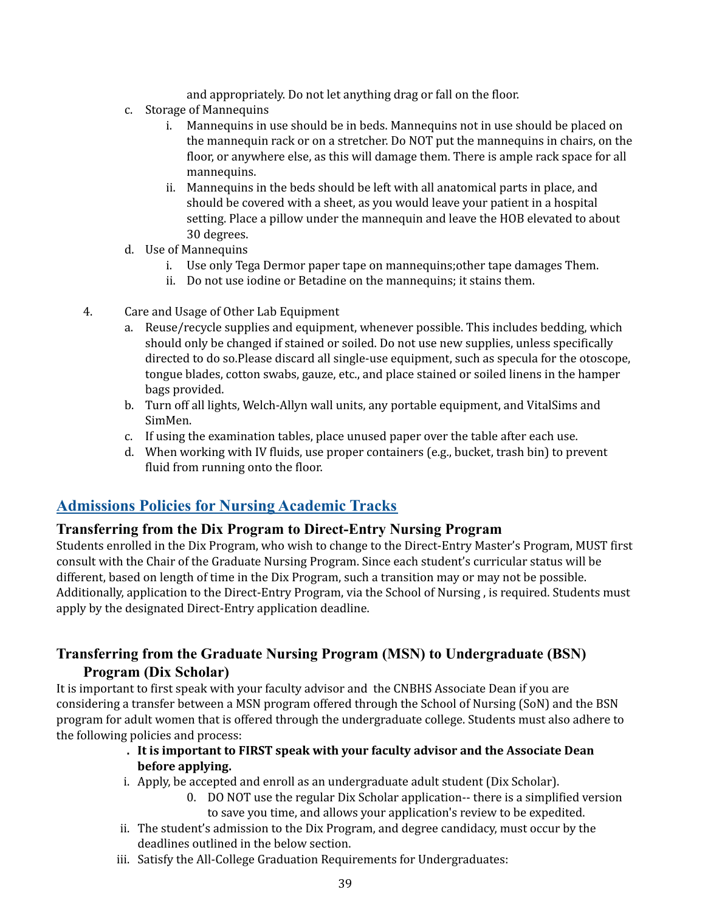and appropriately. Do not let anything drag or fall on the floor.

c. Storage of Mannequins
    i. Mannequins in use should be in beds. Mannequins not in use should be placed on the mannequin rack or on a stretcher. Do NOT put the mannequins in chairs, on the floor, or anywhere else, as this will damage them. There is ample rack space for all mannequins.
    ii. Mannequins in the beds should be left with all anatomical parts in place, and should be covered with a sheet, as you would leave your patient in a hospital setting. Place a pillow under the mannequin and leave the HOB elevated to about 30 degrees.

d. Use of Mannequins
    i. Use only Tega Dermor paper tape on mannequins;other tape damages Them.
    ii. Do not use iodine or Betadine on the mannequins; it stains them.

4. Care and Usage of Other Lab Equipment
    a. Reuse/recycle supplies and equipment, whenever possible. This includes bedding, which should only be changed if stained or soiled. Do not use new supplies, unless specifically directed to do so.Please discard all single-use equipment, such as specula for the otoscope, tongue blades, cotton swabs, gauze, etc., and place stained or soiled linens in the hamper bags provided.
    b. Turn off all lights, Welch-Allyn wall units, any portable equipment, and VitalSims and SimMen.
    c. If using the examination tables, place unused paper over the table after each use.
    d. When working with IV fluids, use proper containers (e.g., bucket, trash bin) to prevent fluid from running onto the floor.

## Admissions Policies for Nursing Academic Tracks

### Transferring from the Dix Program to Direct-Entry Nursing Program

Students enrolled in the Dix Program, who wish to change to the Direct-Entry Master's Program, MUST first consult with the Chair of the Graduate Nursing Program. Since each student's curricular status will be different, based on length of time in the Dix Program, such a transition may or may not be possible. Additionally, application to the Direct-Entry Program, via the School of Nursing , is required. Students must apply by the designated Direct-Entry application deadline.

### Transferring from the Graduate Nursing Program (MSN) to Undergraduate (BSN) Program (Dix Scholar)

It is important to first speak with your faculty advisor and the CNBHS Associate Dean if you are considering a transfer between a MSN program offered through the School of Nursing (SoN) and the BSN program for adult women that is offered through the undergraduate college. Students must also adhere to the following policies and process:

. **It is important to FIRST speak with your faculty advisor and the Associate Dean before applying.**

i. Apply, be accepted and enroll as an undergraduate adult student (Dix Scholar).
    0. DO NOT use the regular Dix Scholar application-- there is a simplified version to save you time, and allows your application's review to be expedited.

ii. The student's admission to the Dix Program, and degree candidacy, must occur by the deadlines outlined in the below section.

iii. Satisfy the All-College Graduation Requirements for Undergraduates: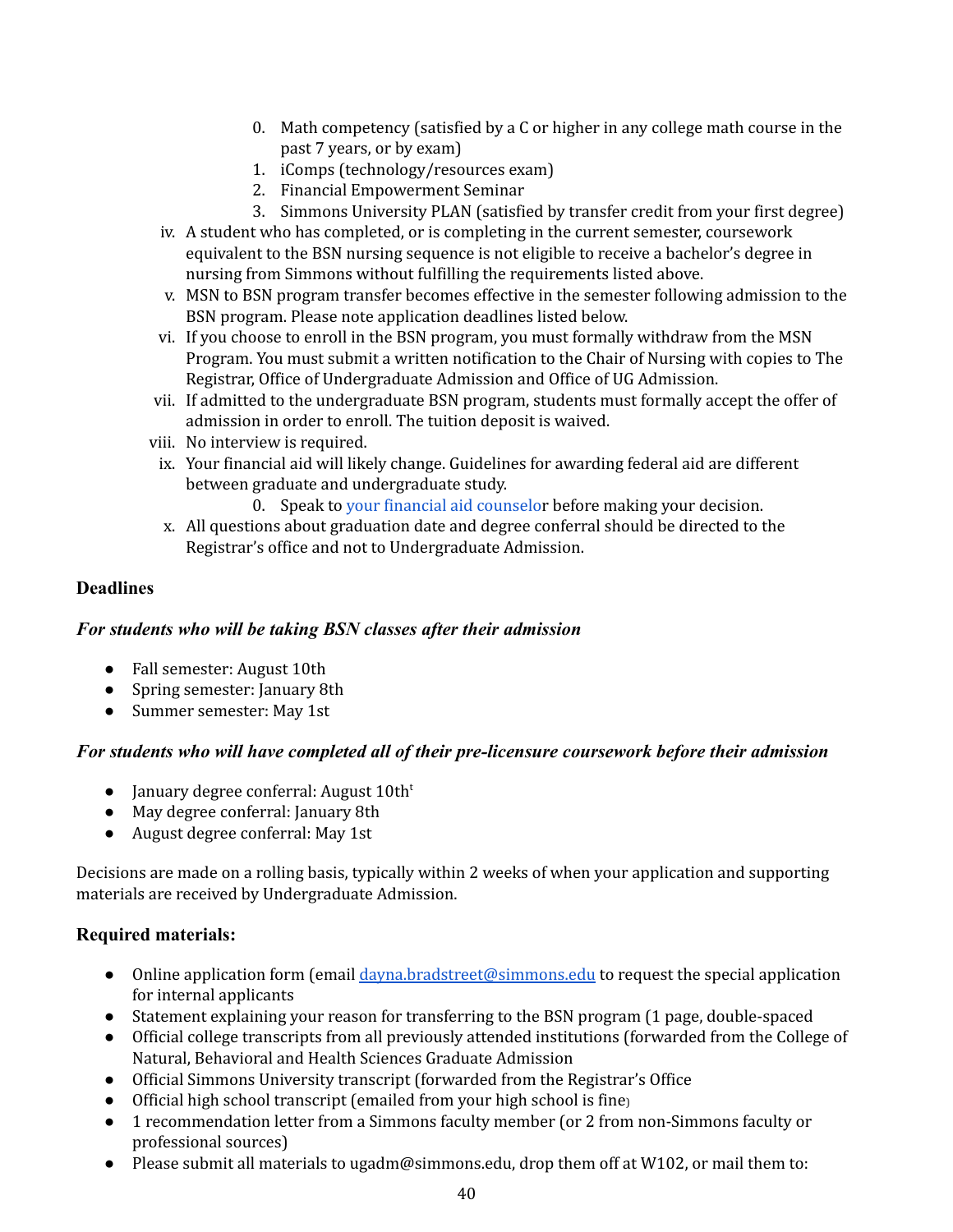0. Math competency (satisfied by a C or higher in any college math course in the past 7 years, or by exam)
1. iComps (technology/resources exam)
2. Financial Empowerment Seminar
3. Simmons University PLAN (satisfied by transfer credit from your first degree)

iv. A student who has completed, or is completing in the current semester, coursework equivalent to the BSN nursing sequence is not eligible to receive a bachelor's degree in nursing from Simmons without fulfilling the requirements listed above.

v. MSN to BSN program transfer becomes effective in the semester following admission to the BSN program. Please note application deadlines listed below.

vi. If you choose to enroll in the BSN program, you must formally withdraw from the MSN Program. You must submit a written notification to the Chair of Nursing with copies to The Registrar, Office of Undergraduate Admission and Office of UG Admission.

vii. If admitted to the undergraduate BSN program, students must formally accept the offer of admission in order to enroll. The tuition deposit is waived.

viii. No interview is required.

ix. Your financial aid will likely change. Guidelines for awarding federal aid are different between graduate and undergraduate study.

   0. Speak to your financial aid counselor before making your decision.

x. All questions about graduation date and degree conferral should be directed to the Registrar's office and not to Undergraduate Admission.

## Deadlines

### *For students who will be taking BSN classes after their admission*

- Fall semester: August 10th
- Spring semester: January 8th
- Summer semester: May 1st

### *For students who will have completed all of their pre-licensure coursework before their admission*

- January degree conferral: August 10th[t]
- May degree conferral: January 8th
- August degree conferral: May 1st

Decisions are made on a rolling basis, typically within 2 weeks of when your application and supporting materials are received by Undergraduate Admission.

## Required materials:

- Online application form (email dayna.bradstreet@simmons.edu to request the special application for internal applicants
- Statement explaining your reason for transferring to the BSN program (1 page, double-spaced
- Official college transcripts from all previously attended institutions (forwarded from the College of Natural, Behavioral and Health Sciences Graduate Admission
- Official Simmons University transcript (forwarded from the Registrar's Office
- Official high school transcript (emailed from your high school is fine)
- 1 recommendation letter from a Simmons faculty member (or 2 from non-Simmons faculty or professional sources)
- Please submit all materials to ugadm@simmons.edu, drop them off at W102, or mail them to: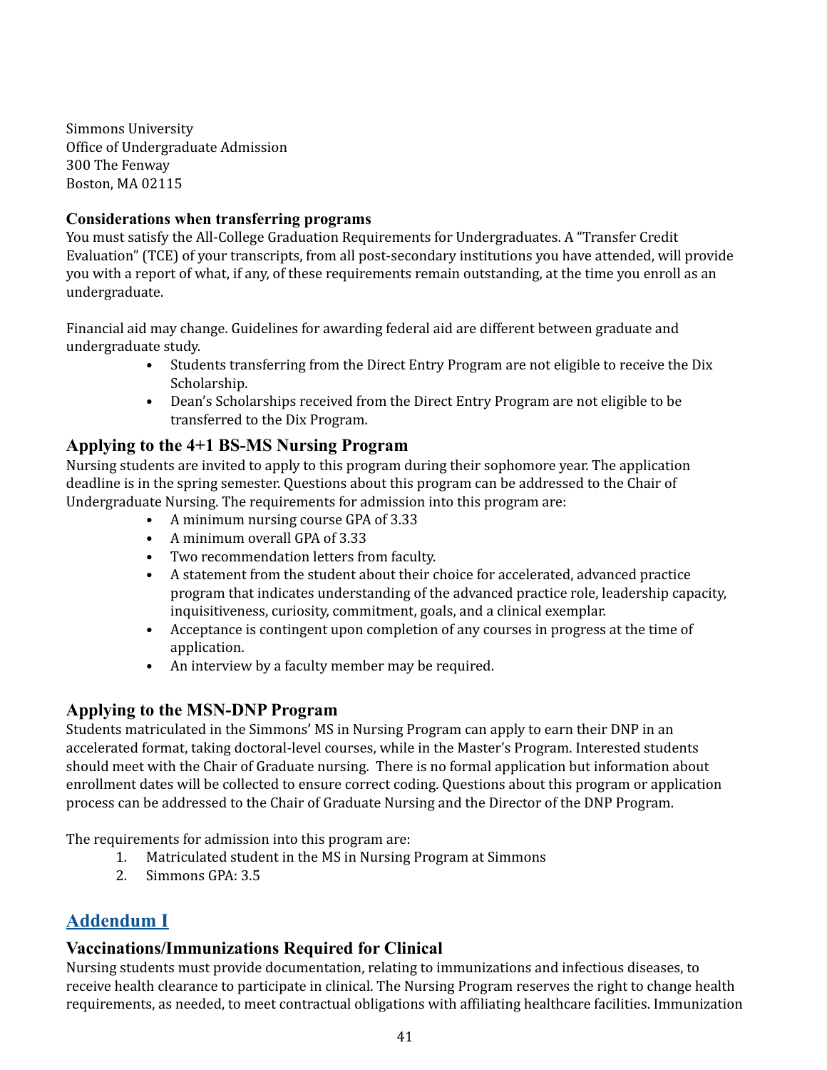Simmons University
Office of Undergraduate Admission
300 The Fenway
Boston, MA 02115

**Considerations when transferring programs**

You must satisfy the All-College Graduation Requirements for Undergraduates. A "Transfer Credit Evaluation" (TCE) of your transcripts, from all post-secondary institutions you have attended, will provide you with a report of what, if any, of these requirements remain outstanding, at the time you enroll as an undergraduate.

Financial aid may change. Guidelines for awarding federal aid are different between graduate and undergraduate study.

- Students transferring from the Direct Entry Program are not eligible to receive the Dix Scholarship.
- Dean's Scholarships received from the Direct Entry Program are not eligible to be transferred to the Dix Program.

## Applying to the 4+1 BS-MS Nursing Program

Nursing students are invited to apply to this program during their sophomore year. The application deadline is in the spring semester. Questions about this program can be addressed to the Chair of Undergraduate Nursing. The requirements for admission into this program are:

- A minimum nursing course GPA of 3.33
- A minimum overall GPA of 3.33
- Two recommendation letters from faculty.
- A statement from the student about their choice for accelerated, advanced practice program that indicates understanding of the advanced practice role, leadership capacity, inquisitiveness, curiosity, commitment, goals, and a clinical exemplar.
- Acceptance is contingent upon completion of any courses in progress at the time of application.
- An interview by a faculty member may be required.

## Applying to the MSN-DNP Program

Students matriculated in the Simmons' MS in Nursing Program can apply to earn their DNP in an accelerated format, taking doctoral-level courses, while in the Master's Program. Interested students should meet with the Chair of Graduate nursing. There is no formal application but information about enrollment dates will be collected to ensure correct coding. Questions about this program or application process can be addressed to the Chair of Graduate Nursing and the Director of the DNP Program.

The requirements for admission into this program are:

1. Matriculated student in the MS in Nursing Program at Simmons
2. Simmons GPA: 3.5

# Addendum I

## Vaccinations/Immunizations Required for Clinical

Nursing students must provide documentation, relating to immunizations and infectious diseases, to receive health clearance to participate in clinical. The Nursing Program reserves the right to change health requirements, as needed, to meet contractual obligations with affiliating healthcare facilities. Immunization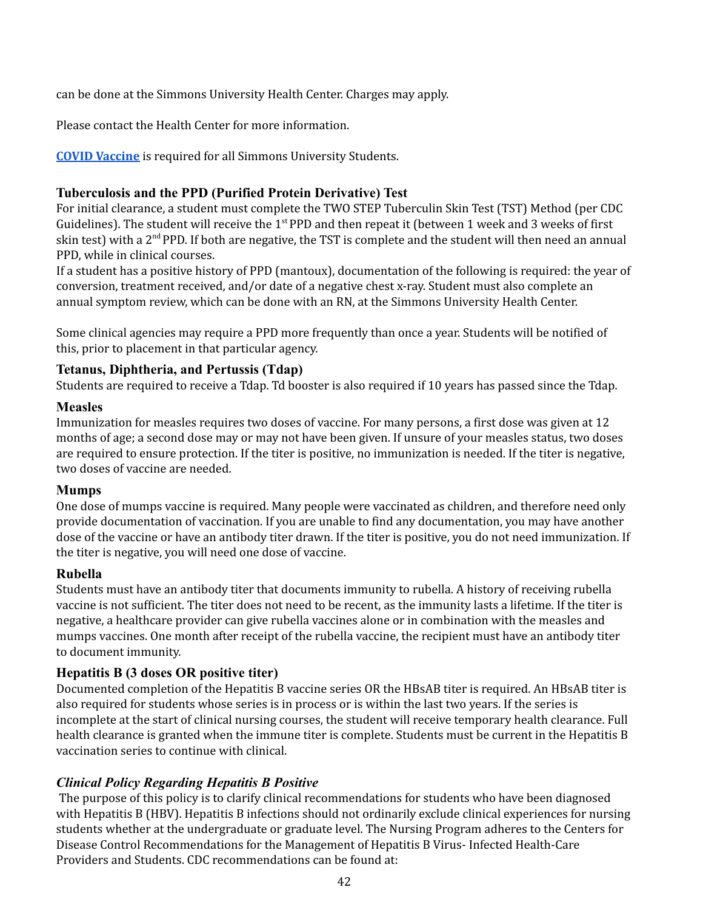can be done at the Simmons University Health Center. Charges may apply.

Please contact the Health Center for more information.

**COVID Vaccine** is required for all Simmons University Students.

### Tuberculosis and the PPD (Purified Protein Derivative) Test

For initial clearance, a student must complete the TWO STEP Tuberculin Skin Test (TST) Method (per CDC Guidelines). The student will receive the 1st PPD and then repeat it (between 1 week and 3 weeks of first skin test) with a 2nd PPD. If both are negative, the TST is complete and the student will then need an annual PPD, while in clinical courses.

If a student has a positive history of PPD (mantoux), documentation of the following is required: the year of conversion, treatment received, and/or date of a negative chest x-ray. Student must also complete an annual symptom review, which can be done with an RN, at the Simmons University Health Center.

Some clinical agencies may require a PPD more frequently than once a year. Students will be notified of this, prior to placement in that particular agency.

### Tetanus, Diphtheria, and Pertussis (Tdap)

Students are required to receive a Tdap. Td booster is also required if 10 years has passed since the Tdap.

### Measles

Immunization for measles requires two doses of vaccine. For many persons, a first dose was given at 12 months of age; a second dose may or may not have been given. If unsure of your measles status, two doses are required to ensure protection. If the titer is positive, no immunization is needed. If the titer is negative, two doses of vaccine are needed.

### Mumps

One dose of mumps vaccine is required. Many people were vaccinated as children, and therefore need only provide documentation of vaccination. If you are unable to find any documentation, you may have another dose of the vaccine or have an antibody titer drawn. If the titer is positive, you do not need immunization. If the titer is negative, you will need one dose of vaccine.

### Rubella

Students must have an antibody titer that documents immunity to rubella. A history of receiving rubella vaccine is not sufficient. The titer does not need to be recent, as the immunity lasts a lifetime. If the titer is negative, a healthcare provider can give rubella vaccines alone or in combination with the measles and mumps vaccines. One month after receipt of the rubella vaccine, the recipient must have an antibody titer to document immunity.

### Hepatitis B (3 doses OR positive titer)

Documented completion of the Hepatitis B vaccine series OR the HBsAB titer is required. An HBsAB titer is also required for students whose series is in process or is within the last two years. If the series is incomplete at the start of clinical nursing courses, the student will receive temporary health clearance. Full health clearance is granted when the immune titer is complete. Students must be current in the Hepatitis B vaccination series to continue with clinical.

### *Clinical Policy Regarding Hepatitis B Positive*

The purpose of this policy is to clarify clinical recommendations for students who have been diagnosed with Hepatitis B (HBV). Hepatitis B infections should not ordinarily exclude clinical experiences for nursing students whether at the undergraduate or graduate level. The Nursing Program adheres to the Centers for Disease Control Recommendations for the Management of Hepatitis B Virus- Infected Health-Care Providers and Students. CDC recommendations can be found at: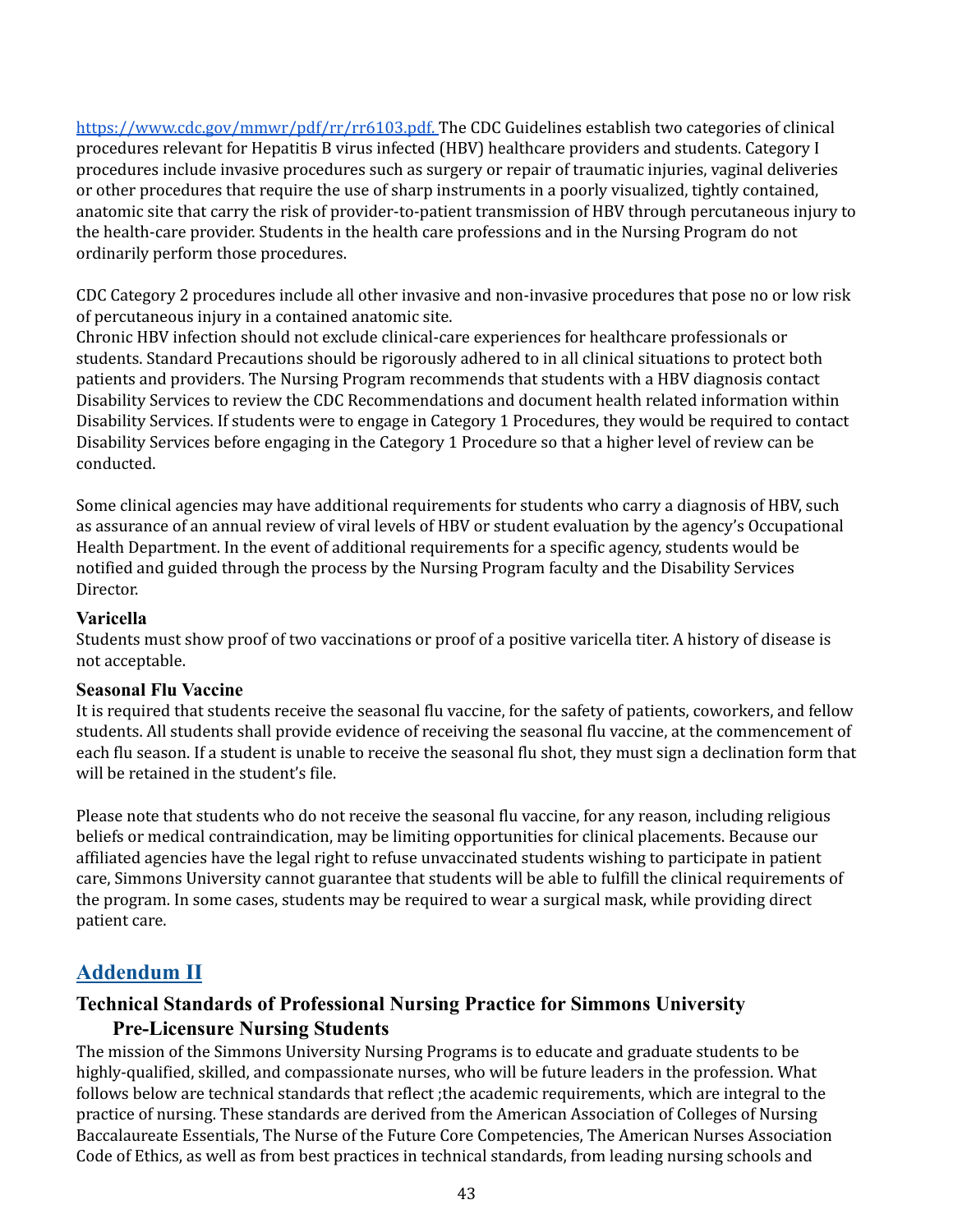https://www.cdc.gov/mmwr/pdf/rr/rr6103.pdf. The CDC Guidelines establish two categories of clinical procedures relevant for Hepatitis B virus infected (HBV) healthcare providers and students. Category I procedures include invasive procedures such as surgery or repair of traumatic injuries, vaginal deliveries or other procedures that require the use of sharp instruments in a poorly visualized, tightly contained, anatomic site that carry the risk of provider-to-patient transmission of HBV through percutaneous injury to the health-care provider. Students in the health care professions and in the Nursing Program do not ordinarily perform those procedures.

CDC Category 2 procedures include all other invasive and non-invasive procedures that pose no or low risk of percutaneous injury in a contained anatomic site.
Chronic HBV infection should not exclude clinical-care experiences for healthcare professionals or students. Standard Precautions should be rigorously adhered to in all clinical situations to protect both patients and providers. The Nursing Program recommends that students with a HBV diagnosis contact Disability Services to review the CDC Recommendations and document health related information within Disability Services. If students were to engage in Category 1 Procedures, they would be required to contact Disability Services before engaging in the Category 1 Procedure so that a higher level of review can be conducted.

Some clinical agencies may have additional requirements for students who carry a diagnosis of HBV, such as assurance of an annual review of viral levels of HBV or student evaluation by the agency's Occupational Health Department. In the event of additional requirements for a specific agency, students would be notified and guided through the process by the Nursing Program faculty and the Disability Services Director.

### Varicella

Students must show proof of two vaccinations or proof of a positive varicella titer. A history of disease is not acceptable.

### Seasonal Flu Vaccine

It is required that students receive the seasonal flu vaccine, for the safety of patients, coworkers, and fellow students. All students shall provide evidence of receiving the seasonal flu vaccine, at the commencement of each flu season. If a student is unable to receive the seasonal flu shot, they must sign a declination form that will be retained in the student's file.

Please note that students who do not receive the seasonal flu vaccine, for any reason, including religious beliefs or medical contraindication, may be limiting opportunities for clinical placements. Because our affiliated agencies have the legal right to refuse unvaccinated students wishing to participate in patient care, Simmons University cannot guarantee that students will be able to fulfill the clinical requirements of the program. In some cases, students may be required to wear a surgical mask, while providing direct patient care.

## Addendum II

### Technical Standards of Professional Nursing Practice for Simmons University Pre-Licensure Nursing Students

The mission of the Simmons University Nursing Programs is to educate and graduate students to be highly-qualified, skilled, and compassionate nurses, who will be future leaders in the profession. What follows below are technical standards that reflect ;the academic requirements, which are integral to the practice of nursing. These standards are derived from the American Association of Colleges of Nursing Baccalaureate Essentials, The Nurse of the Future Core Competencies, The American Nurses Association Code of Ethics, as well as from best practices in technical standards, from leading nursing schools and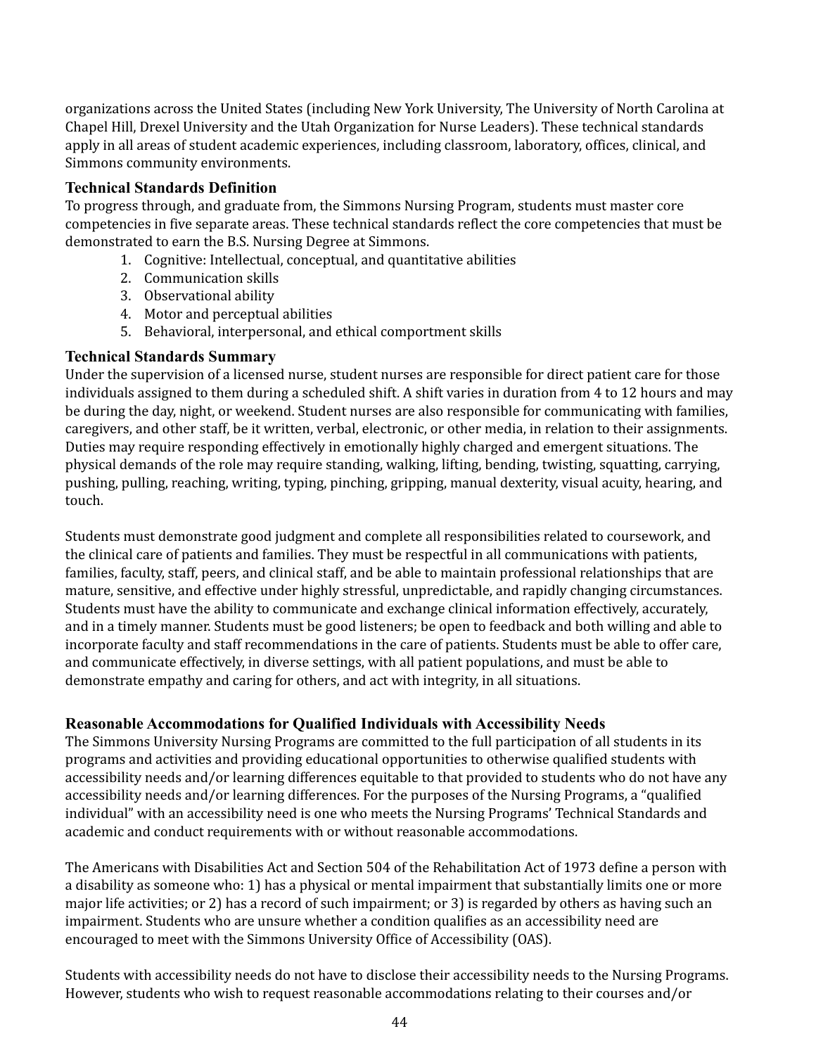organizations across the United States (including New York University, The University of North Carolina at Chapel Hill, Drexel University and the Utah Organization for Nurse Leaders). These technical standards apply in all areas of student academic experiences, including classroom, laboratory, offices, clinical, and Simmons community environments.

### Technical Standards Definition

To progress through, and graduate from, the Simmons Nursing Program, students must master core competencies in five separate areas. These technical standards reflect the core competencies that must be demonstrated to earn the B.S. Nursing Degree at Simmons.

1. Cognitive: Intellectual, conceptual, and quantitative abilities
2. Communication skills
3. Observational ability
4. Motor and perceptual abilities
5. Behavioral, interpersonal, and ethical comportment skills

### Technical Standards Summary

Under the supervision of a licensed nurse, student nurses are responsible for direct patient care for those individuals assigned to them during a scheduled shift. A shift varies in duration from 4 to 12 hours and may be during the day, night, or weekend. Student nurses are also responsible for communicating with families, caregivers, and other staff, be it written, verbal, electronic, or other media, in relation to their assignments. Duties may require responding effectively in emotionally highly charged and emergent situations. The physical demands of the role may require standing, walking, lifting, bending, twisting, squatting, carrying, pushing, pulling, reaching, writing, typing, pinching, gripping, manual dexterity, visual acuity, hearing, and touch.

Students must demonstrate good judgment and complete all responsibilities related to coursework, and the clinical care of patients and families. They must be respectful in all communications with patients, families, faculty, staff, peers, and clinical staff, and be able to maintain professional relationships that are mature, sensitive, and effective under highly stressful, unpredictable, and rapidly changing circumstances. Students must have the ability to communicate and exchange clinical information effectively, accurately, and in a timely manner. Students must be good listeners; be open to feedback and both willing and able to incorporate faculty and staff recommendations in the care of patients. Students must be able to offer care, and communicate effectively, in diverse settings, with all patient populations, and must be able to demonstrate empathy and caring for others, and act with integrity, in all situations.

### Reasonable Accommodations for Qualified Individuals with Accessibility Needs

The Simmons University Nursing Programs are committed to the full participation of all students in its programs and activities and providing educational opportunities to otherwise qualified students with accessibility needs and/or learning differences equitable to that provided to students who do not have any accessibility needs and/or learning differences. For the purposes of the Nursing Programs, a "qualified individual" with an accessibility need is one who meets the Nursing Programs' Technical Standards and academic and conduct requirements with or without reasonable accommodations.

The Americans with Disabilities Act and Section 504 of the Rehabilitation Act of 1973 define a person with a disability as someone who: 1) has a physical or mental impairment that substantially limits one or more major life activities; or 2) has a record of such impairment; or 3) is regarded by others as having such an impairment. Students who are unsure whether a condition qualifies as an accessibility need are encouraged to meet with the Simmons University Office of Accessibility (OAS).

Students with accessibility needs do not have to disclose their accessibility needs to the Nursing Programs. However, students who wish to request reasonable accommodations relating to their courses and/or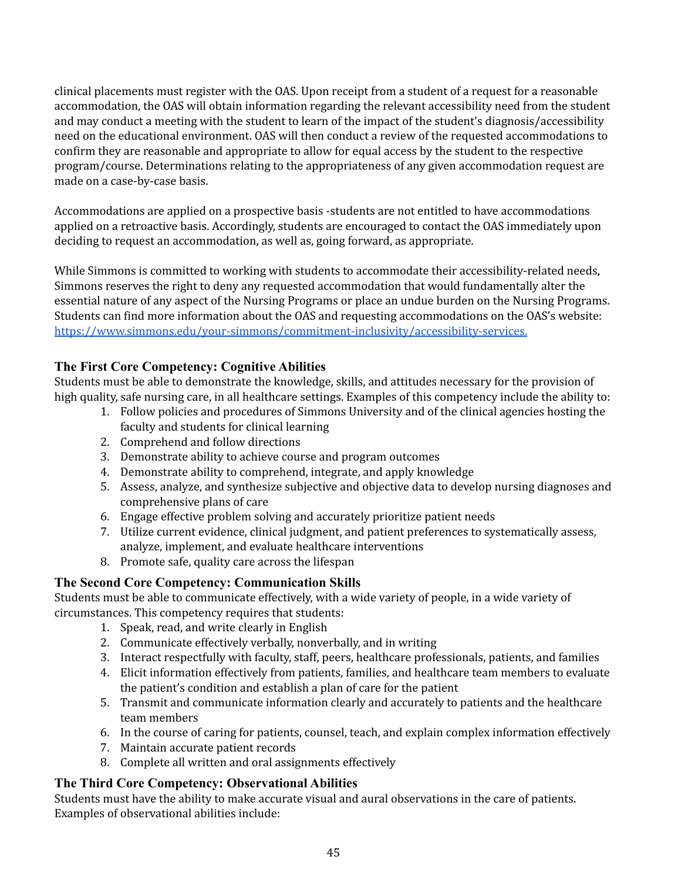clinical placements must register with the OAS. Upon receipt from a student of a request for a reasonable accommodation, the OAS will obtain information regarding the relevant accessibility need from the student and may conduct a meeting with the student to learn of the impact of the student's diagnosis/accessibility need on the educational environment. OAS will then conduct a review of the requested accommodations to confirm they are reasonable and appropriate to allow for equal access by the student to the respective program/course. Determinations relating to the appropriateness of any given accommodation request are made on a case-by-case basis.

Accommodations are applied on a prospective basis -students are not entitled to have accommodations applied on a retroactive basis. Accordingly, students are encouraged to contact the OAS immediately upon deciding to request an accommodation, as well as, going forward, as appropriate.

While Simmons is committed to working with students to accommodate their accessibility-related needs, Simmons reserves the right to deny any requested accommodation that would fundamentally alter the essential nature of any aspect of the Nursing Programs or place an undue burden on the Nursing Programs. Students can find more information about the OAS and requesting accommodations on the OAS's website: [https://www.simmons.edu/your-simmons/commitment-inclusivity/accessibility-services.](https://www.simmons.edu/your-simmons/commitment-inclusivity/accessibility-services)

### The First Core Competency: Cognitive Abilities

Students must be able to demonstrate the knowledge, skills, and attitudes necessary for the provision of high quality, safe nursing care, in all healthcare settings. Examples of this competency include the ability to:

1. Follow policies and procedures of Simmons University and of the clinical agencies hosting the faculty and students for clinical learning
2. Comprehend and follow directions
3. Demonstrate ability to achieve course and program outcomes
4. Demonstrate ability to comprehend, integrate, and apply knowledge
5. Assess, analyze, and synthesize subjective and objective data to develop nursing diagnoses and comprehensive plans of care
6. Engage effective problem solving and accurately prioritize patient needs
7. Utilize current evidence, clinical judgment, and patient preferences to systematically assess, analyze, implement, and evaluate healthcare interventions
8. Promote safe, quality care across the lifespan

### The Second Core Competency: Communication Skills

Students must be able to communicate effectively, with a wide variety of people, in a wide variety of circumstances. This competency requires that students:

1. Speak, read, and write clearly in English
2. Communicate effectively verbally, nonverbally, and in writing
3. Interact respectfully with faculty, staff, peers, healthcare professionals, patients, and families
4. Elicit information effectively from patients, families, and healthcare team members to evaluate the patient's condition and establish a plan of care for the patient
5. Transmit and communicate information clearly and accurately to patients and the healthcare team members
6. In the course of caring for patients, counsel, teach, and explain complex information effectively
7. Maintain accurate patient records
8. Complete all written and oral assignments effectively

### The Third Core Competency: Observational Abilities

Students must have the ability to make accurate visual and aural observations in the care of patients. Examples of observational abilities include: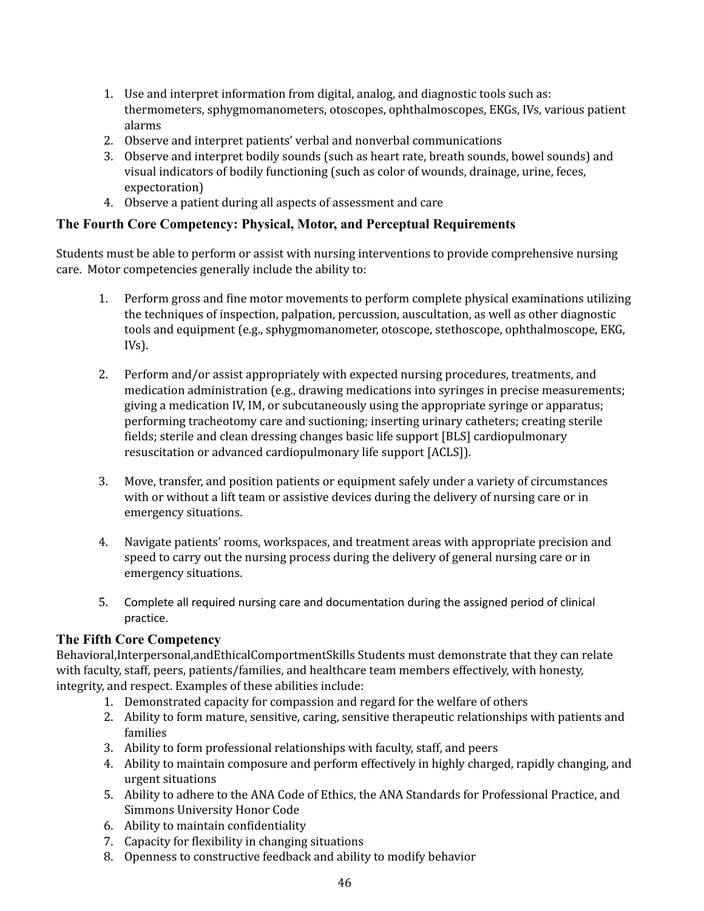1. Use and interpret information from digital, analog, and diagnostic tools such as: thermometers, sphygmomanometers, otoscopes, ophthalmoscopes, EKGs, IVs, various patient alarms
2. Observe and interpret patients' verbal and nonverbal communications
3. Observe and interpret bodily sounds (such as heart rate, breath sounds, bowel sounds) and visual indicators of bodily functioning (such as color of wounds, drainage, urine, feces, expectoration)
4. Observe a patient during all aspects of assessment and care

### The Fourth Core Competency: Physical, Motor, and Perceptual Requirements

Students must be able to perform or assist with nursing interventions to provide comprehensive nursing care. Motor competencies generally include the ability to:

1. Perform gross and fine motor movements to perform complete physical examinations utilizing the techniques of inspection, palpation, percussion, auscultation, as well as other diagnostic tools and equipment (e.g., sphygmomanometer, otoscope, stethoscope, ophthalmoscope, EKG, IVs).

2. Perform and/or assist appropriately with expected nursing procedures, treatments, and medication administration (e.g., drawing medications into syringes in precise measurements; giving a medication IV, IM, or subcutaneously using the appropriate syringe or apparatus; performing tracheotomy care and suctioning; inserting urinary catheters; creating sterile fields; sterile and clean dressing changes basic life support [BLS] cardiopulmonary resuscitation or advanced cardiopulmonary life support [ACLS]).

3. Move, transfer, and position patients or equipment safely under a variety of circumstances with or without a lift team or assistive devices during the delivery of nursing care or in emergency situations.

4. Navigate patients' rooms, workspaces, and treatment areas with appropriate precision and speed to carry out the nursing process during the delivery of general nursing care or in emergency situations.

5. Complete all required nursing care and documentation during the assigned period of clinical practice.

### The Fifth Core Competency

Behavioral,Interpersonal,andEthicalComportmentSkills Students must demonstrate that they can relate with faculty, staff, peers, patients/families, and healthcare team members effectively, with honesty, integrity, and respect. Examples of these abilities include:

1. Demonstrated capacity for compassion and regard for the welfare of others
2. Ability to form mature, sensitive, caring, sensitive therapeutic relationships with patients and families
3. Ability to form professional relationships with faculty, staff, and peers
4. Ability to maintain composure and perform effectively in highly charged, rapidly changing, and urgent situations
5. Ability to adhere to the ANA Code of Ethics, the ANA Standards for Professional Practice, and Simmons University Honor Code
6. Ability to maintain confidentiality
7. Capacity for flexibility in changing situations
8. Openness to constructive feedback and ability to modify behavior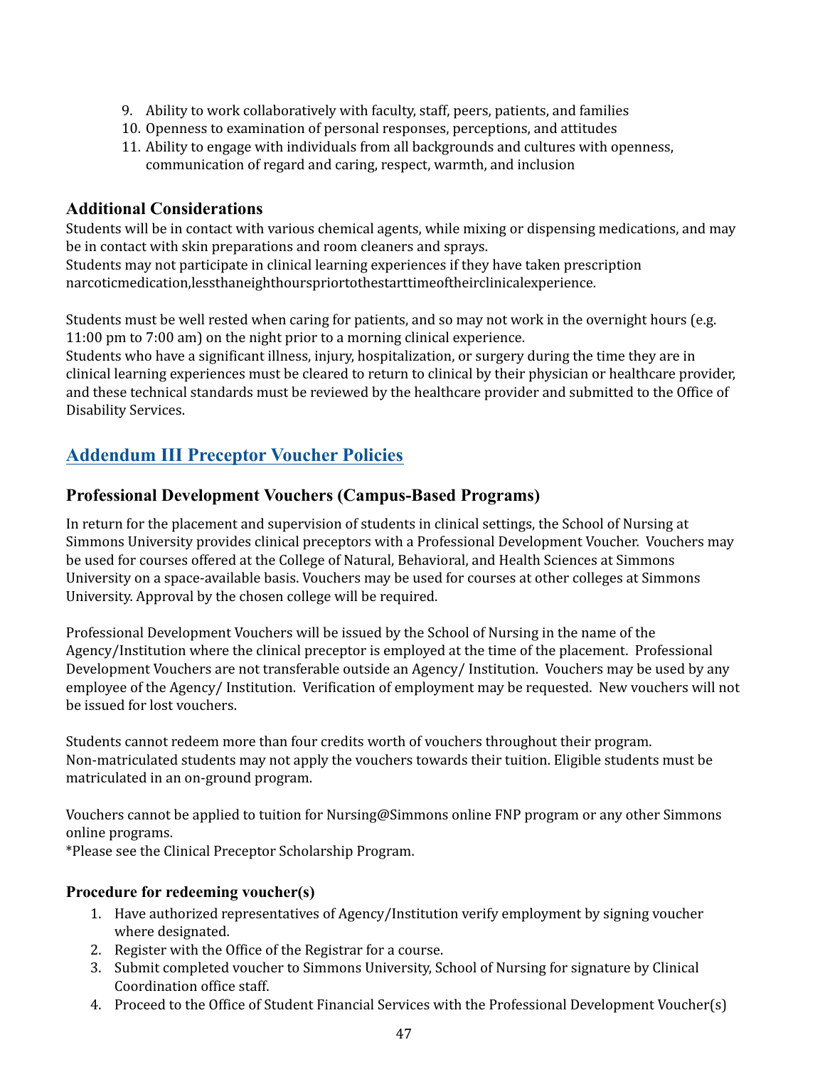9. Ability to work collaboratively with faculty, staff, peers, patients, and families
10. Openness to examination of personal responses, perceptions, and attitudes
11. Ability to engage with individuals from all backgrounds and cultures with openness, communication of regard and caring, respect, warmth, and inclusion

### Additional Considerations

Students will be in contact with various chemical agents, while mixing or dispensing medications, and may be in contact with skin preparations and room cleaners and sprays.
Students may not participate in clinical learning experiences if they have taken prescription narcoticmedication,lessthaneighthourspriortothestarttimeoftheirclinicalexperience.

Students must be well rested when caring for patients, and so may not work in the overnight hours (e.g. 11:00 pm to 7:00 am) on the night prior to a morning clinical experience.
Students who have a significant illness, injury, hospitalization, or surgery during the time they are in clinical learning experiences must be cleared to return to clinical by their physician or healthcare provider, and these technical standards must be reviewed by the healthcare provider and submitted to the Office of Disability Services.

## Addendum III Preceptor Voucher Policies

### Professional Development Vouchers (Campus-Based Programs)

In return for the placement and supervision of students in clinical settings, the School of Nursing at Simmons University provides clinical preceptors with a Professional Development Voucher. Vouchers may be used for courses offered at the College of Natural, Behavioral, and Health Sciences at Simmons University on a space-available basis. Vouchers may be used for courses at other colleges at Simmons University. Approval by the chosen college will be required.

Professional Development Vouchers will be issued by the School of Nursing in the name of the Agency/Institution where the clinical preceptor is employed at the time of the placement. Professional Development Vouchers are not transferable outside an Agency/ Institution. Vouchers may be used by any employee of the Agency/ Institution. Verification of employment may be requested. New vouchers will not be issued for lost vouchers.

Students cannot redeem more than four credits worth of vouchers throughout their program. Non-matriculated students may not apply the vouchers towards their tuition. Eligible students must be matriculated in an on-ground program.

Vouchers cannot be applied to tuition for Nursing@Simmons online FNP program or any other Simmons online programs.
*Please see the Clinical Preceptor Scholarship Program.

#### Procedure for redeeming voucher(s)

1. Have authorized representatives of Agency/Institution verify employment by signing voucher where designated.
2. Register with the Office of the Registrar for a course.
3. Submit completed voucher to Simmons University, School of Nursing for signature by Clinical Coordination office staff.
4. Proceed to the Office of Student Financial Services with the Professional Development Voucher(s)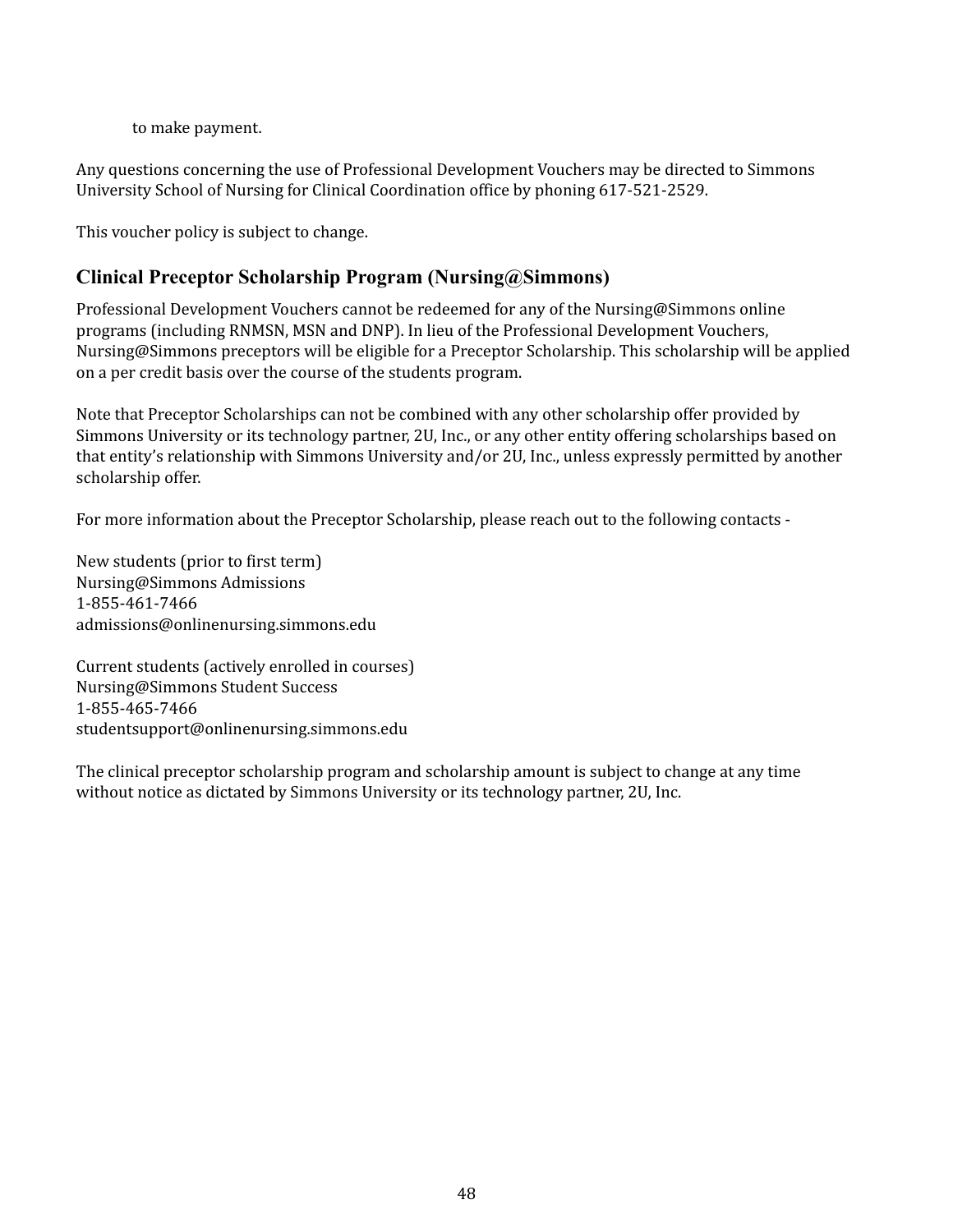to make payment.

Any questions concerning the use of Professional Development Vouchers may be directed to Simmons University School of Nursing for Clinical Coordination office by phoning 617-521-2529.

This voucher policy is subject to change.

## Clinical Preceptor Scholarship Program (Nursing@Simmons)

Professional Development Vouchers cannot be redeemed for any of the Nursing@Simmons online programs (including RNMSN, MSN and DNP). In lieu of the Professional Development Vouchers, Nursing@Simmons preceptors will be eligible for a Preceptor Scholarship. This scholarship will be applied on a per credit basis over the course of the students program.

Note that Preceptor Scholarships can not be combined with any other scholarship offer provided by Simmons University or its technology partner, 2U, Inc., or any other entity offering scholarships based on that entity's relationship with Simmons University and/or 2U, Inc., unless expressly permitted by another scholarship offer.

For more information about the Preceptor Scholarship, please reach out to the following contacts -

New students (prior to first term)
Nursing@Simmons Admissions
1-855-461-7466
admissions@onlinenursing.simmons.edu

Current students (actively enrolled in courses)
Nursing@Simmons Student Success
1-855-465-7466
studentsupport@onlinenursing.simmons.edu

The clinical preceptor scholarship program and scholarship amount is subject to change at any time without notice as dictated by Simmons University or its technology partner, 2U, Inc.